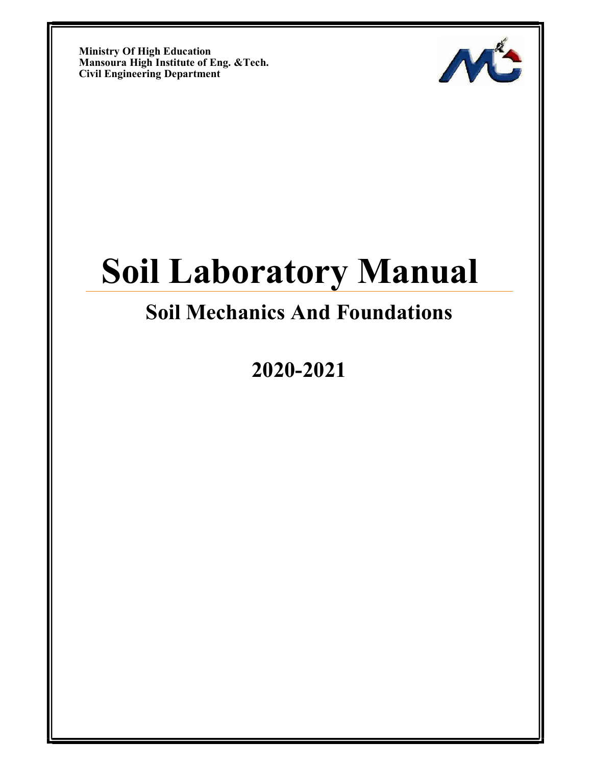**Ministry Of High Education**
**Mansoura High Institute of Eng. &Tech.**
**Civil Engineering Department**

# Soil Laboratory Manual

## Soil Mechanics And Foundations

## 2020-2021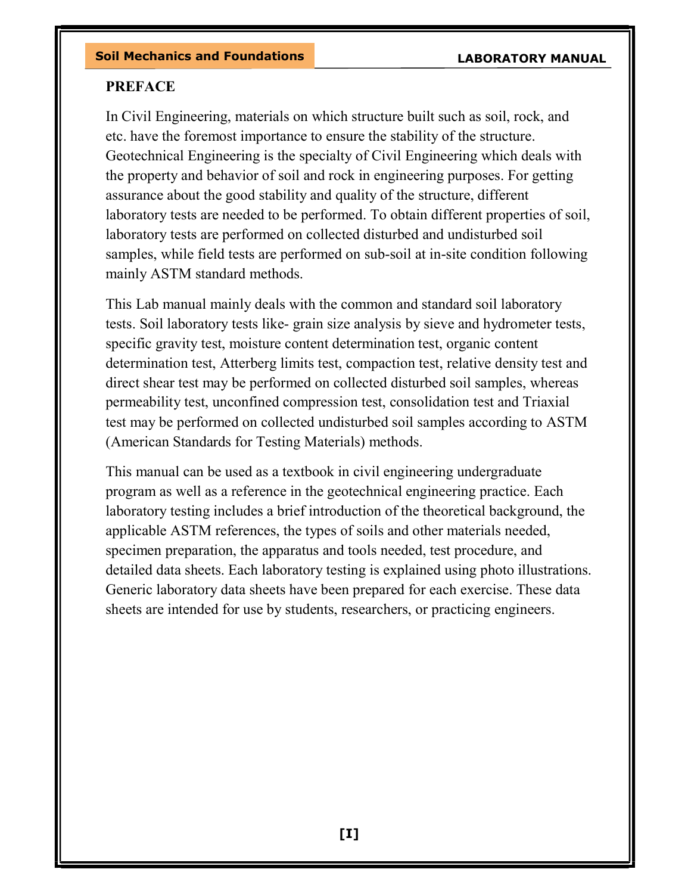## PREFACE

In Civil Engineering, materials on which structure built such as soil, rock, and etc. have the foremost importance to ensure the stability of the structure. Geotechnical Engineering is the specialty of Civil Engineering which deals with the property and behavior of soil and rock in engineering purposes. For getting assurance about the good stability and quality of the structure, different laboratory tests are needed to be performed. To obtain different properties of soil, laboratory tests are performed on collected disturbed and undisturbed soil samples, while field tests are performed on sub-soil at in-site condition following mainly ASTM standard methods.

This Lab manual mainly deals with the common and standard soil laboratory tests. Soil laboratory tests like- grain size analysis by sieve and hydrometer tests, specific gravity test, moisture content determination test, organic content determination test, Atterberg limits test, compaction test, relative density test and direct shear test may be performed on collected disturbed soil samples, whereas permeability test, unconfined compression test, consolidation test and Triaxial test may be performed on collected undisturbed soil samples according to ASTM (American Standards for Testing Materials) methods.

This manual can be used as a textbook in civil engineering undergraduate program as well as a reference in the geotechnical engineering practice. Each laboratory testing includes a brief introduction of the theoretical background, the applicable ASTM references, the types of soils and other materials needed, specimen preparation, the apparatus and tools needed, test procedure, and detailed data sheets. Each laboratory testing is explained using photo illustrations. Generic laboratory data sheets have been prepared for each exercise. These data sheets are intended for use by students, researchers, or practicing engineers.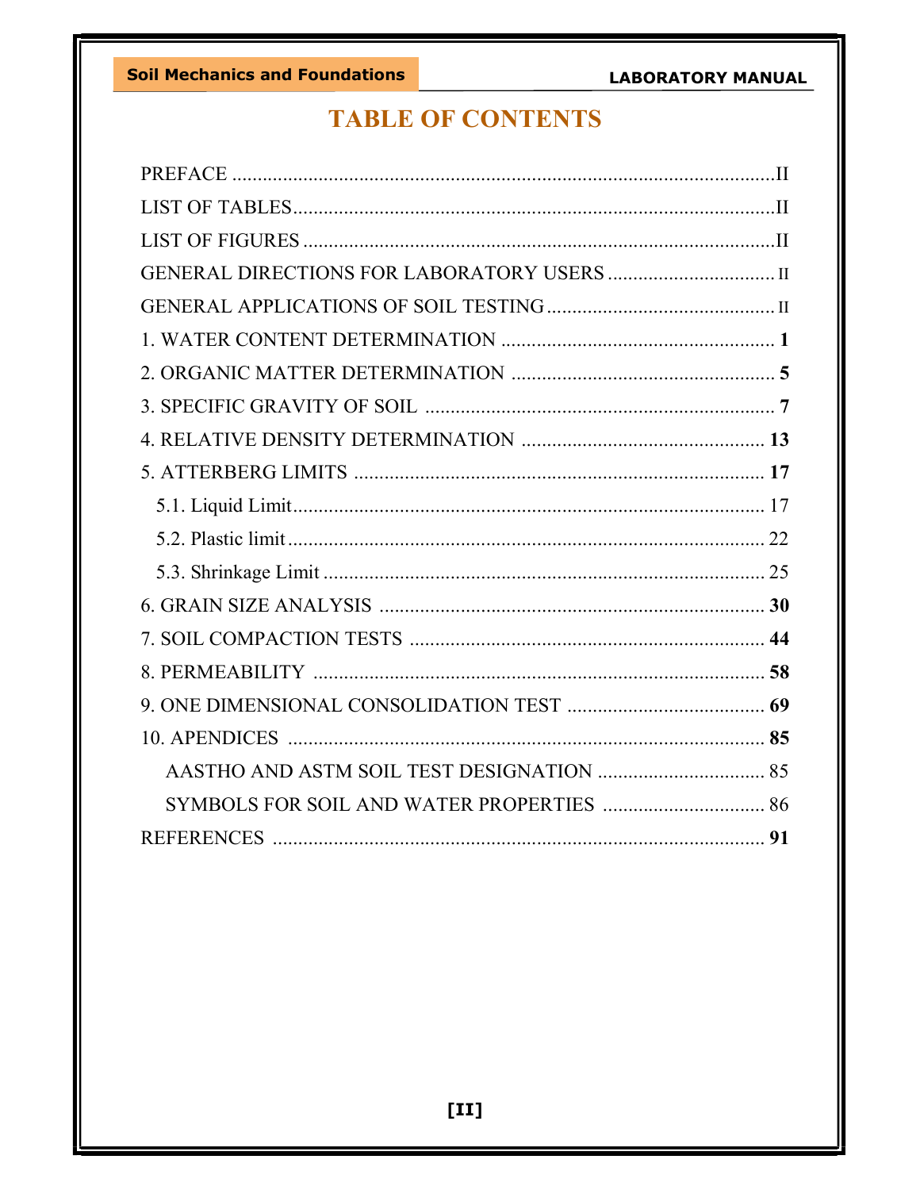# TABLE OF CONTENTS

PREFACE ............................................................................................................II

LIST OF TABLES.................................................................................................II

LIST OF FIGURES ..............................................................................................II

GENERAL DIRECTIONS FOR LABORATORY USERS ................................. II

GENERAL APPLICATIONS OF SOIL TESTING ............................................. II

**1.** WATER CONTENT DETERMINATION ...................................................... **1**

**2.** ORGANIC MATTER DETERMINATION ..................................................... **5**

**3.** SPECIFIC GRAVITY OF SOIL ...................................................................... **7**

**4.** RELATIVE DENSITY DETERMINATION ................................................ **13**

**5.** ATTERBERG LIMITS ................................................................................. **17**

- 5.1. Liquid Limit............................................................................................. 17
- 5.2. Plastic limit.............................................................................................. 22
- 5.3. Shrinkage Limit ....................................................................................... 25

**6.** GRAIN SIZE ANALYSIS ............................................................................ **30**

**7.** SOIL COMPACTION TESTS ...................................................................... **44**

**8.** PERMEABILITY ......................................................................................... **58**

**9.** ONE DIMENSIONAL CONSOLIDATION TEST ....................................... **69**

**10.** APENDICES .............................................................................................. **85**

- AASTHO AND ASTM SOIL TEST DESIGNATION ................................. 85
- SYMBOLS FOR SOIL AND WATER PROPERTIES ................................ 86

REFERENCES ................................................................................................. **91**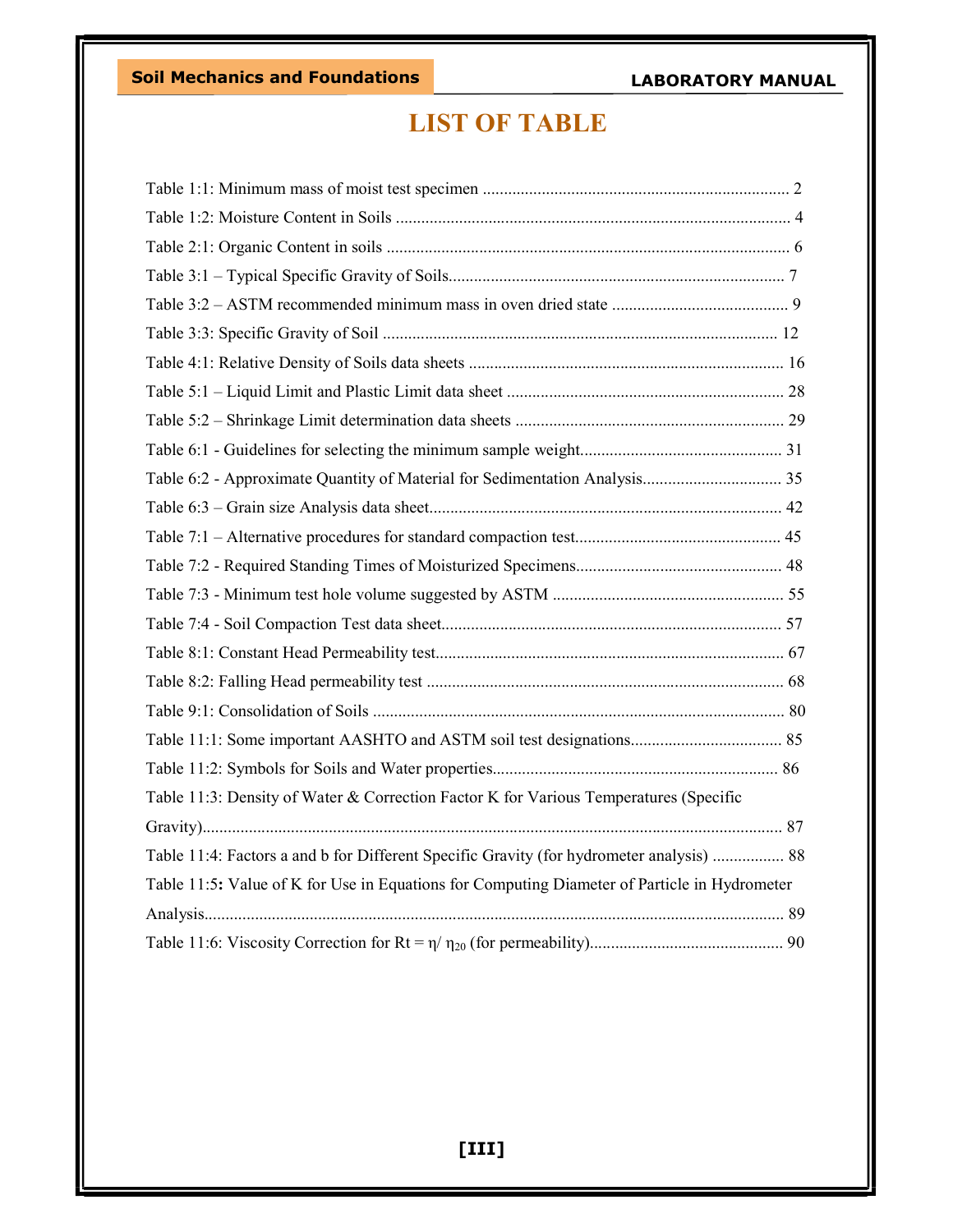# LIST OF TABLE

Table 1:1: Minimum mass of moist test specimen ........................................................................ 2

Table 1:2: Moisture Content in Soils ............................................................................................ 4

Table 2:1: Organic Content in soils ............................................................................................... 6

Table 3:1 – Typical Specific Gravity of Soils................................................................................ 7

Table 3:2 – ASTM recommended minimum mass in oven dried state .......................................... 9

Table 3:3: Specific Gravity of Soil ............................................................................................. 12

Table 4:1: Relative Density of Soils data sheets ........................................................................... 16

Table 5:1 – Liquid Limit and Plastic Limit data sheet .................................................................. 28

Table 5:2 – Shrinkage Limit determination data sheets ................................................................ 29

Table 6:1 - Guidelines for selecting the minimum sample weight................................................ 31

Table 6:2 - Approximate Quantity of Material for Sedimentation Analysis................................. 35

Table 6:3 – Grain size Analysis data sheet.................................................................................... 42

Table 7:1 – Alternative procedures for standard compaction test................................................. 45

Table 7:2 - Required Standing Times of Moisturized Specimens................................................. 48

Table 7:3 - Minimum test hole volume suggested by ASTM ....................................................... 55

Table 7:4 - Soil Compaction Test data sheet................................................................................. 57

Table 8:1: Constant Head Permeability test.................................................................................. 67

Table 8:2: Falling Head permeability test ..................................................................................... 68

Table 9:1: Consolidation of Soils .................................................................................................. 80

Table 11:1: Some important AASHTO and ASTM soil test designations.................................... 85

Table 11:2: Symbols for Soils and Water properties.................................................................... 86

Table 11:3: Density of Water & Correction Factor K for Various Temperatures (Specific Gravity)......................................................................................................................................... 87

Table 11:4: Factors a and b for Different Specific Gravity (for hydrometer analysis) ................. 88

Table 11:5: Value of K for Use in Equations for Computing Diameter of Particle in Hydrometer Analysis......................................................................................................................................... 89

Table 11:6: Viscosity Correction for $R_t = \eta / \eta_{20}$ (for permeability).............................................. 90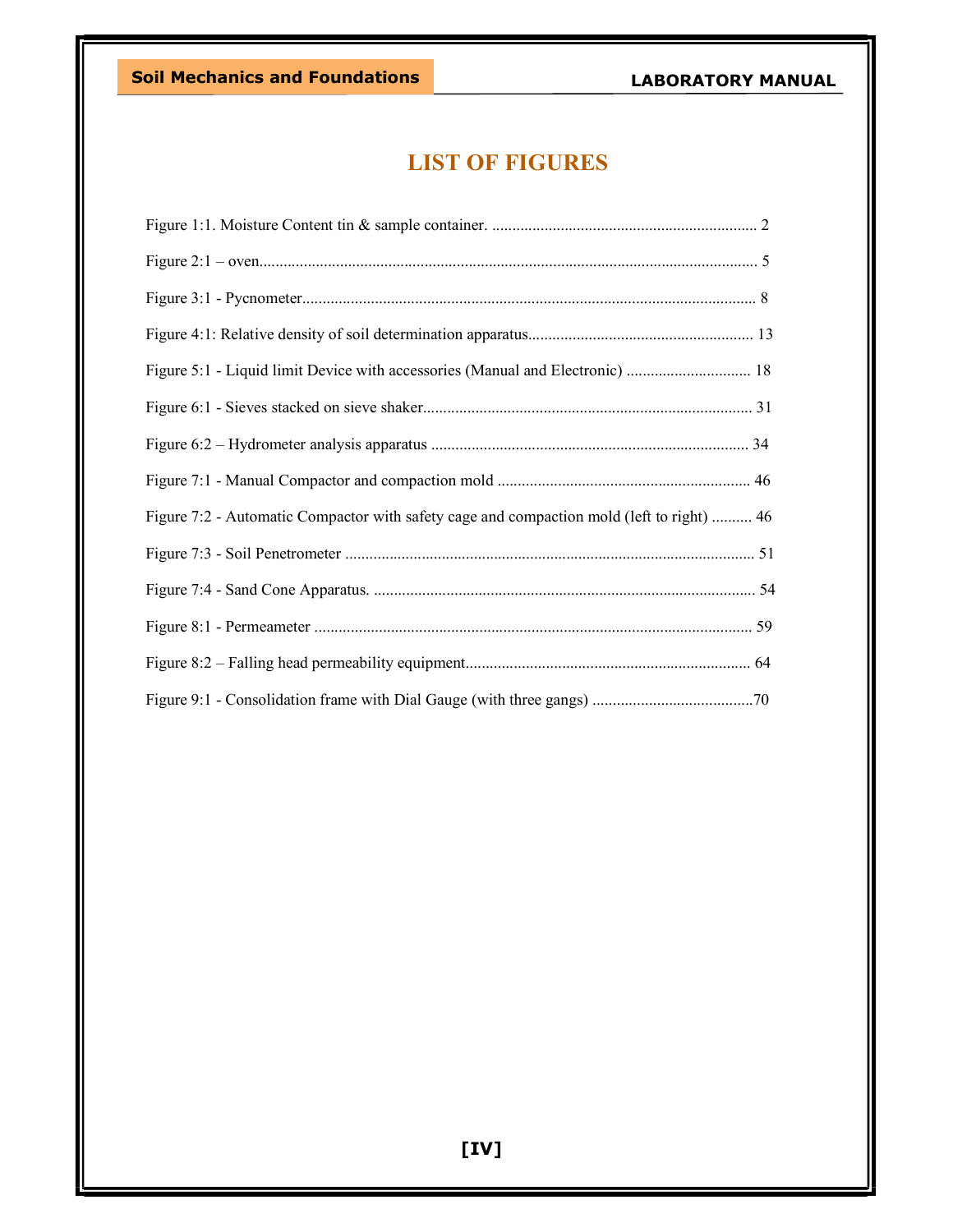# LIST OF FIGURES

Figure 1:1. Moisture Content tin & sample container. .................................................................. 2

Figure 2:1 – oven............................................................................................................................ 5

Figure 3:1 - Pycnometer................................................................................................................. 8

Figure 4:1: Relative density of soil determination apparatus........................................................ 13

Figure 5:1 - Liquid limit Device with accessories (Manual and Electronic) ............................... 18

Figure 6:1 - Sieves stacked on sieve shaker.................................................................................. 31

Figure 6:2 – Hydrometer analysis apparatus ............................................................................... 34

Figure 7:1 - Manual Compactor and compaction mold ............................................................... 46

Figure 7:2 - Automatic Compactor with safety cage and compaction mold (left to right) .......... 46

Figure 7:3 - Soil Penetrometer ...................................................................................................... 51

Figure 7:4 - Sand Cone Apparatus. ............................................................................................... 54

Figure 8:1 - Permeameter ............................................................................................................. 59

Figure 8:2 – Falling head permeability equipment....................................................................... 64

Figure 9:1 - Consolidation frame with Dial Gauge (with three gangs) ........................................70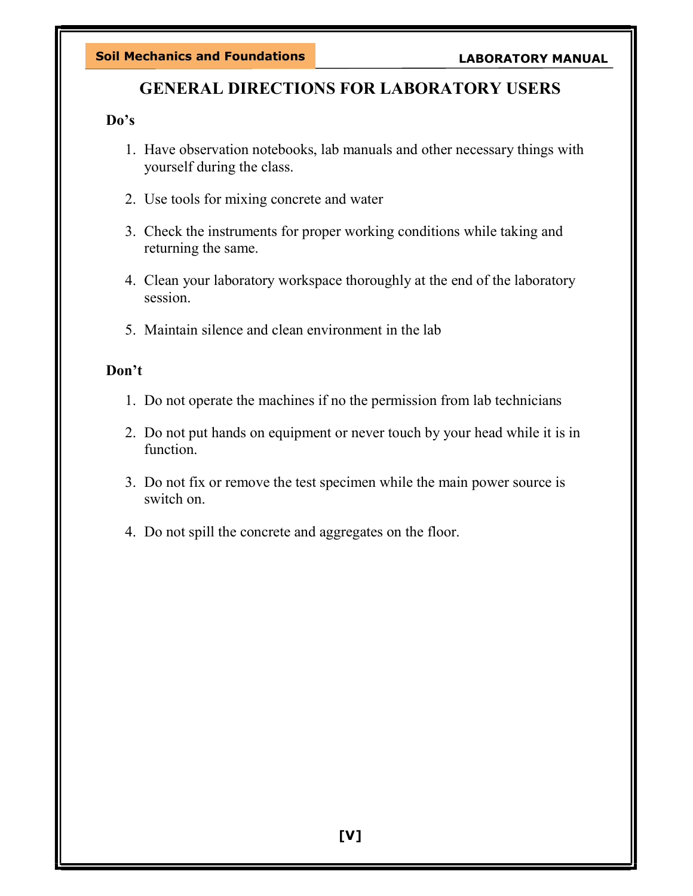# GENERAL DIRECTIONS FOR LABORATORY USERS

**Do's**

1. Have observation notebooks, lab manuals and other necessary things with yourself during the class.
2. Use tools for mixing concrete and water
3. Check the instruments for proper working conditions while taking and returning the same.
4. Clean your laboratory workspace thoroughly at the end of the laboratory session.
5. Maintain silence and clean environment in the lab

**Don't**

1. Do not operate the machines if no the permission from lab technicians
2. Do not put hands on equipment or never touch by your head while it is in function.
3. Do not fix or remove the test specimen while the main power source is switch on.
4. Do not spill the concrete and aggregates on the floor.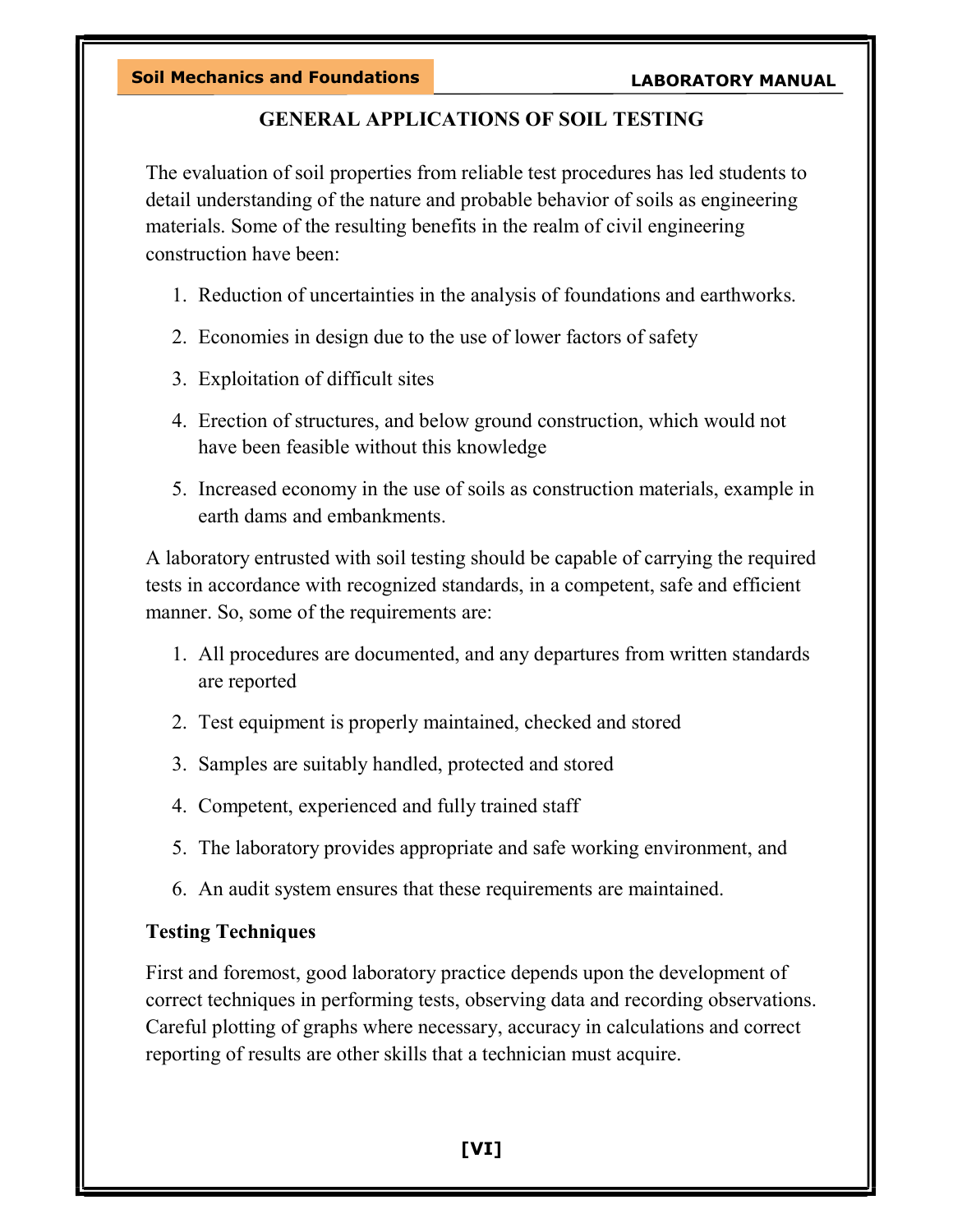## GENERAL APPLICATIONS OF SOIL TESTING

The evaluation of soil properties from reliable test procedures has led students to detail understanding of the nature and probable behavior of soils as engineering materials. Some of the resulting benefits in the realm of civil engineering construction have been:

1. Reduction of uncertainties in the analysis of foundations and earthworks.
2. Economies in design due to the use of lower factors of safety
3. Exploitation of difficult sites
4. Erection of structures, and below ground construction, which would not have been feasible without this knowledge
5. Increased economy in the use of soils as construction materials, example in earth dams and embankments.

A laboratory entrusted with soil testing should be capable of carrying the required tests in accordance with recognized standards, in a competent, safe and efficient manner. So, some of the requirements are:

1. All procedures are documented, and any departures from written standards are reported
2. Test equipment is properly maintained, checked and stored
3. Samples are suitably handled, protected and stored
4. Competent, experienced and fully trained staff
5. The laboratory provides appropriate and safe working environment, and
6. An audit system ensures that these requirements are maintained.

### Testing Techniques

First and foremost, good laboratory practice depends upon the development of correct techniques in performing tests, observing data and recording observations. Careful plotting of graphs where necessary, accuracy in calculations and correct reporting of results are other skills that a technician must acquire.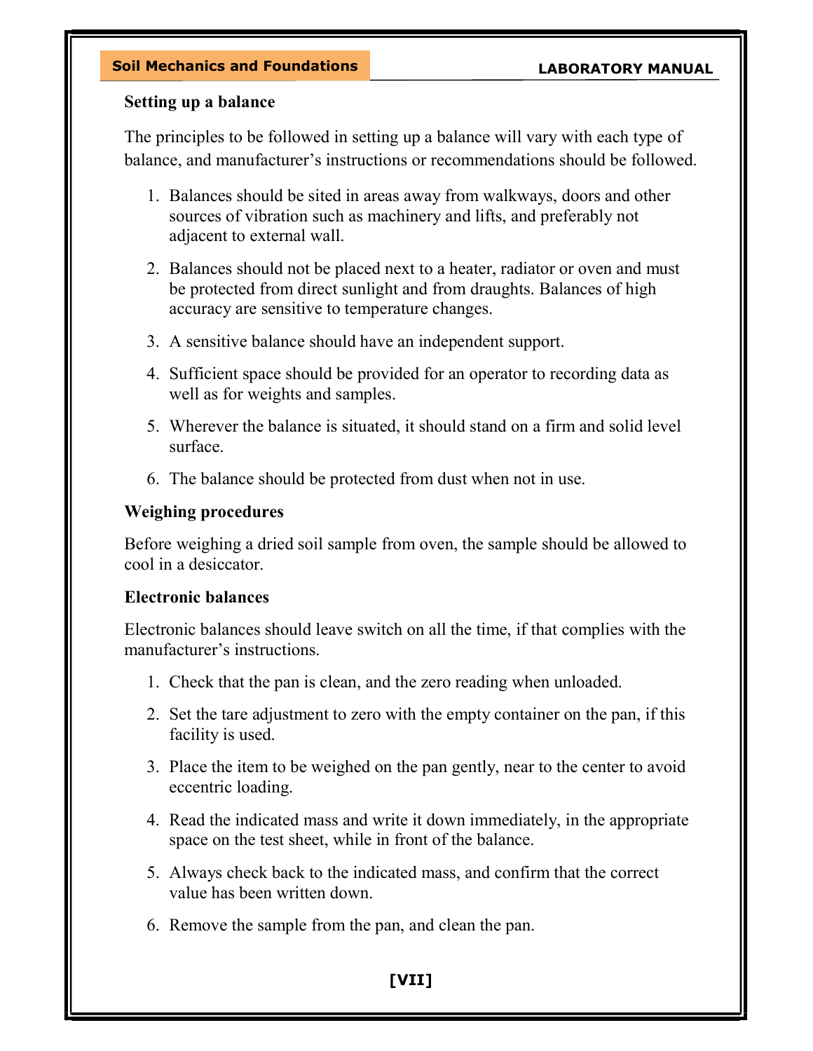### Setting up a balance

The principles to be followed in setting up a balance will vary with each type of balance, and manufacturer's instructions or recommendations should be followed.

1. Balances should be sited in areas away from walkways, doors and other sources of vibration such as machinery and lifts, and preferably not adjacent to external wall.
2. Balances should not be placed next to a heater, radiator or oven and must be protected from direct sunlight and from draughts. Balances of high accuracy are sensitive to temperature changes.
3. A sensitive balance should have an independent support.
4. Sufficient space should be provided for an operator to recording data as well as for weights and samples.
5. Wherever the balance is situated, it should stand on a firm and solid level surface.
6. The balance should be protected from dust when not in use.

### Weighing procedures

Before weighing a dried soil sample from oven, the sample should be allowed to cool in a desiccator.

### Electronic balances

Electronic balances should leave switch on all the time, if that complies with the manufacturer's instructions.

1. Check that the pan is clean, and the zero reading when unloaded.
2. Set the tare adjustment to zero with the empty container on the pan, if this facility is used.
3. Place the item to be weighed on the pan gently, near to the center to avoid eccentric loading.
4. Read the indicated mass and write it down immediately, in the appropriate space on the test sheet, while in front of the balance.
5. Always check back to the indicated mass, and confirm that the correct value has been written down.
6. Remove the sample from the pan, and clean the pan.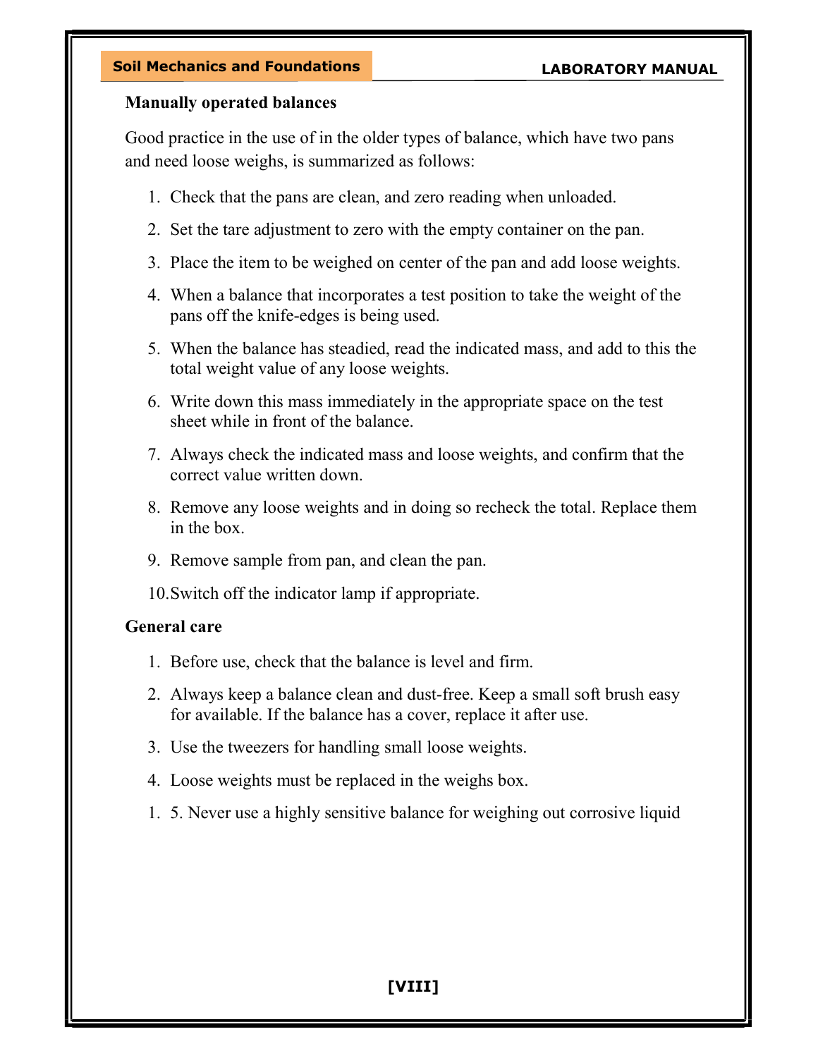**Manually operated balances**

Good practice in the use of in the older types of balance, which have two pans and need loose weighs, is summarized as follows:

1. Check that the pans are clean, and zero reading when unloaded.
2. Set the tare adjustment to zero with the empty container on the pan.
3. Place the item to be weighed on center of the pan and add loose weights.
4. When a balance that incorporates a test position to take the weight of the pans off the knife-edges is being used.
5. When the balance has steadied, read the indicated mass, and add to this the total weight value of any loose weights.
6. Write down this mass immediately in the appropriate space on the test sheet while in front of the balance.
7. Always check the indicated mass and loose weights, and confirm that the correct value written down.
8. Remove any loose weights and in doing so recheck the total. Replace them in the box.
9. Remove sample from pan, and clean the pan.
10. Switch off the indicator lamp if appropriate.

**General care**

1. Before use, check that the balance is level and firm.
2. Always keep a balance clean and dust-free. Keep a small soft brush easy for available. If the balance has a cover, replace it after use.
3. Use the tweezers for handling small loose weights.
4. Loose weights must be replaced in the weighs box.
5. Never use a highly sensitive balance for weighing out corrosive liquid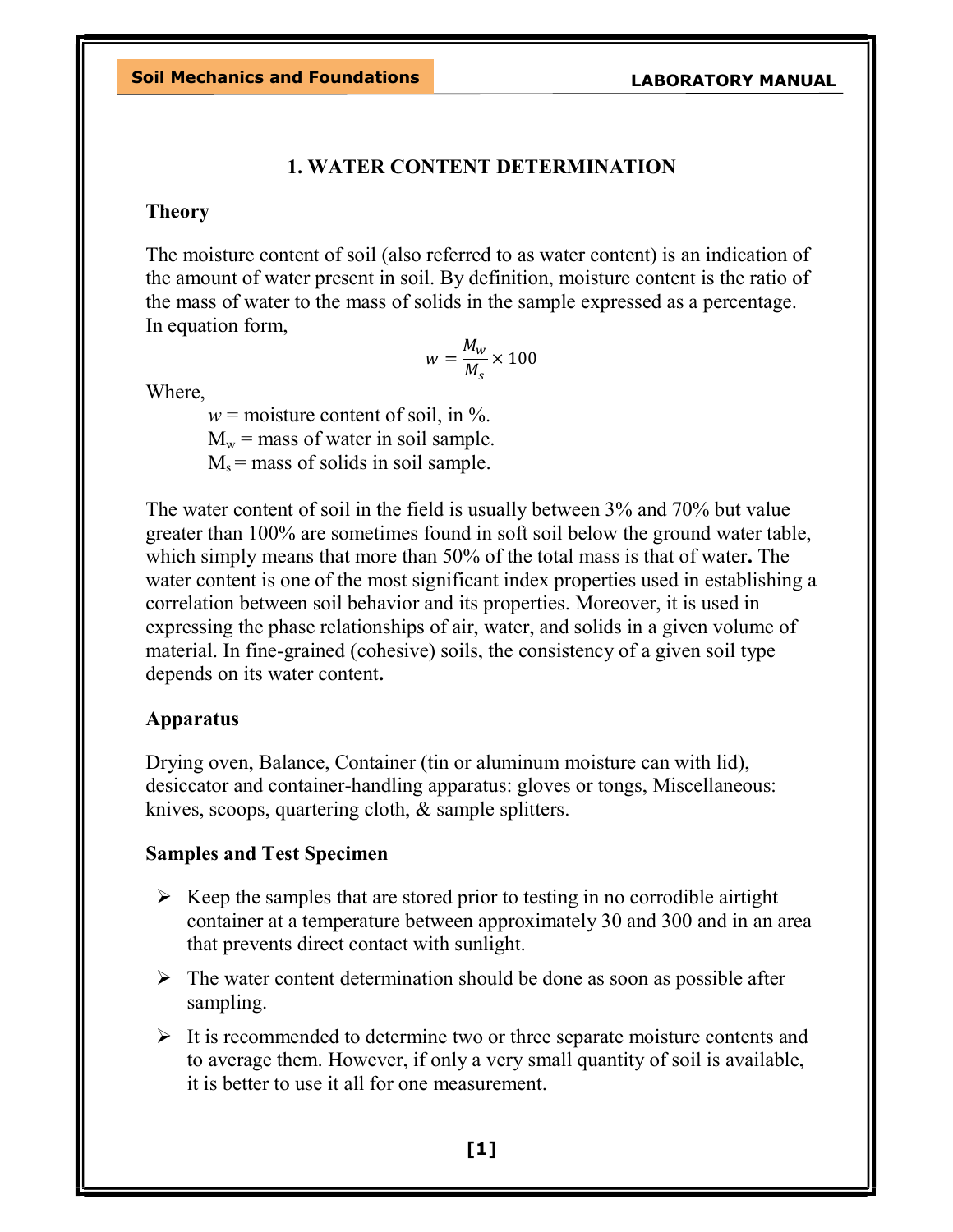## 1. WATER CONTENT DETERMINATION

### Theory

The moisture content of soil (also referred to as water content) is an indication of the amount of water present in soil. By definition, moisture content is the ratio of the mass of water to the mass of solids in the sample expressed as a percentage. In equation form,

$$w = \frac{M_w}{M_s} \times 100$$

Where,

$w$ = moisture content of soil, in %.
$M_w$ = mass of water in soil sample.
$M_s$ = mass of solids in soil sample.

The water content of soil in the field is usually between 3% and 70% but value greater than 100% are sometimes found in soft soil below the ground water table, which simply means that more than 50% of the total mass is that of water**.** The water content is one of the most significant index properties used in establishing a correlation between soil behavior and its properties. Moreover, it is used in expressing the phase relationships of air, water, and solids in a given volume of material. In fine-grained (cohesive) soils, the consistency of a given soil type depends on its water content**.**

### Apparatus

Drying oven, Balance, Container (tin or aluminum moisture can with lid), desiccator and container-handling apparatus: gloves or tongs, Miscellaneous: knives, scoops, quartering cloth, & sample splitters.

### Samples and Test Specimen

- Keep the samples that are stored prior to testing in no corrodible airtight container at a temperature between approximately 30 and 300 and in an area that prevents direct contact with sunlight.
- The water content determination should be done as soon as possible after sampling.
- It is recommended to determine two or three separate moisture contents and to average them. However, if only a very small quantity of soil is available, it is better to use it all for one measurement.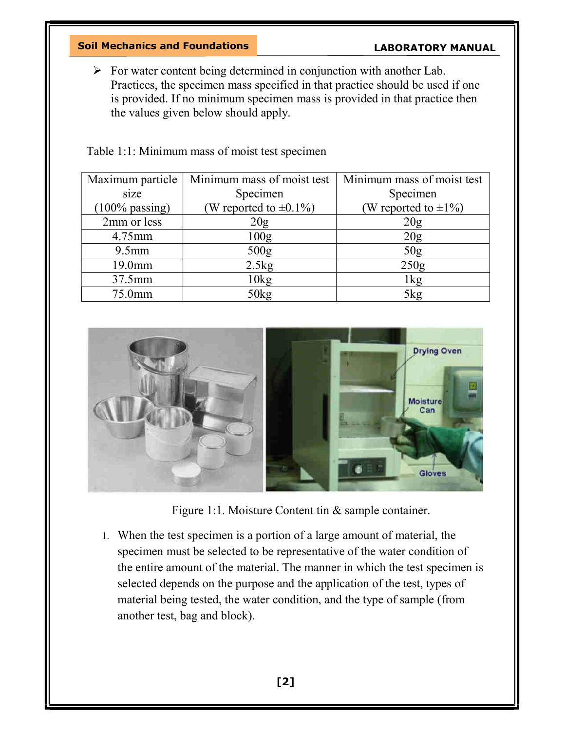- For water content being determined in conjunction with another Lab. Practices, the specimen mass specified in that practice should be used if one is provided. If no minimum specimen mass is provided in that practice then the values given below should apply.

Table 1:1: Minimum mass of moist test specimen

| Maximum particle size (100% passing) | Minimum mass of moist test Specimen (W reported to ±0.1%) | Minimum mass of moist test Specimen (W reported to ±1%) |
|---|---|---|
| 2mm or less | 20g | 20g |
| 4.75mm | 100g | 20g |
| 9.5mm | 500g | 50g |
| 19.0mm | 2.5kg | 250g |
| 37.5mm | 10kg | 1kg |
| 75.0mm | 50kg | 5kg |

Figure 1:1. Moisture Content tin & sample container.

1. When the test specimen is a portion of a large amount of material, the specimen must be selected to be representative of the water condition of the entire amount of the material. The manner in which the test specimen is selected depends on the purpose and the application of the test, types of material being tested, the water condition, and the type of sample (from another test, bag and block).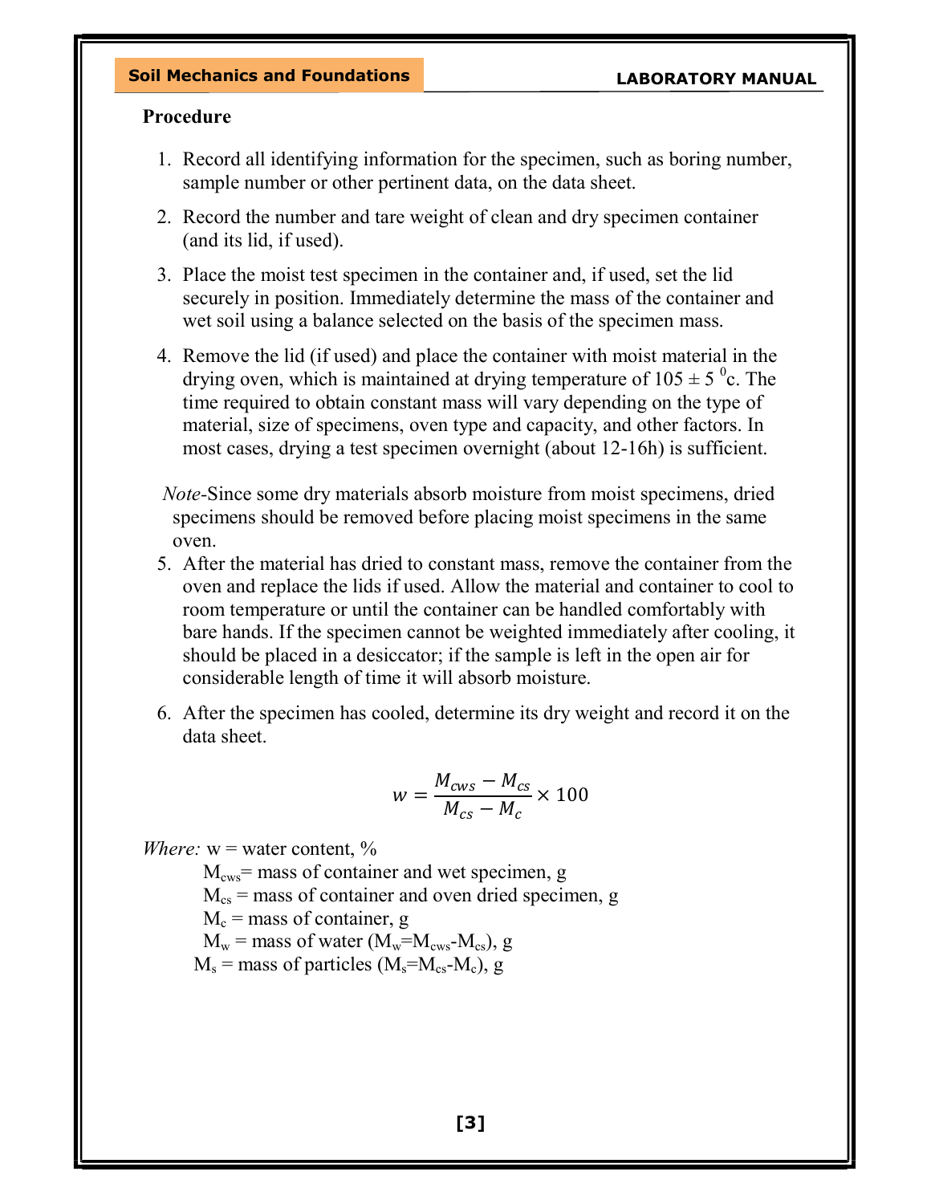**Procedure**

1. Record all identifying information for the specimen, such as boring number, sample number or other pertinent data, on the data sheet.
2. Record the number and tare weight of clean and dry specimen container (and its lid, if used).
3. Place the moist test specimen in the container and, if used, set the lid securely in position. Immediately determine the mass of the container and wet soil using a balance selected on the basis of the specimen mass.
4. Remove the lid (if used) and place the container with moist material in the drying oven, which is maintained at drying temperature of $105 \pm 5\ ^{0}$c. The time required to obtain constant mass will vary depending on the type of material, size of specimens, oven type and capacity, and other factors. In most cases, drying a test specimen overnight (about 12-16h) is sufficient.

*Note*-Since some dry materials absorb moisture from moist specimens, dried specimens should be removed before placing moist specimens in the same oven.

5. After the material has dried to constant mass, remove the container from the oven and replace the lids if used. Allow the material and container to cool to room temperature or until the container can be handled comfortably with bare hands. If the specimen cannot be weighted immediately after cooling, it should be placed in a desiccator; if the sample is left in the open air for considerable length of time it will absorb moisture.
6. After the specimen has cooled, determine its dry weight and record it on the data sheet.

$$w = \frac{M_{cws} - M_{cs}}{M_{cs} - M_c} \times 100$$

*Where:* w = water content, %

$M_{cws}$= mass of container and wet specimen, g

$M_{cs}$ = mass of container and oven dried specimen, g

$M_c$ = mass of container, g

$M_w$ = mass of water ($M_w$=$M_{cws}$-$M_{cs}$), g

$M_s$ = mass of particles ($M_s$=$M_{cs}$-$M_c$), g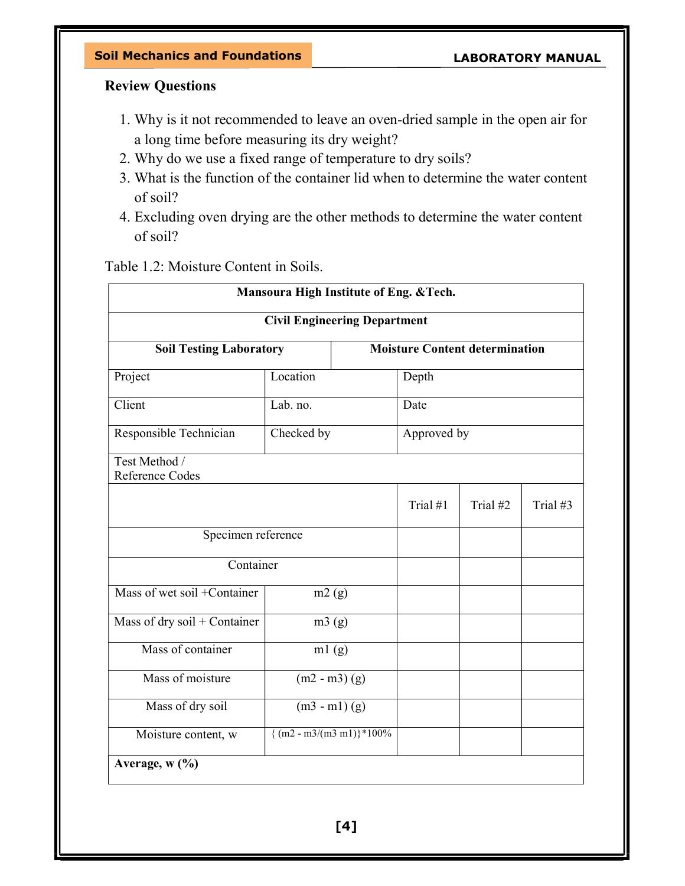## Review Questions

1. Why is it not recommended to leave an oven-dried sample in the open air for a long time before measuring its dry weight?
2. Why do we use a fixed range of temperature to dry soils?
3. What is the function of the container lid when to determine the water content of soil?
4. Excluding oven drying are the other methods to determine the water content of soil?

Table 1.2: Moisture Content in Soils.

| **Mansoura High Institute of Eng. &Tech.** | | | | |
|---|---|---|---|---|
| **Civil Engineering Department** | | | | |
| **Soil Testing Laboratory** | | **Moisture Content determination** | | |
| Project | Location | Depth | | |
| Client | Lab. no. | Date | | |
| Responsible Technician | Checked by | Approved by | | |
| Test Method / Reference Codes | | | | |
| | | Trial #1 | Trial #2 | Trial #3 |
| Specimen reference | | | | |
| Container | | | | |
| Mass of wet soil +Container | m2 (g) | | | |
| Mass of dry soil + Container | m3 (g) | | | |
| Mass of container | m1 (g) | | | |
| Mass of moisture | (m2 - m3) (g) | | | |
| Mass of dry soil | (m3 - m1) (g) | | | |
| Moisture content, w | { (m2 - m3/(m3 m1)}*100% | | | |
| **Average, w (%)** | | | | |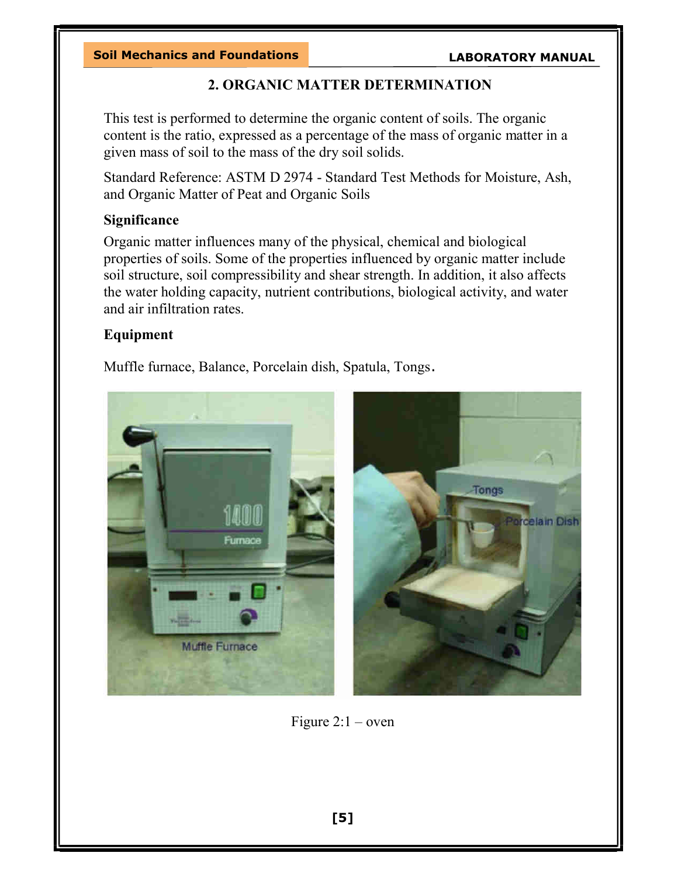## 2. ORGANIC MATTER DETERMINATION

This test is performed to determine the organic content of soils. The organic content is the ratio, expressed as a percentage of the mass of organic matter in a given mass of soil to the mass of the dry soil solids.

Standard Reference: ASTM D 2974 - Standard Test Methods for Moisture, Ash, and Organic Matter of Peat and Organic Soils

### Significance

Organic matter influences many of the physical, chemical and biological properties of soils. Some of the properties influenced by organic matter include soil structure, soil compressibility and shear strength. In addition, it also affects the water holding capacity, nutrient contributions, biological activity, and water and air infiltration rates.

### Equipment

Muffle furnace, Balance, Porcelain dish, Spatula, Tongs.

Figure 2:1 – oven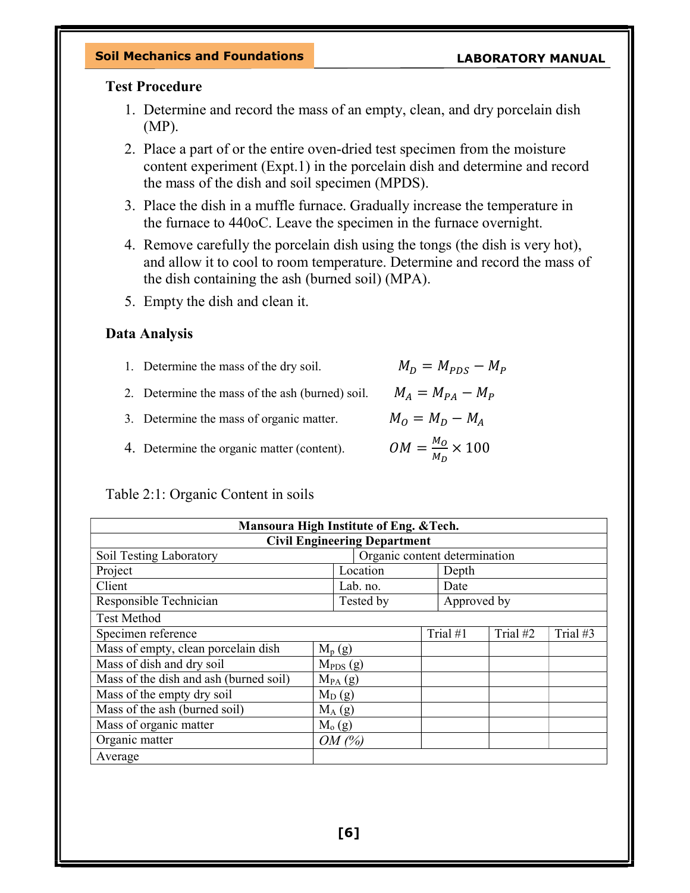### Test Procedure

1. Determine and record the mass of an empty, clean, and dry porcelain dish (MP).
2. Place a part of or the entire oven-dried test specimen from the moisture content experiment (Expt.1) in the porcelain dish and determine and record the mass of the dish and soil specimen (MPDS).
3. Place the dish in a muffle furnace. Gradually increase the temperature in the furnace to 440oC. Leave the specimen in the furnace overnight.
4. Remove carefully the porcelain dish using the tongs (the dish is very hot), and allow it to cool to room temperature. Determine and record the mass of the dish containing the ash (burned soil) (MPA).
5. Empty the dish and clean it.

### Data Analysis

1. Determine the mass of the dry soil. $M_D = M_{PDS} - M_P$
2. Determine the mass of the ash (burned) soil. $M_A = M_{PA} - M_P$
3. Determine the mass of organic matter. $M_O = M_D - M_A$
4. Determine the organic matter (content). $OM = \frac{M_O}{M_D} \times 100$

Table 2:1: Organic Content in soils

| Mansoura High Institute of Eng. &Tech. | | | | |
|---|---|---|---|---|
| Civil Engineering Department | | | | |
| Soil Testing Laboratory | | Organic content determination | | |
| Project | Location | | Depth | |
| Client | Lab. no. | | Date | |
| Responsible Technician | Tested by | | Approved by | |
| Test Method | | | | |
| Specimen reference | | Trial #1 | Trial #2 | Trial #3 |
| Mass of empty, clean porcelain dish | $M_p$ (g) | | | |
| Mass of dish and dry soil | $M_{PDS}$ (g) | | | |
| Mass of the dish and ash (burned soil) | $M_{PA}$ (g) | | | |
| Mass of the empty dry soil | $M_D$ (g) | | | |
| Mass of the ash (burned soil) | $M_A$ (g) | | | |
| Mass of organic matter | $M_o$ (g) | | | |
| Organic matter | *OM (%)* | | | |
| Average | | | | |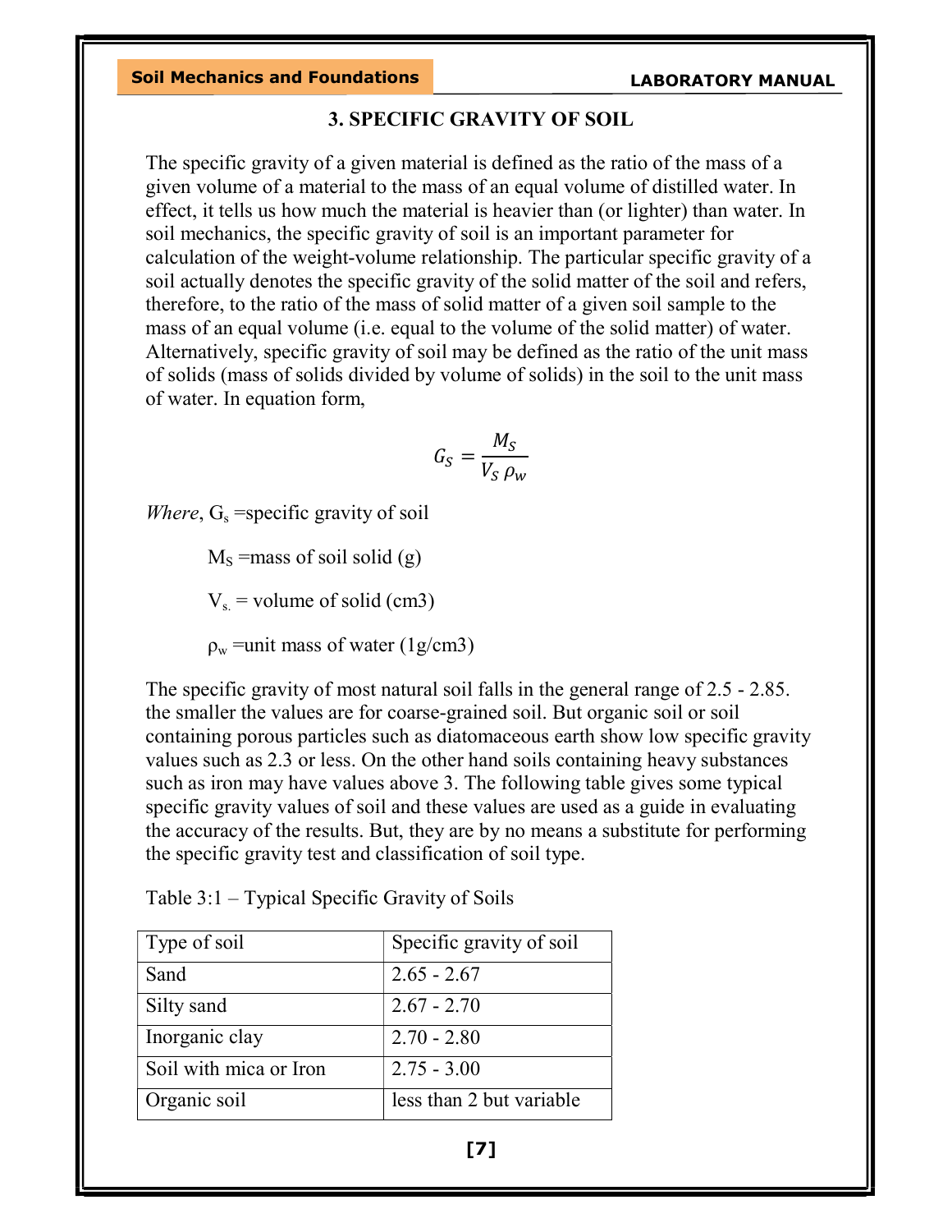## 3. SPECIFIC GRAVITY OF SOIL

The specific gravity of a given material is defined as the ratio of the mass of a given volume of a material to the mass of an equal volume of distilled water. In effect, it tells us how much the material is heavier than (or lighter) than water. In soil mechanics, the specific gravity of soil is an important parameter for calculation of the weight-volume relationship. The particular specific gravity of a soil actually denotes the specific gravity of the solid matter of the soil and refers, therefore, to the ratio of the mass of solid matter of a given soil sample to the mass of an equal volume (i.e. equal to the volume of the solid matter) of water. Alternatively, specific gravity of soil may be defined as the ratio of the unit mass of solids (mass of solids divided by volume of solids) in the soil to the unit mass of water. In equation form,

$$G_S = \frac{M_S}{V_S\, \rho_w}$$

*Where*, $G_s$ =specific gravity of soil

$M_S$ =mass of soil solid (g)

$V_{s.}$ = volume of solid (cm3)

$\rho_w$ =unit mass of water (1g/cm3)

The specific gravity of most natural soil falls in the general range of 2.5 - 2.85. the smaller the values are for coarse-grained soil. But organic soil or soil containing porous particles such as diatomaceous earth show low specific gravity values such as 2.3 or less. On the other hand soils containing heavy substances such as iron may have values above 3. The following table gives some typical specific gravity values of soil and these values are used as a guide in evaluating the accuracy of the results. But, they are by no means a substitute for performing the specific gravity test and classification of soil type.

Table 3:1 – Typical Specific Gravity of Soils

| Type of soil | Specific gravity of soil |
| --- | --- |
| Sand | 2.65 - 2.67 |
| Silty sand | 2.67 - 2.70 |
| Inorganic clay | 2.70 - 2.80 |
| Soil with mica or Iron | 2.75 - 3.00 |
| Organic soil | less than 2 but variable |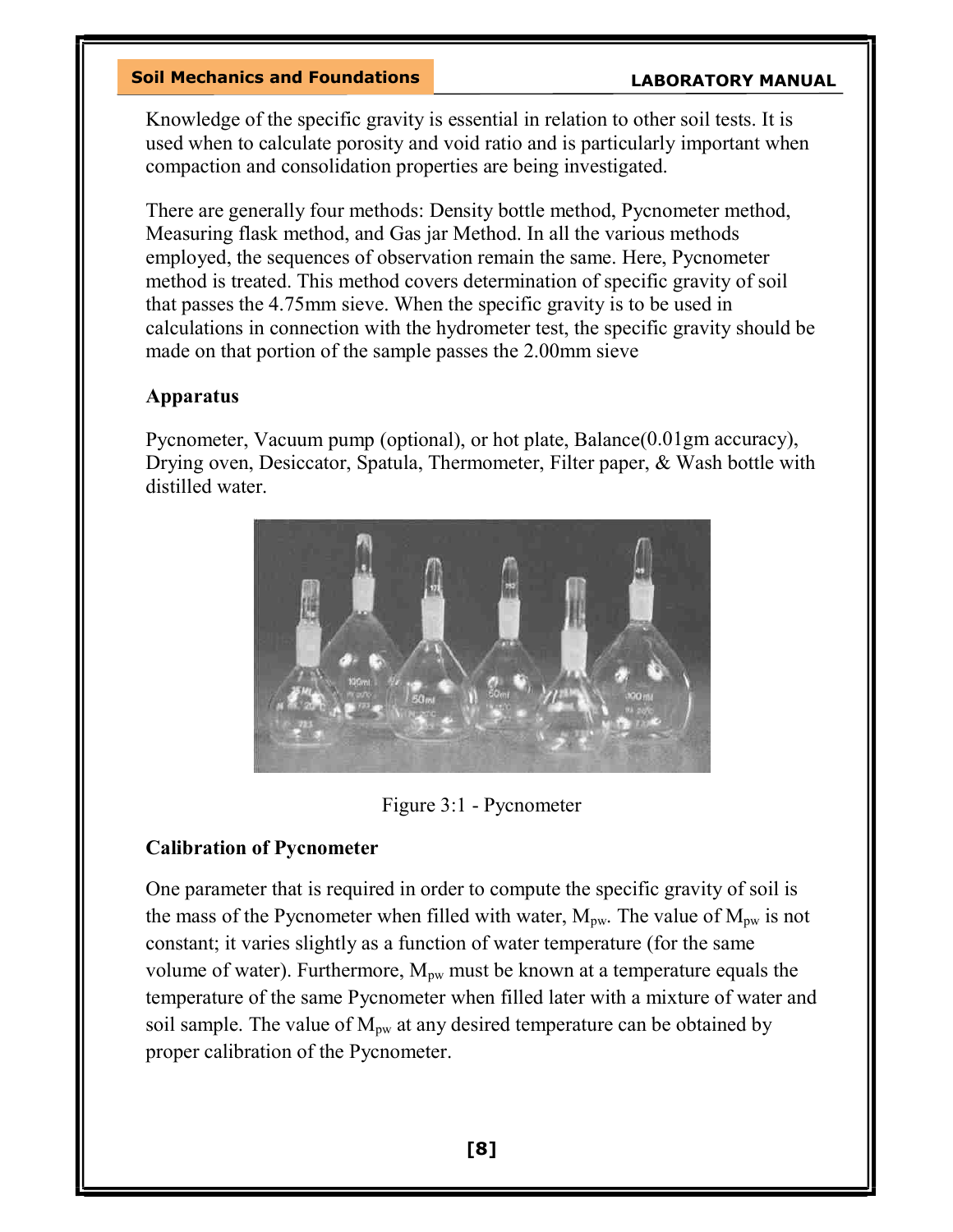Knowledge of the specific gravity is essential in relation to other soil tests. It is used when to calculate porosity and void ratio and is particularly important when compaction and consolidation properties are being investigated.

There are generally four methods: Density bottle method, Pycnometer method, Measuring flask method, and Gas jar Method. In all the various methods employed, the sequences of observation remain the same. Here, Pycnometer method is treated. This method covers determination of specific gravity of soil that passes the 4.75mm sieve. When the specific gravity is to be used in calculations in connection with the hydrometer test, the specific gravity should be made on that portion of the sample passes the 2.00mm sieve

**Apparatus**

Pycnometer, Vacuum pump (optional), or hot plate, Balance(0.01gm accuracy), Drying oven, Desiccator, Spatula, Thermometer, Filter paper, & Wash bottle with distilled water.

Figure 3:1 - Pycnometer

**Calibration of Pycnometer**

One parameter that is required in order to compute the specific gravity of soil is the mass of the Pycnometer when filled with water, $M_{pw}$. The value of $M_{pw}$ is not constant; it varies slightly as a function of water temperature (for the same volume of water). Furthermore, $M_{pw}$ must be known at a temperature equals the temperature of the same Pycnometer when filled later with a mixture of water and soil sample. The value of $M_{pw}$ at any desired temperature can be obtained by proper calibration of the Pycnometer.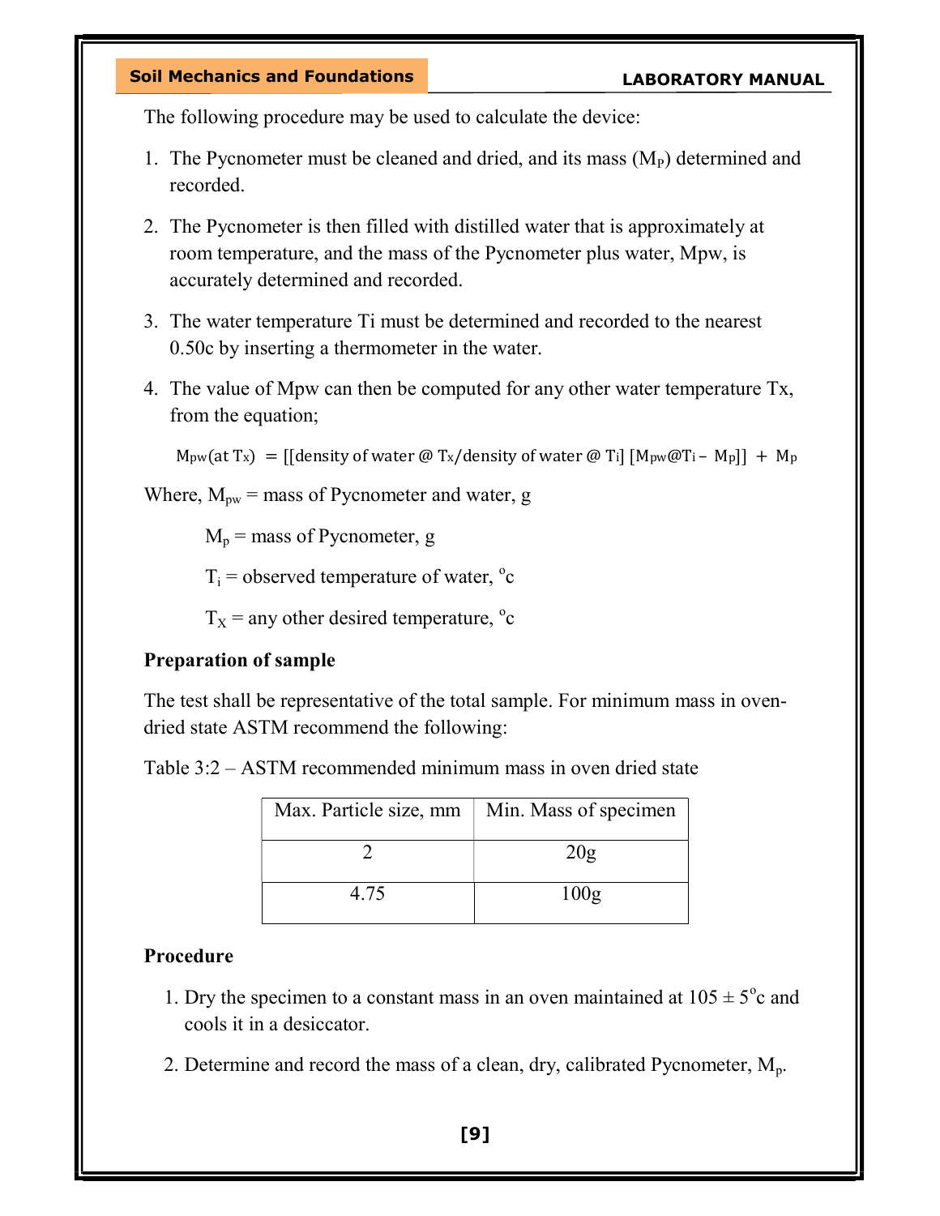The following procedure may be used to calculate the device:

1. The Pycnometer must be cleaned and dried, and its mass ($M_P$) determined and recorded.
2. The Pycnometer is then filled with distilled water that is approximately at room temperature, and the mass of the Pycnometer plus water, Mpw, is accurately determined and recorded.
3. The water temperature Ti must be determined and recorded to the nearest 0.50c by inserting a thermometer in the water.
4. The value of Mpw can then be computed for any other water temperature Tx, from the equation;

$$M_{pw}(\text{at } T_x) = [[\text{density of water @ } T_x/\text{density of water @ } T_i]\ [M_{pw}@T_i - M_p]] + M_p$$

Where, $M_{pw}$ = mass of Pycnometer and water, g

$M_p$ = mass of Pycnometer, g

$T_i$ = observed temperature of water, $^o$c

$T_X$ = any other desired temperature, $^o$c

**Preparation of sample**

The test shall be representative of the total sample. For minimum mass in oven-dried state ASTM recommend the following:

Table 3:2 – ASTM recommended minimum mass in oven dried state

| Max. Particle size, mm | Min. Mass of specimen |
|---|---|
| 2 | 20g |
| 4.75 | 100g |

**Procedure**

1. Dry the specimen to a constant mass in an oven maintained at $105 \pm 5^o$c and cools it in a desiccator.
2. Determine and record the mass of a clean, dry, calibrated Pycnometer, $M_p$.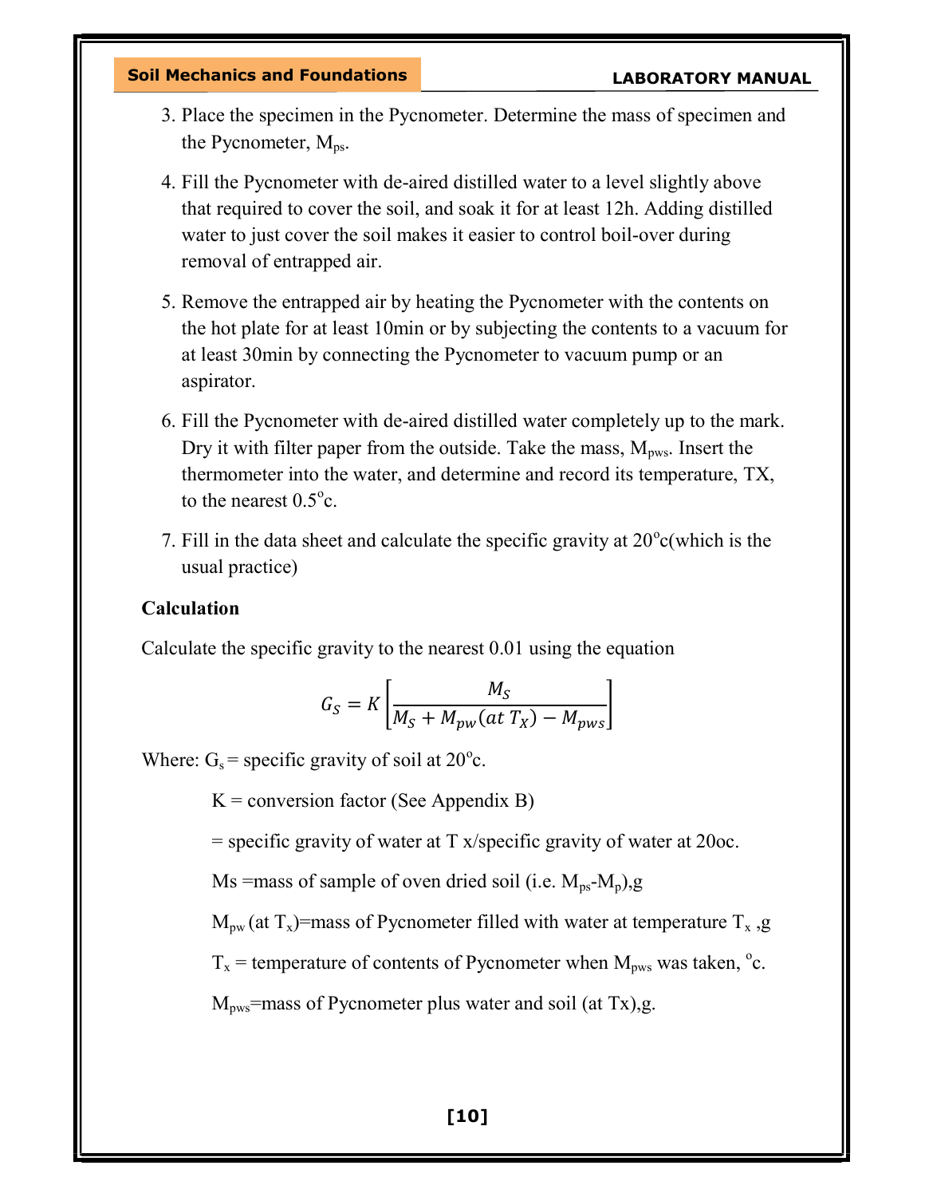3. Place the specimen in the Pycnometer. Determine the mass of specimen and the Pycnometer, $M_{ps}$.

4. Fill the Pycnometer with de-aired distilled water to a level slightly above that required to cover the soil, and soak it for at least 12h. Adding distilled water to just cover the soil makes it easier to control boil-over during removal of entrapped air.

5. Remove the entrapped air by heating the Pycnometer with the contents on the hot plate for at least 10min or by subjecting the contents to a vacuum for at least 30min by connecting the Pycnometer to vacuum pump or an aspirator.

6. Fill the Pycnometer with de-aired distilled water completely up to the mark. Dry it with filter paper from the outside. Take the mass, $M_{pws}$. Insert the thermometer into the water, and determine and record its temperature, TX, to the nearest 0.5$^{o}$c.

7. Fill in the data sheet and calculate the specific gravity at 20$^{o}$c(which is the usual practice)

**Calculation**

Calculate the specific gravity to the nearest 0.01 using the equation

$$G_S = K\left[\frac{M_S}{M_S + M_{pw}(at\ T_X) - M_{pws}}\right]$$

Where: $G_s$ = specific gravity of soil at 20$^{o}$c.

K = conversion factor (See Appendix B)

= specific gravity of water at T x/specific gravity of water at 20oc.

Ms =mass of sample of oven dried soil (i.e. $M_{ps}$-$M_p$),g

$M_{pw}$ (at $T_x$)=mass of Pycnometer filled with water at temperature $T_x$ ,g

$T_x$ = temperature of contents of Pycnometer when $M_{pws}$ was taken, $^{o}$c.

$M_{pws}$=mass of Pycnometer plus water and soil (at Tx),g.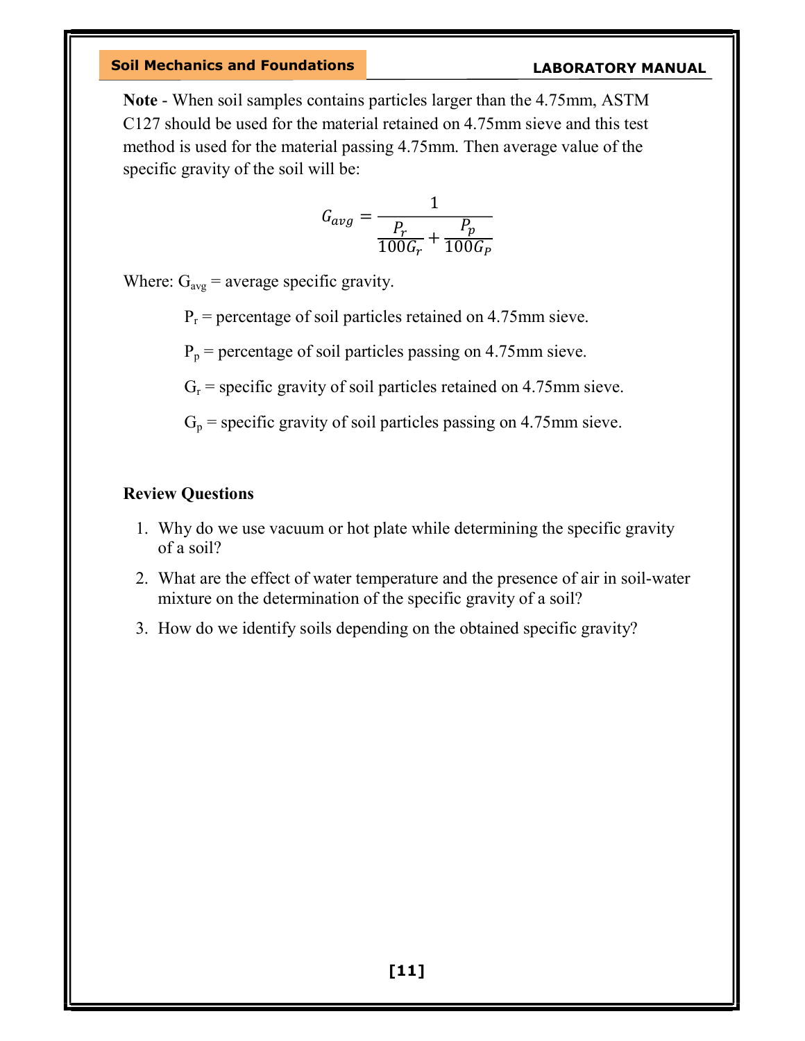**Note** - When soil samples contains particles larger than the 4.75mm, ASTM C127 should be used for the material retained on 4.75mm sieve and this test method is used for the material passing 4.75mm. Then average value of the specific gravity of the soil will be:

$$G_{avg} = \frac{1}{\frac{P_r}{100G_r} + \frac{P_p}{100G_P}}$$

Where: $G_{avg}$ = average specific gravity.

$P_r$ = percentage of soil particles retained on 4.75mm sieve.

$P_p$ = percentage of soil particles passing on 4.75mm sieve.

$G_r$ = specific gravity of soil particles retained on 4.75mm sieve.

$G_p$ = specific gravity of soil particles passing on 4.75mm sieve.

**Review Questions**

1. Why do we use vacuum or hot plate while determining the specific gravity of a soil?
2. What are the effect of water temperature and the presence of air in soil-water mixture on the determination of the specific gravity of a soil?
3. How do we identify soils depending on the obtained specific gravity?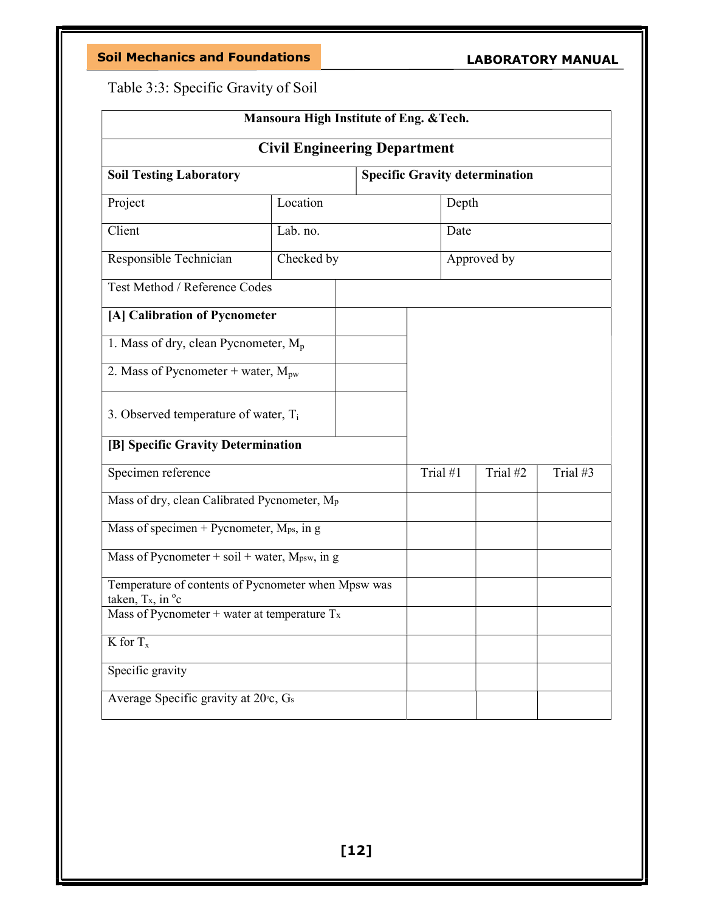Table 3:3: Specific Gravity of Soil

| **Mansoura High Institute of Eng. &Tech.** | | | |
|---|---|---|---|
| **Civil Engineering Department** | | | |
| **Soil Testing Laboratory** | **Specific Gravity determination** | | |
| Project | Location | Depth | |
| Client | Lab. no. | Date | |
| Responsible Technician | Checked by | Approved by | |
| Test Method / Reference Codes | | | |
| **[A] Calibration of Pycnometer** | | | |
| 1. Mass of dry, clean Pycnometer, $M_p$ | | | |
| 2. Mass of Pycnometer + water, $M_{pw}$ | | | |
| 3. Observed temperature of water, $T_i$ | | | |
| **[B] Specific Gravity Determination** | | | |
| Specimen reference | Trial #1 | Trial #2 | Trial #3 |
| Mass of dry, clean Calibrated Pycnometer, $M_p$ | | | |
| Mass of specimen + Pycnometer, $M_{ps}$, in g | | | |
| Mass of Pycnometer + soil + water, $M_{psw}$, in g | | | |
| Temperature of contents of Pycnometer when Mpsw was taken, $T_x$, in $^oc$ | | | |
| Mass of Pycnometer + water at temperature $T_x$ | | | |
| K for $T_x$ | | | |
| Specific gravity | | | |
| Average Specific gravity at $20^oc$, $G_s$ | | | |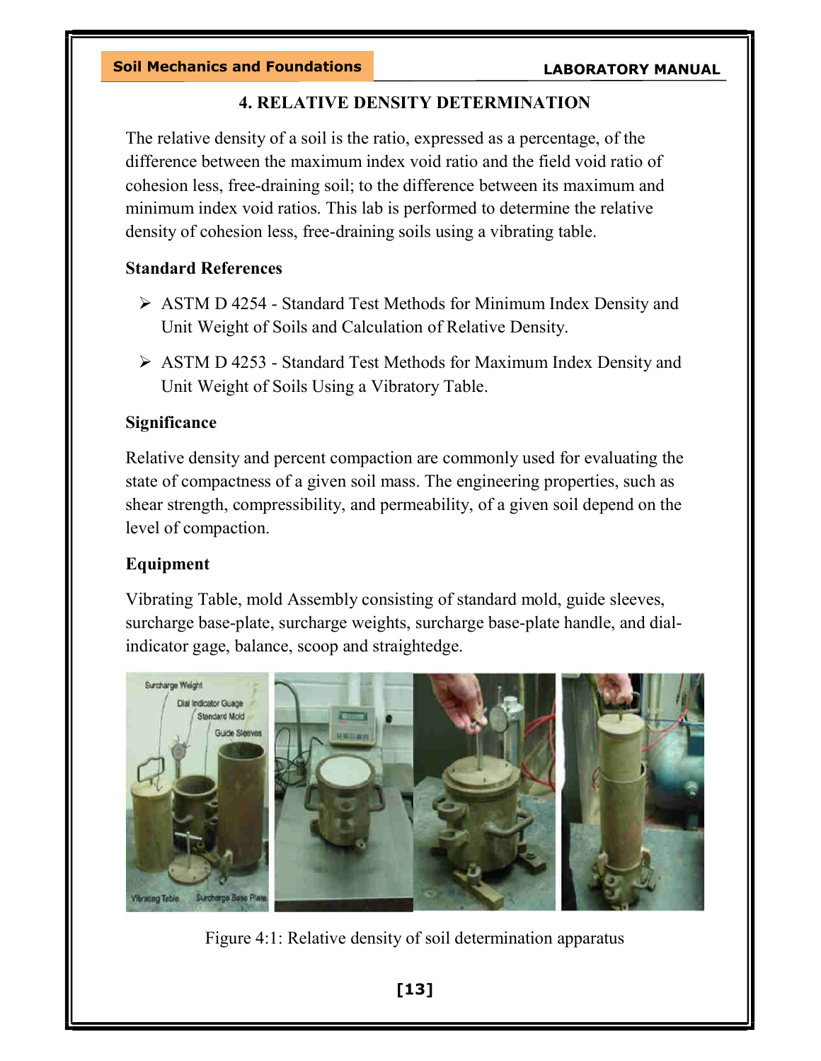# 4. RELATIVE DENSITY DETERMINATION

The relative density of a soil is the ratio, expressed as a percentage, of the difference between the maximum index void ratio and the field void ratio of cohesion less, free-draining soil; to the difference between its maximum and minimum index void ratios. This lab is performed to determine the relative density of cohesion less, free-draining soils using a vibrating table.

## Standard References

- ASTM D 4254 - Standard Test Methods for Minimum Index Density and Unit Weight of Soils and Calculation of Relative Density.
- ASTM D 4253 - Standard Test Methods for Maximum Index Density and Unit Weight of Soils Using a Vibratory Table.

## Significance

Relative density and percent compaction are commonly used for evaluating the state of compactness of a given soil mass. The engineering properties, such as shear strength, compressibility, and permeability, of a given soil depend on the level of compaction.

## Equipment

Vibrating Table, mold Assembly consisting of standard mold, guide sleeves, surcharge base-plate, surcharge weights, surcharge base-plate handle, and dial-indicator gage, balance, scoop and straightedge.

Figure 4:1: Relative density of soil determination apparatus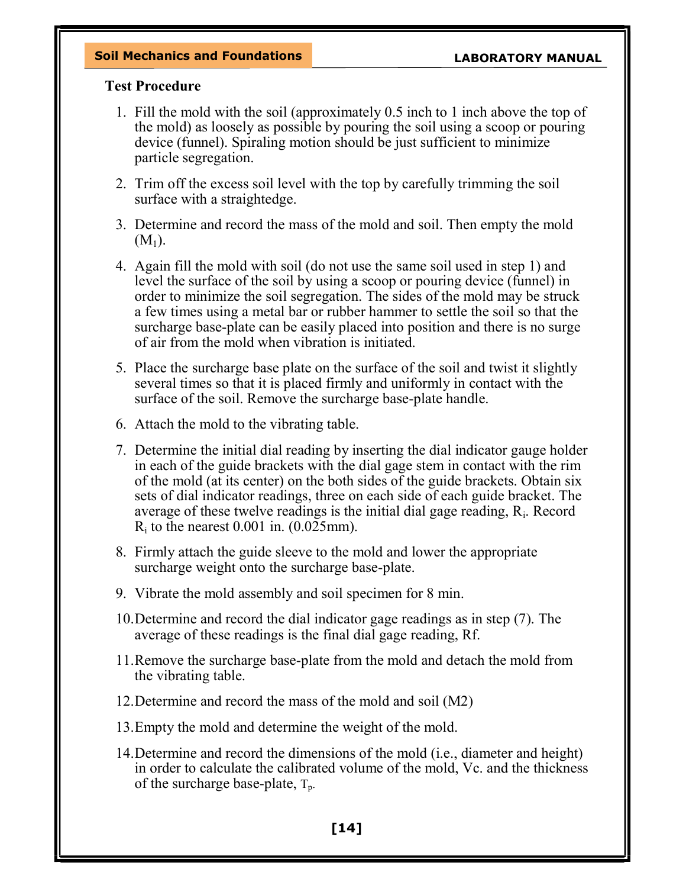## Test Procedure

1. Fill the mold with the soil (approximately 0.5 inch to 1 inch above the top of the mold) as loosely as possible by pouring the soil using a scoop or pouring device (funnel). Spiraling motion should be just sufficient to minimize particle segregation.

2. Trim off the excess soil level with the top by carefully trimming the soil surface with a straightedge.

3. Determine and record the mass of the mold and soil. Then empty the mold ($M_1$).

4. Again fill the mold with soil (do not use the same soil used in step 1) and level the surface of the soil by using a scoop or pouring device (funnel) in order to minimize the soil segregation. The sides of the mold may be struck a few times using a metal bar or rubber hammer to settle the soil so that the surcharge base-plate can be easily placed into position and there is no surge of air from the mold when vibration is initiated.

5. Place the surcharge base plate on the surface of the soil and twist it slightly several times so that it is placed firmly and uniformly in contact with the surface of the soil. Remove the surcharge base-plate handle.

6. Attach the mold to the vibrating table.

7. Determine the initial dial reading by inserting the dial indicator gauge holder in each of the guide brackets with the dial gage stem in contact with the rim of the mold (at its center) on the both sides of the guide brackets. Obtain six sets of dial indicator readings, three on each side of each guide bracket. The average of these twelve readings is the initial dial gage reading, $R_i$. Record $R_i$ to the nearest 0.001 in. (0.025mm).

8. Firmly attach the guide sleeve to the mold and lower the appropriate surcharge weight onto the surcharge base-plate.

9. Vibrate the mold assembly and soil specimen for 8 min.

10. Determine and record the dial indicator gage readings as in step (7). The average of these readings is the final dial gage reading, Rf.

11. Remove the surcharge base-plate from the mold and detach the mold from the vibrating table.

12. Determine and record the mass of the mold and soil (M2)

13. Empty the mold and determine the weight of the mold.

14. Determine and record the dimensions of the mold (i.e., diameter and height) in order to calculate the calibrated volume of the mold, Vc. and the thickness of the surcharge base-plate, $T_p$.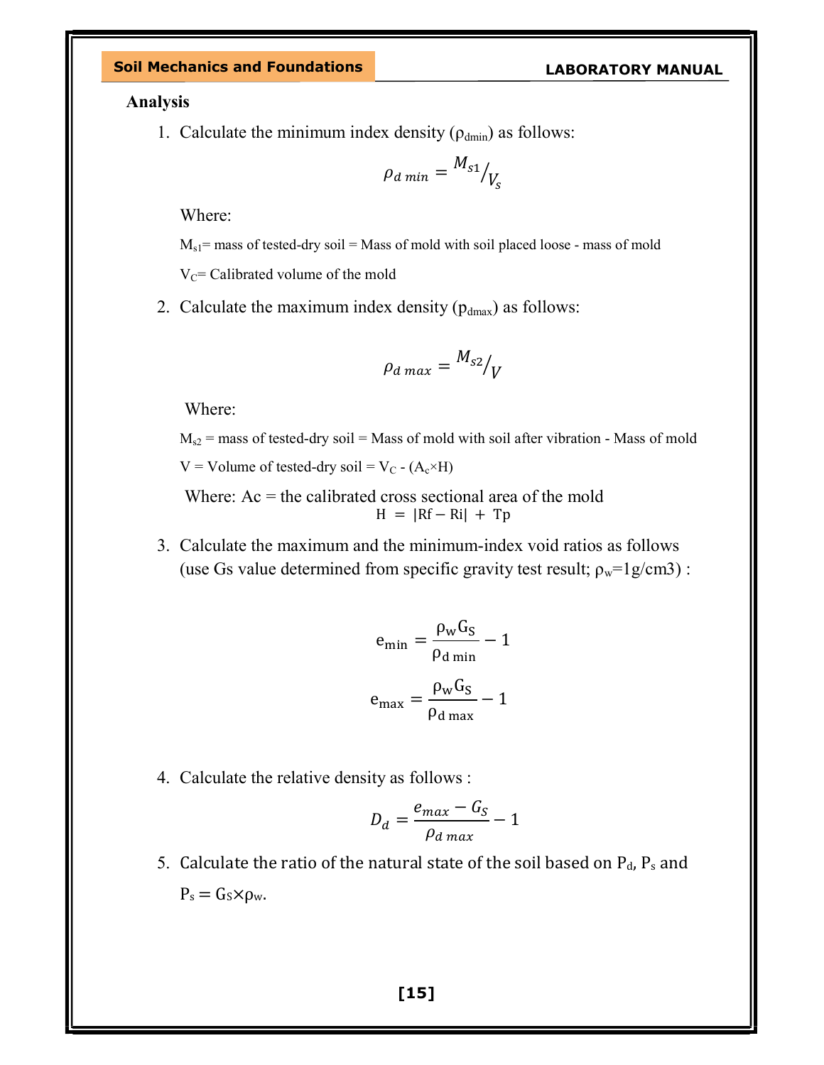**Analysis**

1. Calculate the minimum index density ($\rho_{dmin}$) as follows:

$$\rho_{d\,min} = {}^{M_{s1}}\!/_{V_s}$$

Where:

$M_{s1}$= mass of tested-dry soil = Mass of mold with soil placed loose - mass of mold

$V_C$= Calibrated volume of the mold

2. Calculate the maximum index density ($p_{dmax}$) as follows:

$$\rho_{d\,max} = {}^{M_{s2}}\!/_{V}$$

Where:

$M_{s2}$ = mass of tested-dry soil = Mass of mold with soil after vibration - Mass of mold

V = Volume of tested-dry soil = $V_C$ - ($A_c$×H)

Where: Ac = the calibrated cross sectional area of the mold

$$H = |Rf - Ri| + Tp$$

3. Calculate the maximum and the minimum-index void ratios as follows (use Gs value determined from specific gravity test result; $\rho_w$=1g/cm3) :

$$e_{min} = \frac{\rho_w G_S}{\rho_{d\,min}} - 1$$

$$e_{max} = \frac{\rho_w G_S}{\rho_{d\,max}} - 1$$

4. Calculate the relative density as follows :

$$D_d = \frac{e_{max} - G_S}{\rho_{d\,max}} - 1$$

5. Calculate the ratio of the natural state of the soil based on $P_d$, $P_s$ and $P_s = G_S \times \rho_w$.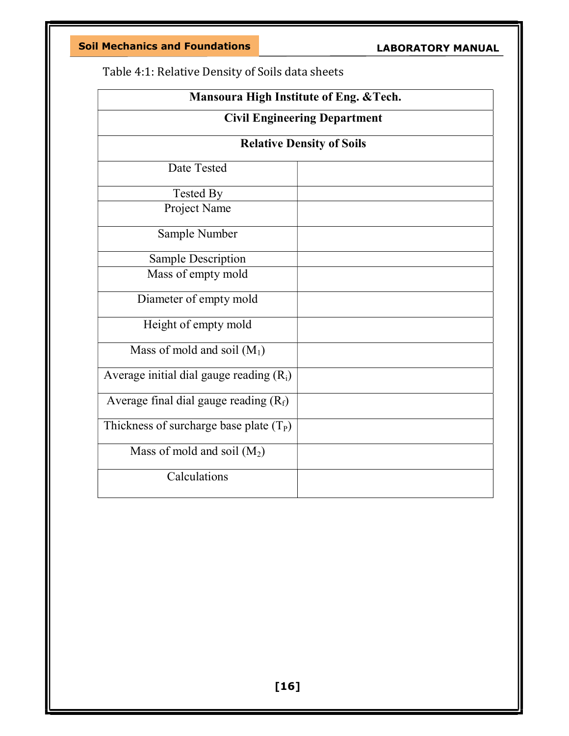Table 4:1: Relative Density of Soils data sheets

| Mansoura High Institute of Eng. &Tech. | |
|---|---|
| **Civil Engineering Department** | |
| **Relative Density of Soils** | |
| Date Tested | |
| Tested By | |
| Project Name | |
| Sample Number | |
| Sample Description | |
| Mass of empty mold | |
| Diameter of empty mold | |
| Height of empty mold | |
| Mass of mold and soil ($M_1$) | |
| Average initial dial gauge reading ($R_i$) | |
| Average final dial gauge reading ($R_f$) | |
| Thickness of surcharge base plate ($T_P$) | |
| Mass of mold and soil ($M_2$) | |
| Calculations | |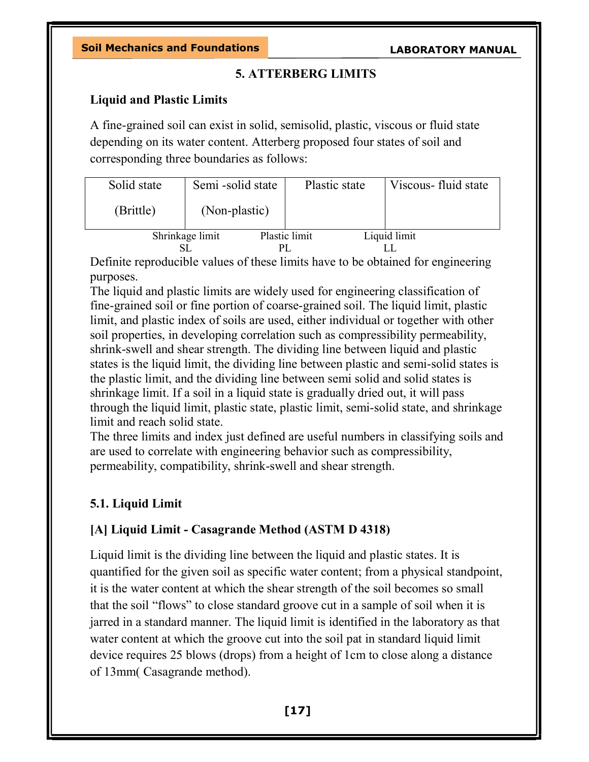## 5. ATTERBERG LIMITS

### Liquid and Plastic Limits

A fine-grained soil can exist in solid, semisolid, plastic, viscous or fluid state depending on its water content. Atterberg proposed four states of soil and corresponding three boundaries as follows:

| Solid state (Brittle) | Semi -solid state (Non-plastic) | Plastic state | Viscous- fluid state |
|---|---|---|---|

Shrinkage limit SL &nbsp;&nbsp;&nbsp;&nbsp; Plastic limit PL &nbsp;&nbsp;&nbsp;&nbsp; Liquid limit LL

Definite reproducible values of these limits have to be obtained for engineering purposes.

The liquid and plastic limits are widely used for engineering classification of fine-grained soil or fine portion of coarse-grained soil. The liquid limit, plastic limit, and plastic index of soils are used, either individual or together with other soil properties, in developing correlation such as compressibility permeability, shrink-swell and shear strength. The dividing line between liquid and plastic states is the liquid limit, the dividing line between plastic and semi-solid states is the plastic limit, and the dividing line between semi solid and solid states is shrinkage limit. If a soil in a liquid state is gradually dried out, it will pass through the liquid limit, plastic state, plastic limit, semi-solid state, and shrinkage limit and reach solid state.

The three limits and index just defined are useful numbers in classifying soils and are used to correlate with engineering behavior such as compressibility, permeability, compatibility, shrink-swell and shear strength.

### 5.1. Liquid Limit

### [A] Liquid Limit - Casagrande Method (ASTM D 4318)

Liquid limit is the dividing line between the liquid and plastic states. It is quantified for the given soil as specific water content; from a physical standpoint, it is the water content at which the shear strength of the soil becomes so small that the soil "flows" to close standard groove cut in a sample of soil when it is jarred in a standard manner. The liquid limit is identified in the laboratory as that water content at which the groove cut into the soil pat in standard liquid limit device requires 25 blows (drops) from a height of 1cm to close along a distance of 13mm( Casagrande method).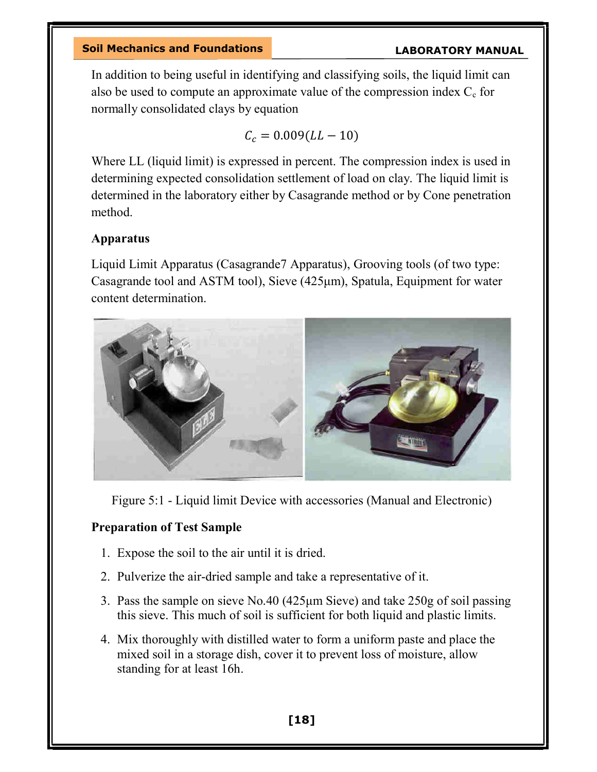In addition to being useful in identifying and classifying soils, the liquid limit can also be used to compute an approximate value of the compression index $C_c$ for normally consolidated clays by equation

$$C_c = 0.009(LL - 10)$$

Where LL (liquid limit) is expressed in percent. The compression index is used in determining expected consolidation settlement of load on clay. The liquid limit is determined in the laboratory either by Casagrande method or by Cone penetration method.

### Apparatus

Liquid Limit Apparatus (Casagrande7 Apparatus), Grooving tools (of two type: Casagrande tool and ASTM tool), Sieve (425μm), Spatula, Equipment for water content determination.

Figure 5:1 - Liquid limit Device with accessories (Manual and Electronic)

### Preparation of Test Sample

1. Expose the soil to the air until it is dried.
2. Pulverize the air-dried sample and take a representative of it.
3. Pass the sample on sieve No.40 (425μm Sieve) and take 250g of soil passing this sieve. This much of soil is sufficient for both liquid and plastic limits.
4. Mix thoroughly with distilled water to form a uniform paste and place the mixed soil in a storage dish, cover it to prevent loss of moisture, allow standing for at least 16h.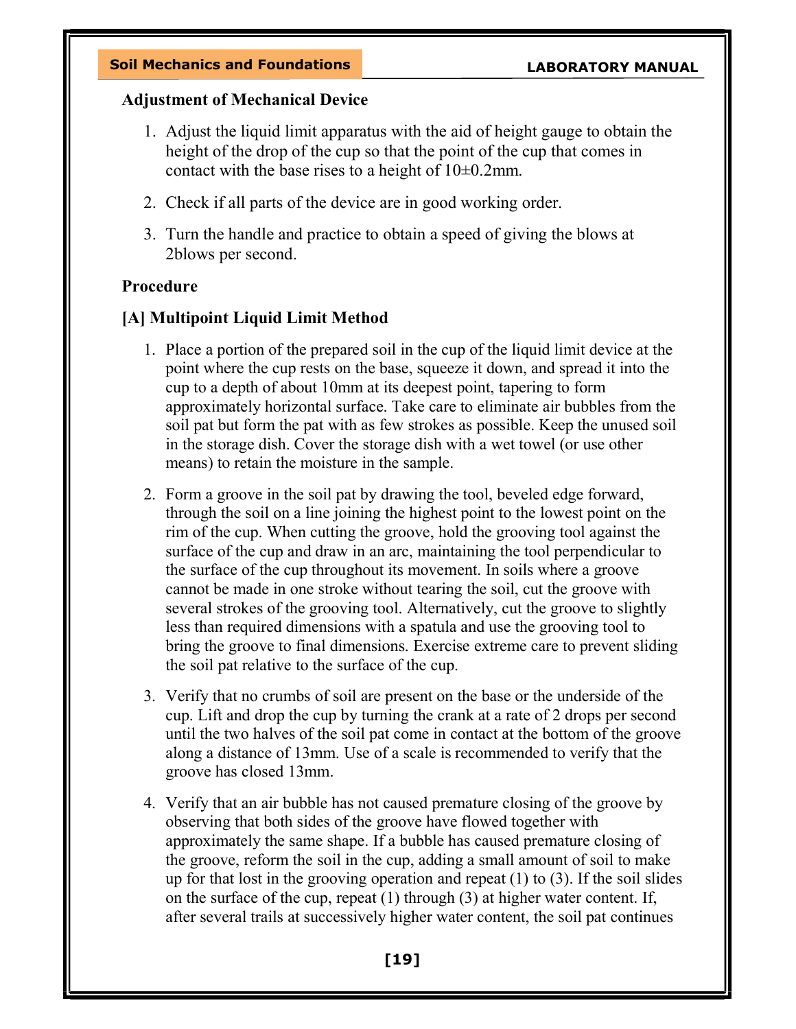### Adjustment of Mechanical Device

1. Adjust the liquid limit apparatus with the aid of height gauge to obtain the height of the drop of the cup so that the point of the cup that comes in contact with the base rises to a height of 10±0.2mm.

2. Check if all parts of the device are in good working order.

3. Turn the handle and practice to obtain a speed of giving the blows at 2blows per second.

### Procedure

### [A] Multipoint Liquid Limit Method

1. Place a portion of the prepared soil in the cup of the liquid limit device at the point where the cup rests on the base, squeeze it down, and spread it into the cup to a depth of about 10mm at its deepest point, tapering to form approximately horizontal surface. Take care to eliminate air bubbles from the soil pat but form the pat with as few strokes as possible. Keep the unused soil in the storage dish. Cover the storage dish with a wet towel (or use other means) to retain the moisture in the sample.

2. Form a groove in the soil pat by drawing the tool, beveled edge forward, through the soil on a line joining the highest point to the lowest point on the rim of the cup. When cutting the groove, hold the grooving tool against the surface of the cup and draw in an arc, maintaining the tool perpendicular to the surface of the cup throughout its movement. In soils where a groove cannot be made in one stroke without tearing the soil, cut the groove with several strokes of the grooving tool. Alternatively, cut the groove to slightly less than required dimensions with a spatula and use the grooving tool to bring the groove to final dimensions. Exercise extreme care to prevent sliding the soil pat relative to the surface of the cup.

3. Verify that no crumbs of soil are present on the base or the underside of the cup. Lift and drop the cup by turning the crank at a rate of 2 drops per second until the two halves of the soil pat come in contact at the bottom of the groove along a distance of 13mm. Use of a scale is recommended to verify that the groove has closed 13mm.

4. Verify that an air bubble has not caused premature closing of the groove by observing that both sides of the groove have flowed together with approximately the same shape. If a bubble has caused premature closing of the groove, reform the soil in the cup, adding a small amount of soil to make up for that lost in the grooving operation and repeat (1) to (3). If the soil slides on the surface of the cup, repeat (1) through (3) at higher water content. If, after several trails at successively higher water content, the soil pat continues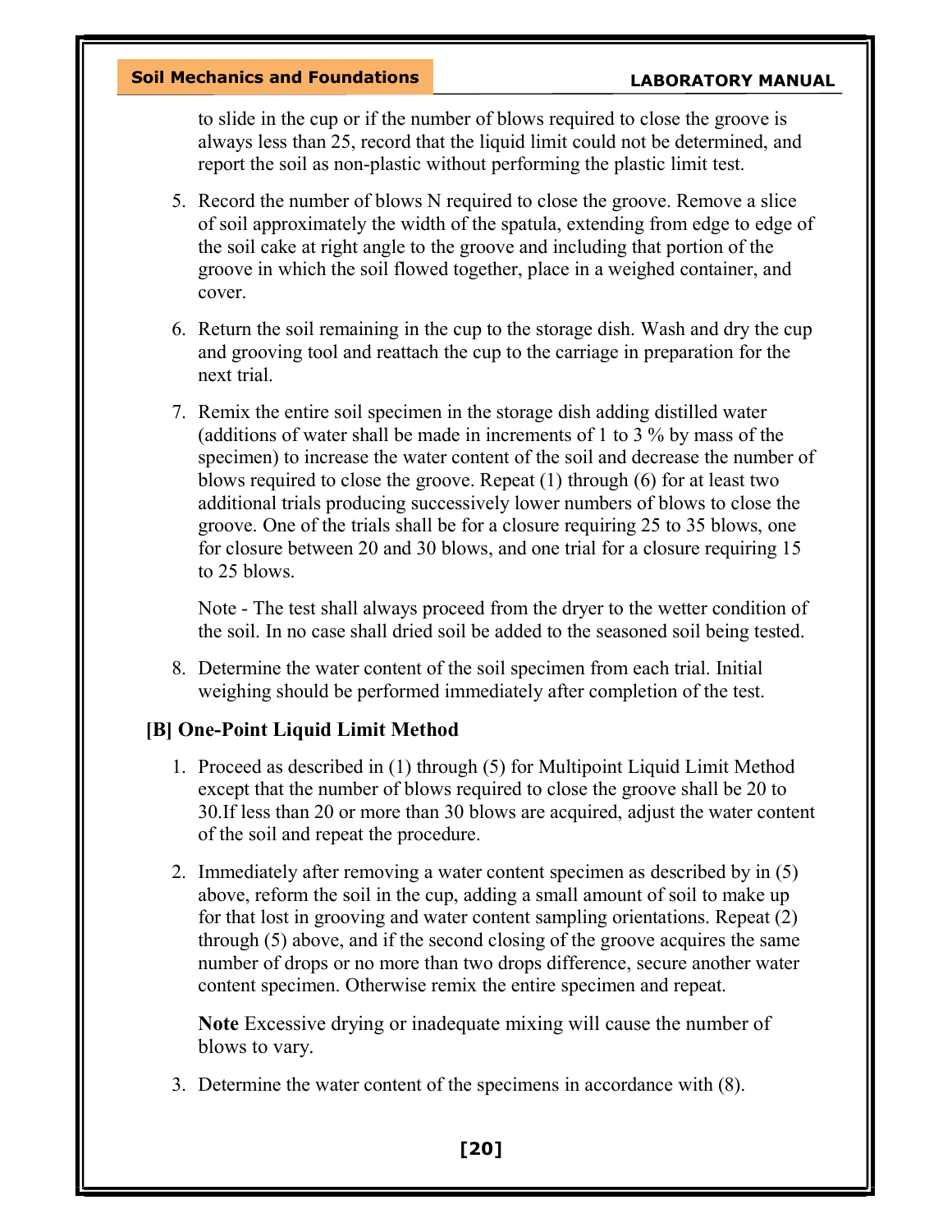to slide in the cup or if the number of blows required to close the groove is always less than 25, record that the liquid limit could not be determined, and report the soil as non-plastic without performing the plastic limit test.

5. Record the number of blows N required to close the groove. Remove a slice of soil approximately the width of the spatula, extending from edge to edge of the soil cake at right angle to the groove and including that portion of the groove in which the soil flowed together, place in a weighed container, and cover.

6. Return the soil remaining in the cup to the storage dish. Wash and dry the cup and grooving tool and reattach the cup to the carriage in preparation for the next trial.

7. Remix the entire soil specimen in the storage dish adding distilled water (additions of water shall be made in increments of 1 to 3 % by mass of the specimen) to increase the water content of the soil and decrease the number of blows required to close the groove. Repeat (1) through (6) for at least two additional trials producing successively lower numbers of blows to close the groove. One of the trials shall be for a closure requiring 25 to 35 blows, one for closure between 20 and 30 blows, and one trial for a closure requiring 15 to 25 blows.

   Note - The test shall always proceed from the dryer to the wetter condition of the soil. In no case shall dried soil be added to the seasoned soil being tested.

8. Determine the water content of the soil specimen from each trial. Initial weighing should be performed immediately after completion of the test.

### [B] One-Point Liquid Limit Method

1. Proceed as described in (1) through (5) for Multipoint Liquid Limit Method except that the number of blows required to close the groove shall be 20 to 30.If less than 20 or more than 30 blows are acquired, adjust the water content of the soil and repeat the procedure.

2. Immediately after removing a water content specimen as described by in (5) above, reform the soil in the cup, adding a small amount of soil to make up for that lost in grooving and water content sampling orientations. Repeat (2) through (5) above, and if the second closing of the groove acquires the same number of drops or no more than two drops difference, secure another water content specimen. Otherwise remix the entire specimen and repeat.

   **Note** Excessive drying or inadequate mixing will cause the number of blows to vary.

3. Determine the water content of the specimens in accordance with (8).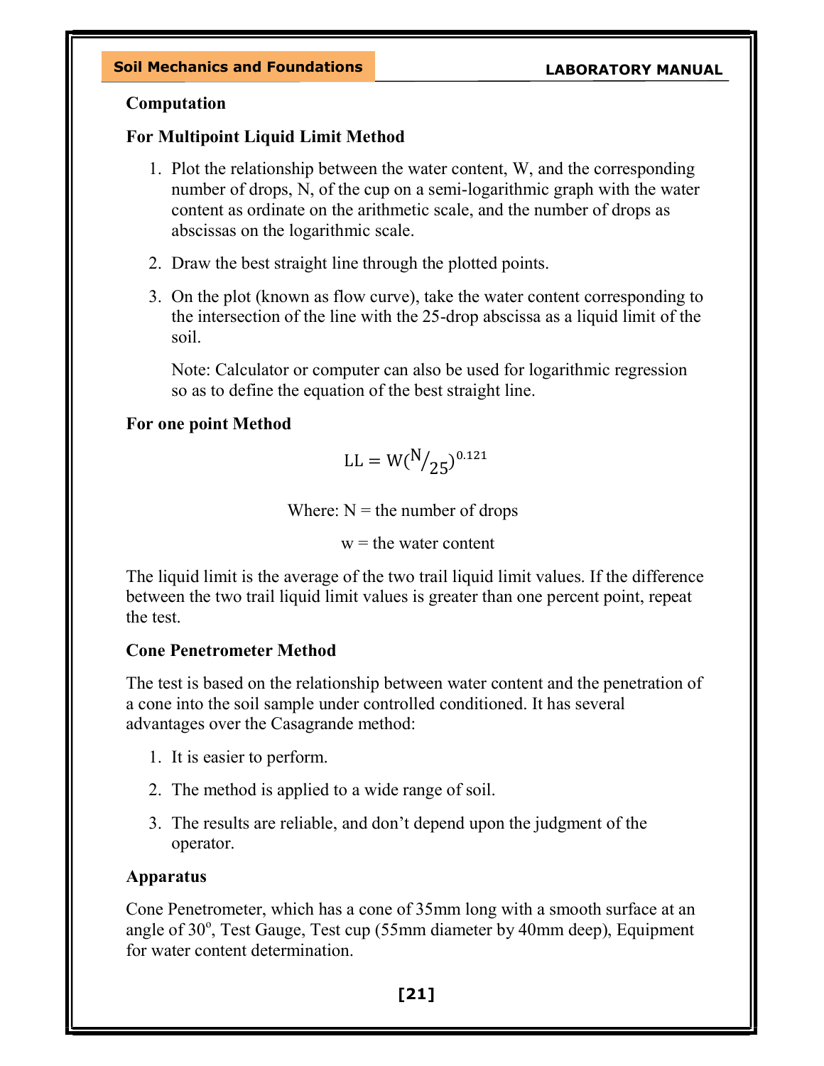### Computation

### For Multipoint Liquid Limit Method

1. Plot the relationship between the water content, W, and the corresponding number of drops, N, of the cup on a semi-logarithmic graph with the water content as ordinate on the arithmetic scale, and the number of drops as abscissas on the logarithmic scale.
2. Draw the best straight line through the plotted points.
3. On the plot (known as flow curve), take the water content corresponding to the intersection of the line with the 25-drop abscissa as a liquid limit of the soil.

   Note: Calculator or computer can also be used for logarithmic regression so as to define the equation of the best straight line.

### For one point Method

$$LL = W(N/25)^{0.121}$$

Where: N = the number of drops

w = the water content

The liquid limit is the average of the two trail liquid limit values. If the difference between the two trail liquid limit values is greater than one percent point, repeat the test.

### Cone Penetrometer Method

The test is based on the relationship between water content and the penetration of a cone into the soil sample under controlled conditioned. It has several advantages over the Casagrande method:

1. It is easier to perform.
2. The method is applied to a wide range of soil.
3. The results are reliable, and don't depend upon the judgment of the operator.

### Apparatus

Cone Penetrometer, which has a cone of 35mm long with a smooth surface at an angle of $30^o$, Test Gauge, Test cup (55mm diameter by 40mm deep), Equipment for water content determination.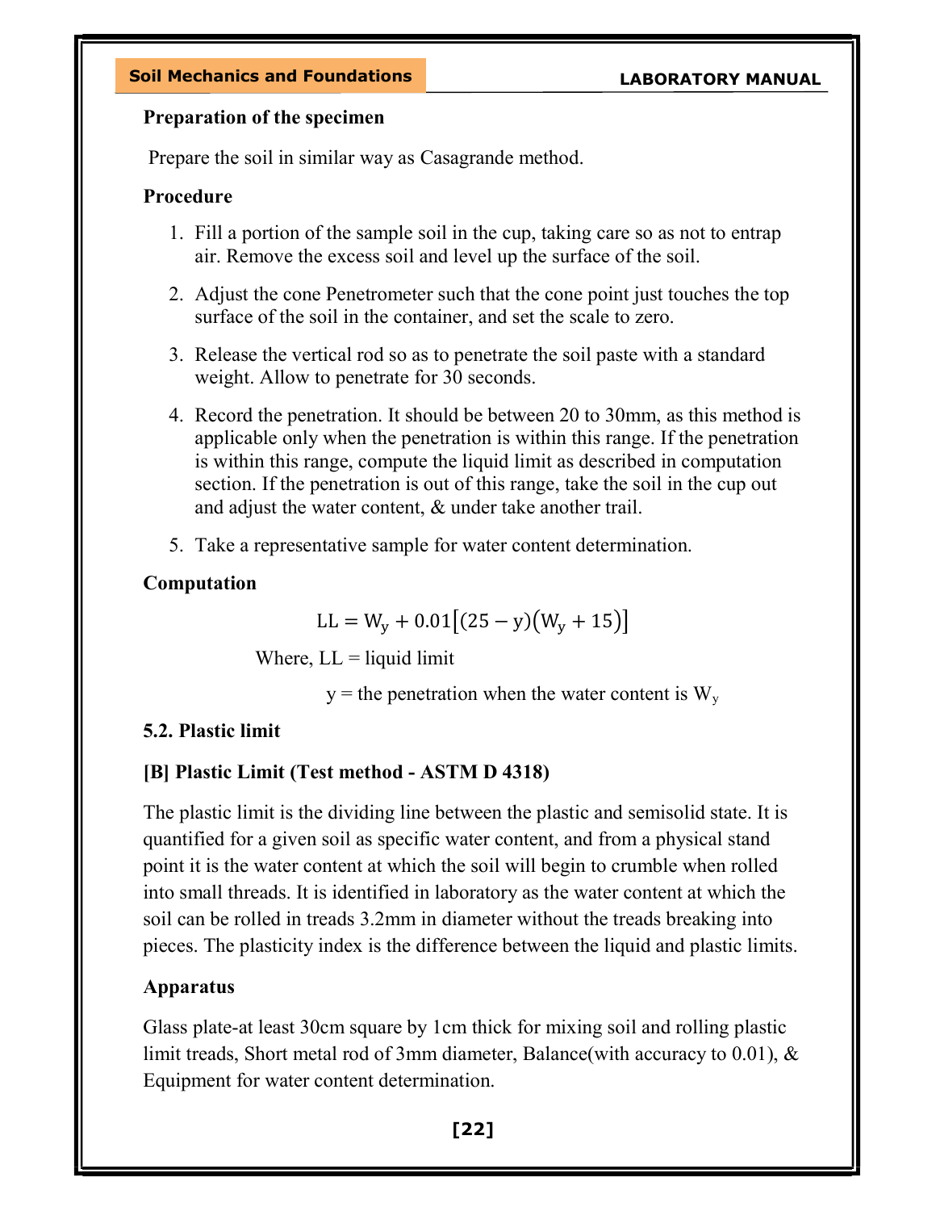### Preparation of the specimen

Prepare the soil in similar way as Casagrande method.

### Procedure

1. Fill a portion of the sample soil in the cup, taking care so as not to entrap air. Remove the excess soil and level up the surface of the soil.
2. Adjust the cone Penetrometer such that the cone point just touches the top surface of the soil in the container, and set the scale to zero.
3. Release the vertical rod so as to penetrate the soil paste with a standard weight. Allow to penetrate for 30 seconds.
4. Record the penetration. It should be between 20 to 30mm, as this method is applicable only when the penetration is within this range. If the penetration is within this range, compute the liquid limit as described in computation section. If the penetration is out of this range, take the soil in the cup out and adjust the water content, & under take another trail.
5. Take a representative sample for water content determination.

### Computation

$$LL = W_y + 0.01\left[(25 - y)\left(W_y + 15\right)\right]$$

Where, LL = liquid limit

y = the penetration when the water content is $W_y$

### 5.2. Plastic limit

### [B] Plastic Limit (Test method - ASTM D 4318)

The plastic limit is the dividing line between the plastic and semisolid state. It is quantified for a given soil as specific water content, and from a physical stand point it is the water content at which the soil will begin to crumble when rolled into small threads. It is identified in laboratory as the water content at which the soil can be rolled in treads 3.2mm in diameter without the treads breaking into pieces. The plasticity index is the difference between the liquid and plastic limits.

### Apparatus

Glass plate-at least 30cm square by 1cm thick for mixing soil and rolling plastic limit treads, Short metal rod of 3mm diameter, Balance(with accuracy to 0.01), & Equipment for water content determination.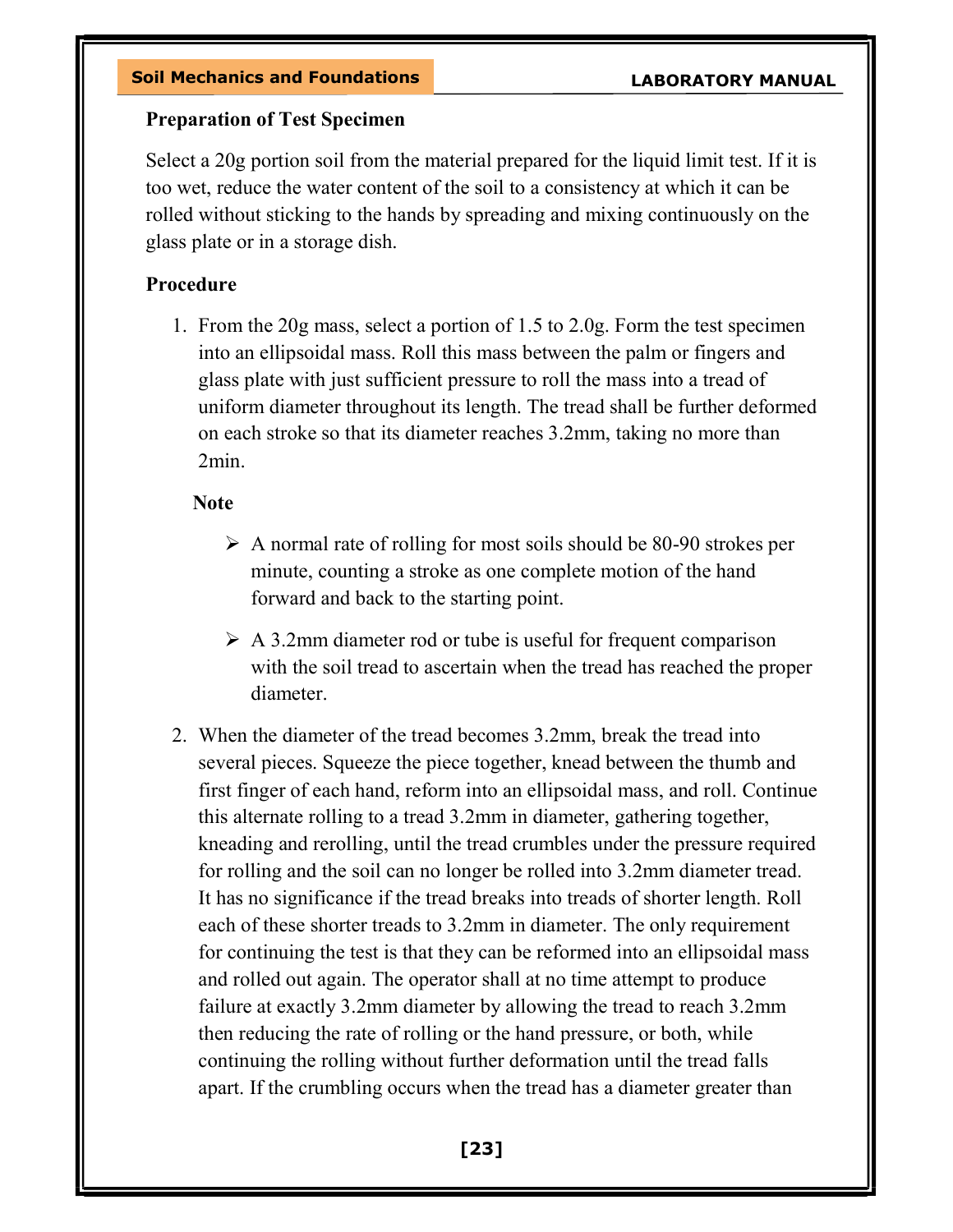**Preparation of Test Specimen**

Select a 20g portion soil from the material prepared for the liquid limit test. If it is too wet, reduce the water content of the soil to a consistency at which it can be rolled without sticking to the hands by spreading and mixing continuously on the glass plate or in a storage dish.

**Procedure**

1. From the 20g mass, select a portion of 1.5 to 2.0g. Form the test specimen into an ellipsoidal mass. Roll this mass between the palm or fingers and glass plate with just sufficient pressure to roll the mass into a tread of uniform diameter throughout its length. The tread shall be further deformed on each stroke so that its diameter reaches 3.2mm, taking no more than 2min.

   **Note**

   - A normal rate of rolling for most soils should be 80-90 strokes per minute, counting a stroke as one complete motion of the hand forward and back to the starting point.
   - A 3.2mm diameter rod or tube is useful for frequent comparison with the soil tread to ascertain when the tread has reached the proper diameter.

2. When the diameter of the tread becomes 3.2mm, break the tread into several pieces. Squeeze the piece together, knead between the thumb and first finger of each hand, reform into an ellipsoidal mass, and roll. Continue this alternate rolling to a tread 3.2mm in diameter, gathering together, kneading and rerolling, until the tread crumbles under the pressure required for rolling and the soil can no longer be rolled into 3.2mm diameter tread. It has no significance if the tread breaks into treads of shorter length. Roll each of these shorter treads to 3.2mm in diameter. The only requirement for continuing the test is that they can be reformed into an ellipsoidal mass and rolled out again. The operator shall at no time attempt to produce failure at exactly 3.2mm diameter by allowing the tread to reach 3.2mm then reducing the rate of rolling or the hand pressure, or both, while continuing the rolling without further deformation until the tread falls apart. If the crumbling occurs when the tread has a diameter greater than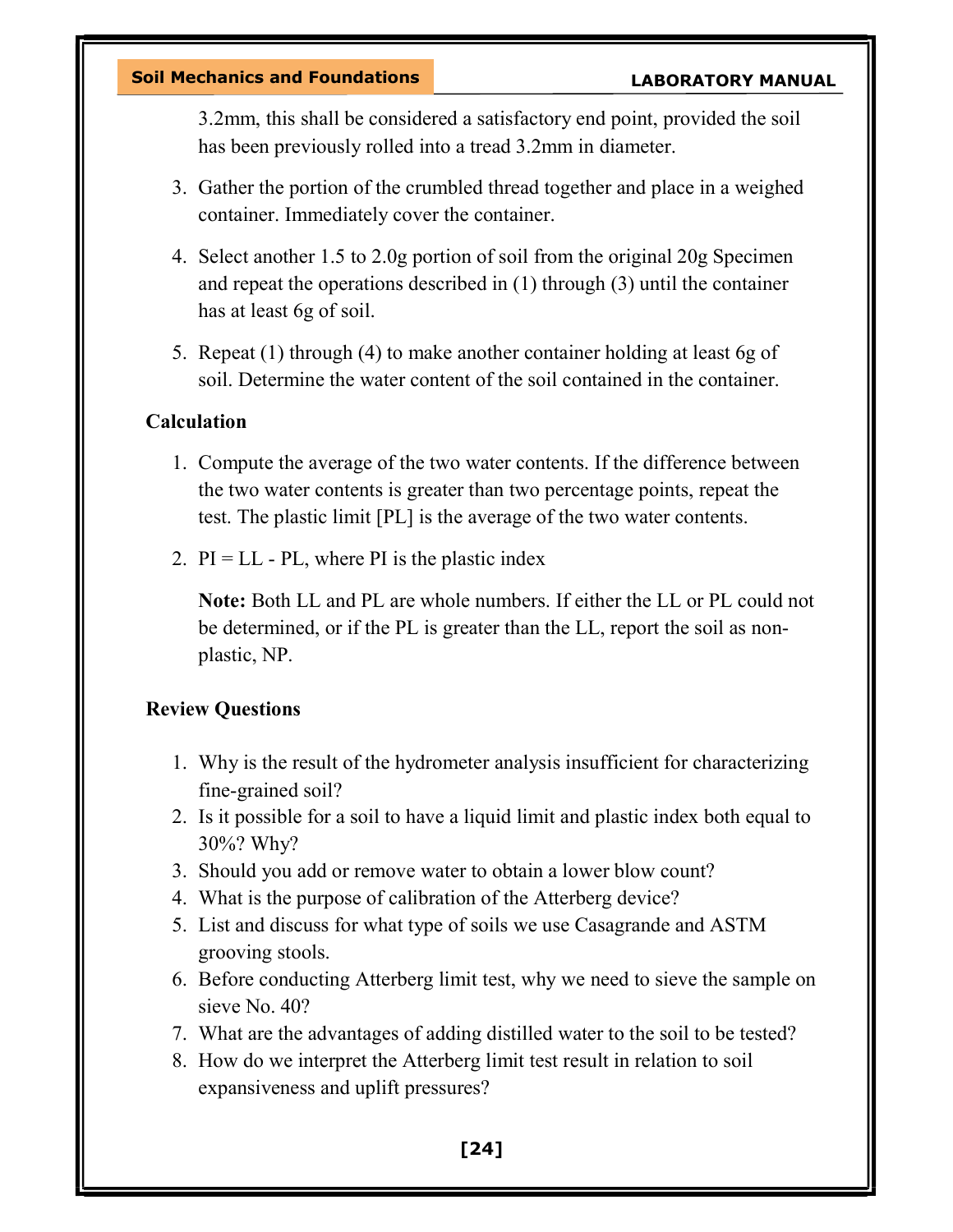3.2mm, this shall be considered a satisfactory end point, provided the soil has been previously rolled into a tread 3.2mm in diameter.

3. Gather the portion of the crumbled thread together and place in a weighed container. Immediately cover the container.

4. Select another 1.5 to 2.0g portion of soil from the original 20g Specimen and repeat the operations described in (1) through (3) until the container has at least 6g of soil.

5. Repeat (1) through (4) to make another container holding at least 6g of soil. Determine the water content of the soil contained in the container.

**Calculation**

1. Compute the average of the two water contents. If the difference between the two water contents is greater than two percentage points, repeat the test. The plastic limit [PL] is the average of the two water contents.

2. PI = LL - PL, where PI is the plastic index

   **Note:** Both LL and PL are whole numbers. If either the LL or PL could not be determined, or if the PL is greater than the LL, report the soil as non-plastic, NP.

**Review Questions**

1. Why is the result of the hydrometer analysis insufficient for characterizing fine-grained soil?
2. Is it possible for a soil to have a liquid limit and plastic index both equal to 30%? Why?
3. Should you add or remove water to obtain a lower blow count?
4. What is the purpose of calibration of the Atterberg device?
5. List and discuss for what type of soils we use Casagrande and ASTM grooving stools.
6. Before conducting Atterberg limit test, why we need to sieve the sample on sieve No. 40?
7. What are the advantages of adding distilled water to the soil to be tested?
8. How do we interpret the Atterberg limit test result in relation to soil expansiveness and uplift pressures?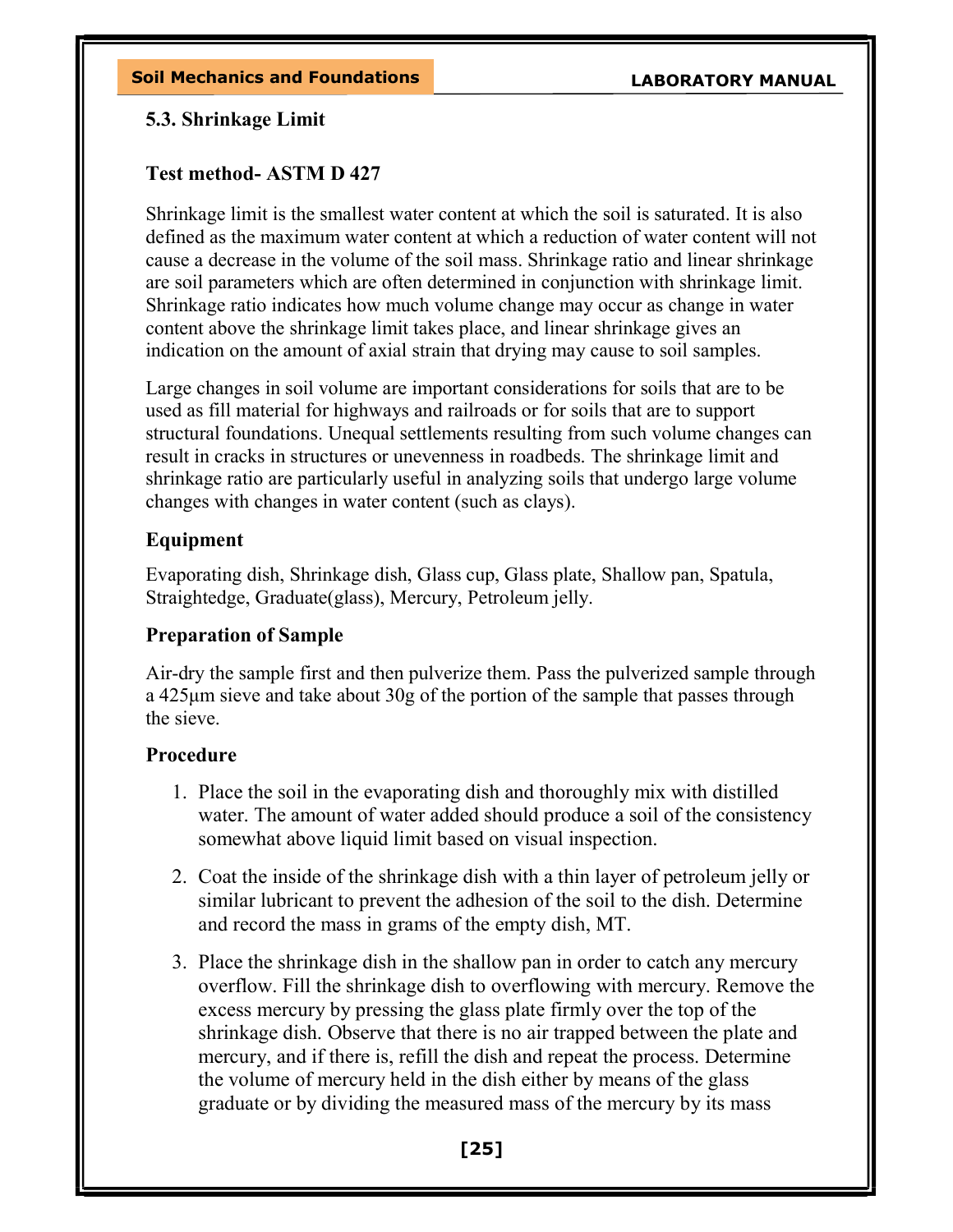### 5.3. Shrinkage Limit

#### Test method- ASTM D 427

Shrinkage limit is the smallest water content at which the soil is saturated. It is also defined as the maximum water content at which a reduction of water content will not cause a decrease in the volume of the soil mass. Shrinkage ratio and linear shrinkage are soil parameters which are often determined in conjunction with shrinkage limit. Shrinkage ratio indicates how much volume change may occur as change in water content above the shrinkage limit takes place, and linear shrinkage gives an indication on the amount of axial strain that drying may cause to soil samples.

Large changes in soil volume are important considerations for soils that are to be used as fill material for highways and railroads or for soils that are to support structural foundations. Unequal settlements resulting from such volume changes can result in cracks in structures or unevenness in roadbeds. The shrinkage limit and shrinkage ratio are particularly useful in analyzing soils that undergo large volume changes with changes in water content (such as clays).

#### Equipment

Evaporating dish, Shrinkage dish, Glass cup, Glass plate, Shallow pan, Spatula, Straightedge, Graduate(glass), Mercury, Petroleum jelly.

#### Preparation of Sample

Air-dry the sample first and then pulverize them. Pass the pulverized sample through a 425μm sieve and take about 30g of the portion of the sample that passes through the sieve.

#### Procedure

1. Place the soil in the evaporating dish and thoroughly mix with distilled water. The amount of water added should produce a soil of the consistency somewhat above liquid limit based on visual inspection.
2. Coat the inside of the shrinkage dish with a thin layer of petroleum jelly or similar lubricant to prevent the adhesion of the soil to the dish. Determine and record the mass in grams of the empty dish, MT.
3. Place the shrinkage dish in the shallow pan in order to catch any mercury overflow. Fill the shrinkage dish to overflowing with mercury. Remove the excess mercury by pressing the glass plate firmly over the top of the shrinkage dish. Observe that there is no air trapped between the plate and mercury, and if there is, refill the dish and repeat the process. Determine the volume of mercury held in the dish either by means of the glass graduate or by dividing the measured mass of the mercury by its mass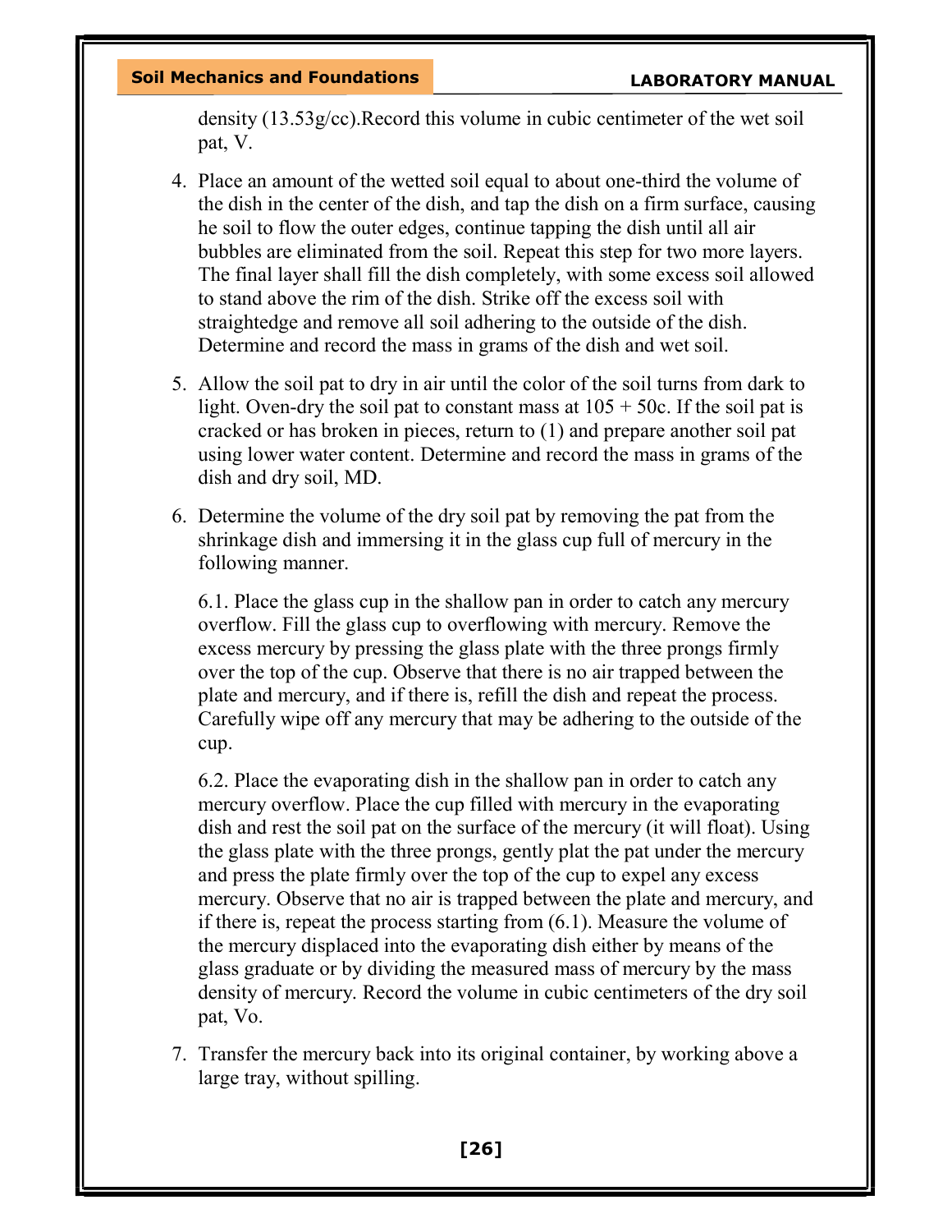density (13.53g/cc).Record this volume in cubic centimeter of the wet soil pat, V.

4. Place an amount of the wetted soil equal to about one-third the volume of the dish in the center of the dish, and tap the dish on a firm surface, causing he soil to flow the outer edges, continue tapping the dish until all air bubbles are eliminated from the soil. Repeat this step for two more layers. The final layer shall fill the dish completely, with some excess soil allowed to stand above the rim of the dish. Strike off the excess soil with straightedge and remove all soil adhering to the outside of the dish. Determine and record the mass in grams of the dish and wet soil.

5. Allow the soil pat to dry in air until the color of the soil turns from dark to light. Oven-dry the soil pat to constant mass at 105 + 50c. If the soil pat is cracked or has broken in pieces, return to (1) and prepare another soil pat using lower water content. Determine and record the mass in grams of the dish and dry soil, MD.

6. Determine the volume of the dry soil pat by removing the pat from the shrinkage dish and immersing it in the glass cup full of mercury in the following manner.

   6.1. Place the glass cup in the shallow pan in order to catch any mercury overflow. Fill the glass cup to overflowing with mercury. Remove the excess mercury by pressing the glass plate with the three prongs firmly over the top of the cup. Observe that there is no air trapped between the plate and mercury, and if there is, refill the dish and repeat the process. Carefully wipe off any mercury that may be adhering to the outside of the cup.

   6.2. Place the evaporating dish in the shallow pan in order to catch any mercury overflow. Place the cup filled with mercury in the evaporating dish and rest the soil pat on the surface of the mercury (it will float). Using the glass plate with the three prongs, gently plat the pat under the mercury and press the plate firmly over the top of the cup to expel any excess mercury. Observe that no air is trapped between the plate and mercury, and if there is, repeat the process starting from (6.1). Measure the volume of the mercury displaced into the evaporating dish either by means of the glass graduate or by dividing the measured mass of mercury by the mass density of mercury. Record the volume in cubic centimeters of the dry soil pat, Vo.

7. Transfer the mercury back into its original container, by working above a large tray, without spilling.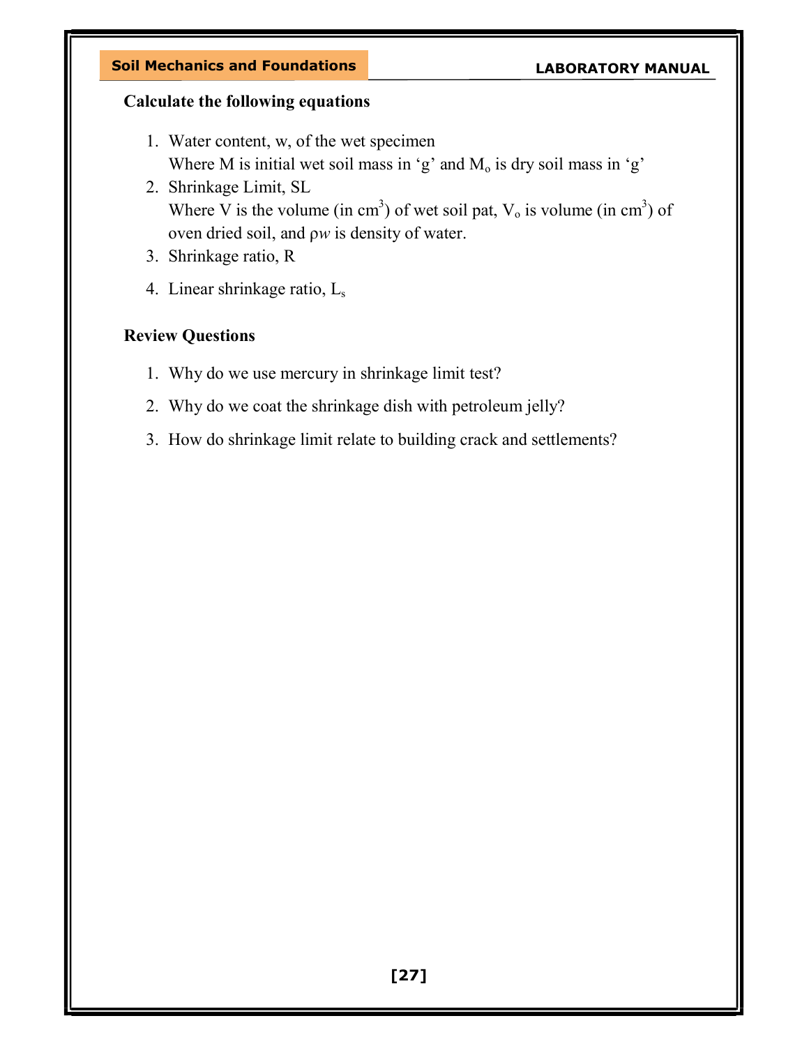**Calculate the following equations**

1. Water content, w, of the wet specimen
   Where M is initial wet soil mass in 'g' and $M_o$ is dry soil mass in 'g'
2. Shrinkage Limit, SL
   Where V is the volume (in $cm^3$) of wet soil pat, $V_o$ is volume (in $cm^3$) of oven dried soil, and $\rho w$ is density of water.
3. Shrinkage ratio, R
4. Linear shrinkage ratio, $L_s$

**Review Questions**

1. Why do we use mercury in shrinkage limit test?
2. Why do we coat the shrinkage dish with petroleum jelly?
3. How do shrinkage limit relate to building crack and settlements?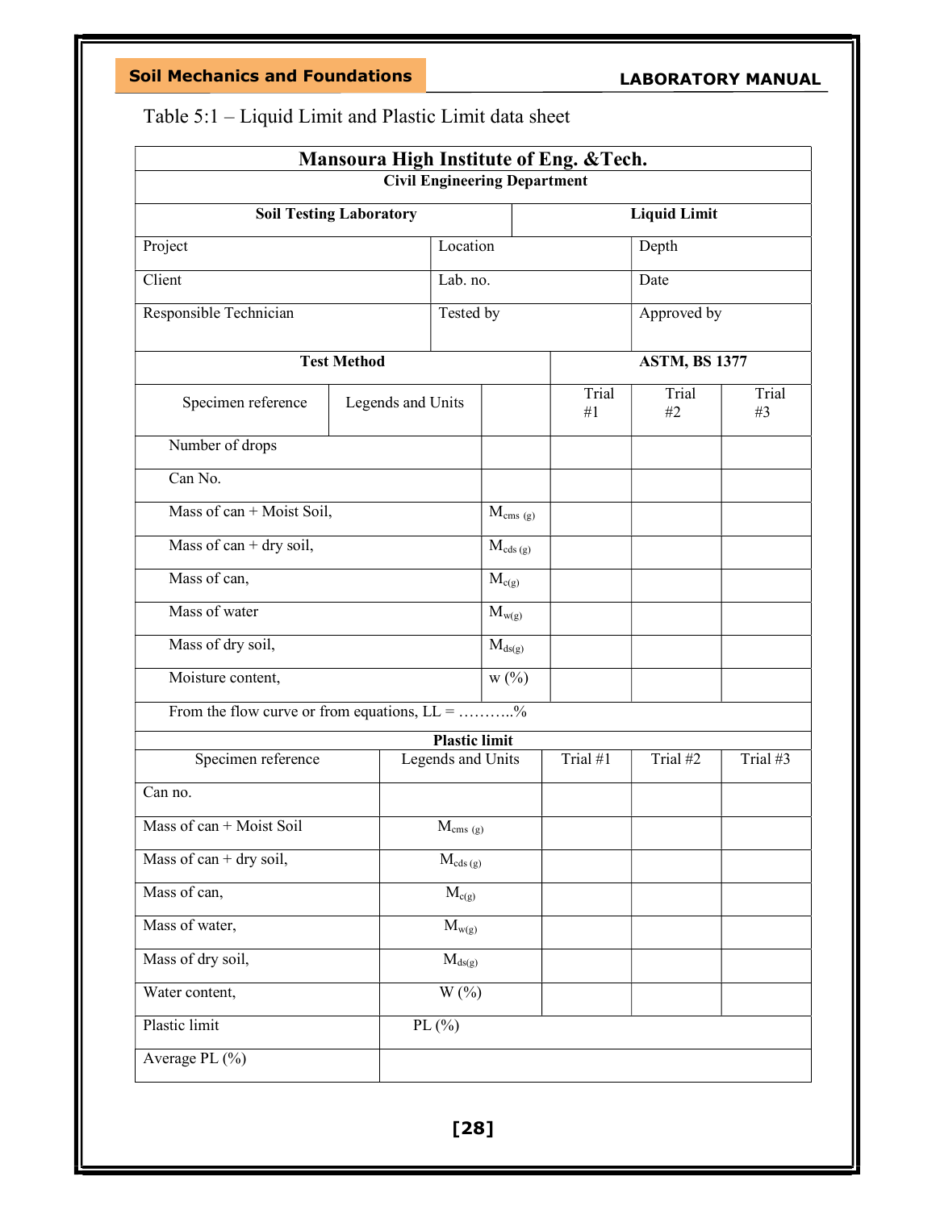Table 5:1 – Liquid Limit and Plastic Limit data sheet

| **Mansoura High Institute of Eng. &Tech.** | | | | | |
|---|---|---|---|---|---|
| **Civil Engineering Department** | | | | | |
| **Soil Testing Laboratory** | | | **Liquid Limit** | | |
| Project | | Location | | Depth | |
| Client | | Lab. no. | | Date | |
| Responsible Technician | | Tested by | | Approved by | |
| **Test Method** | | | **ASTM, BS 1377** | | |
| Specimen reference | Legends and Units | | Trial #1 | Trial #2 | Trial #3 |
| Number of drops | | | | | |
| Can No. | | | | | |
| Mass of can + Moist Soil, | | $M_{cms\ (g)}$ | | | |
| Mass of can + dry soil, | | $M_{cds\ (g)}$ | | | |
| Mass of can, | | $M_{c(g)}$ | | | |
| Mass of water | | $M_{w(g)}$ | | | |
| Mass of dry soil, | | $M_{ds(g)}$ | | | |
| Moisture content, | | w (%) | | | |
| From the flow curve or from equations, LL = ………..% | | | | | |

| **Plastic limit** | | | | |
|---|---|---|---|---|
| Specimen reference | Legends and Units | Trial #1 | Trial #2 | Trial #3 |
| Can no. | | | | |
| Mass of can + Moist Soil | $M_{cms\ (g)}$ | | | |
| Mass of can + dry soil, | $M_{cds\ (g)}$ | | | |
| Mass of can, | $M_{c(g)}$ | | | |
| Mass of water, | $M_{w(g)}$ | | | |
| Mass of dry soil, | $M_{ds(g)}$ | | | |
| Water content, | W (%) | | | |
| Plastic limit | PL (%) | | | |
| Average PL (%) | | | | |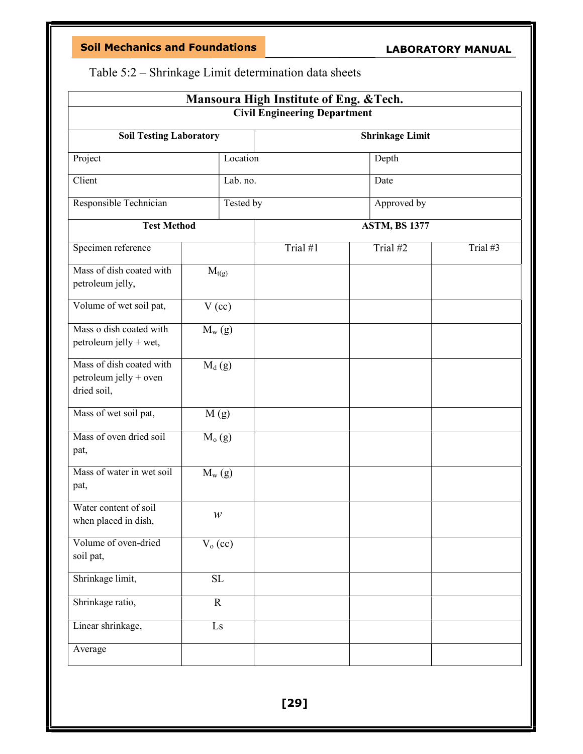Table 5:2 – Shrinkage Limit determination data sheets

| **Mansoura High Institute of Eng. &Tech.** | | | | |
|---|---|---|---|---|
| **Civil Engineering Department** | | | | |
| **Soil Testing Laboratory** | | **Shrinkage Limit** | | |
| Project | Location | | Depth | |
| Client | Lab. no. | | Date | |
| Responsible Technician | Tested by | | Approved by | |
| **Test Method** | | **ASTM, BS 1377** | | |
| Specimen reference | | Trial #1 | Trial #2 | Trial #3 |
| Mass of dish coated with petroleum jelly, | $M_{t(g)}$ | | | |
| Volume of wet soil pat, | V (cc) | | | |
| Mass o dish coated with petroleum jelly + wet, | $M_w$ (g) | | | |
| Mass of dish coated with petroleum jelly + oven dried soil, | $M_d$ (g) | | | |
| Mass of wet soil pat, | M (g) | | | |
| Mass of oven dried soil pat, | $M_o$ (g) | | | |
| Mass of water in wet soil pat, | $M_w$ (g) | | | |
| Water content of soil when placed in dish, | $w$ | | | |
| Volume of oven-dried soil pat, | $V_o$ (cc) | | | |
| Shrinkage limit, | SL | | | |
| Shrinkage ratio, | R | | | |
| Linear shrinkage, | Ls | | | |
| Average | | | | |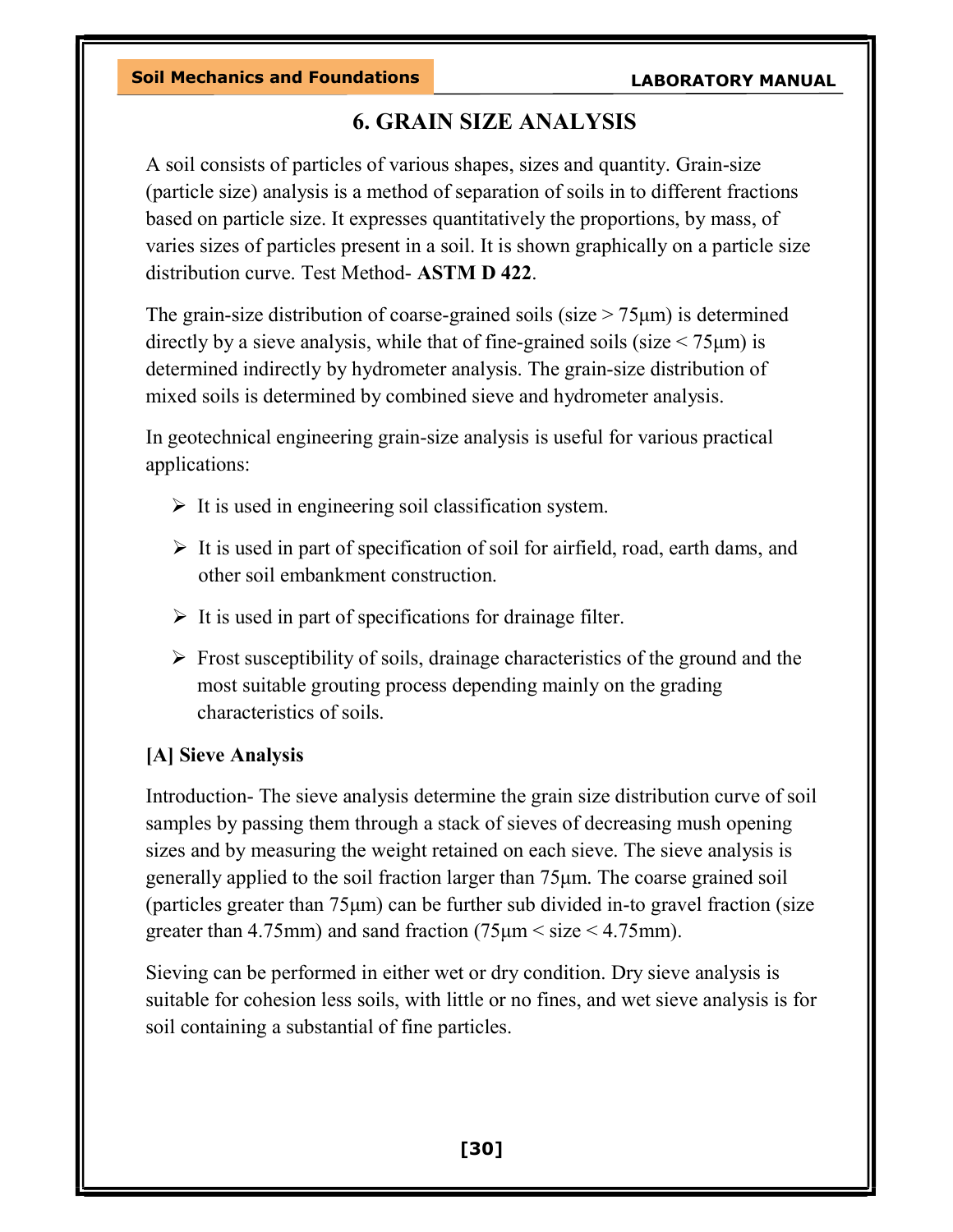# 6. GRAIN SIZE ANALYSIS

A soil consists of particles of various shapes, sizes and quantity. Grain-size (particle size) analysis is a method of separation of soils in to different fractions based on particle size. It expresses quantitatively the proportions, by mass, of varies sizes of particles present in a soil. It is shown graphically on a particle size distribution curve. Test Method- **ASTM D 422**.

The grain-size distribution of coarse-grained soils (size > 75μm) is determined directly by a sieve analysis, while that of fine-grained soils (size < 75μm) is determined indirectly by hydrometer analysis. The grain-size distribution of mixed soils is determined by combined sieve and hydrometer analysis.

In geotechnical engineering grain-size analysis is useful for various practical applications:

- It is used in engineering soil classification system.
- It is used in part of specification of soil for airfield, road, earth dams, and other soil embankment construction.
- It is used in part of specifications for drainage filter.
- Frost susceptibility of soils, drainage characteristics of the ground and the most suitable grouting process depending mainly on the grading characteristics of soils.

### [A] Sieve Analysis

Introduction- The sieve analysis determine the grain size distribution curve of soil samples by passing them through a stack of sieves of decreasing mush opening sizes and by measuring the weight retained on each sieve. The sieve analysis is generally applied to the soil fraction larger than 75μm. The coarse grained soil (particles greater than 75μm) can be further sub divided in-to gravel fraction (size greater than 4.75mm) and sand fraction (75μm < size < 4.75mm).

Sieving can be performed in either wet or dry condition. Dry sieve analysis is suitable for cohesion less soils, with little or no fines, and wet sieve analysis is for soil containing a substantial of fine particles.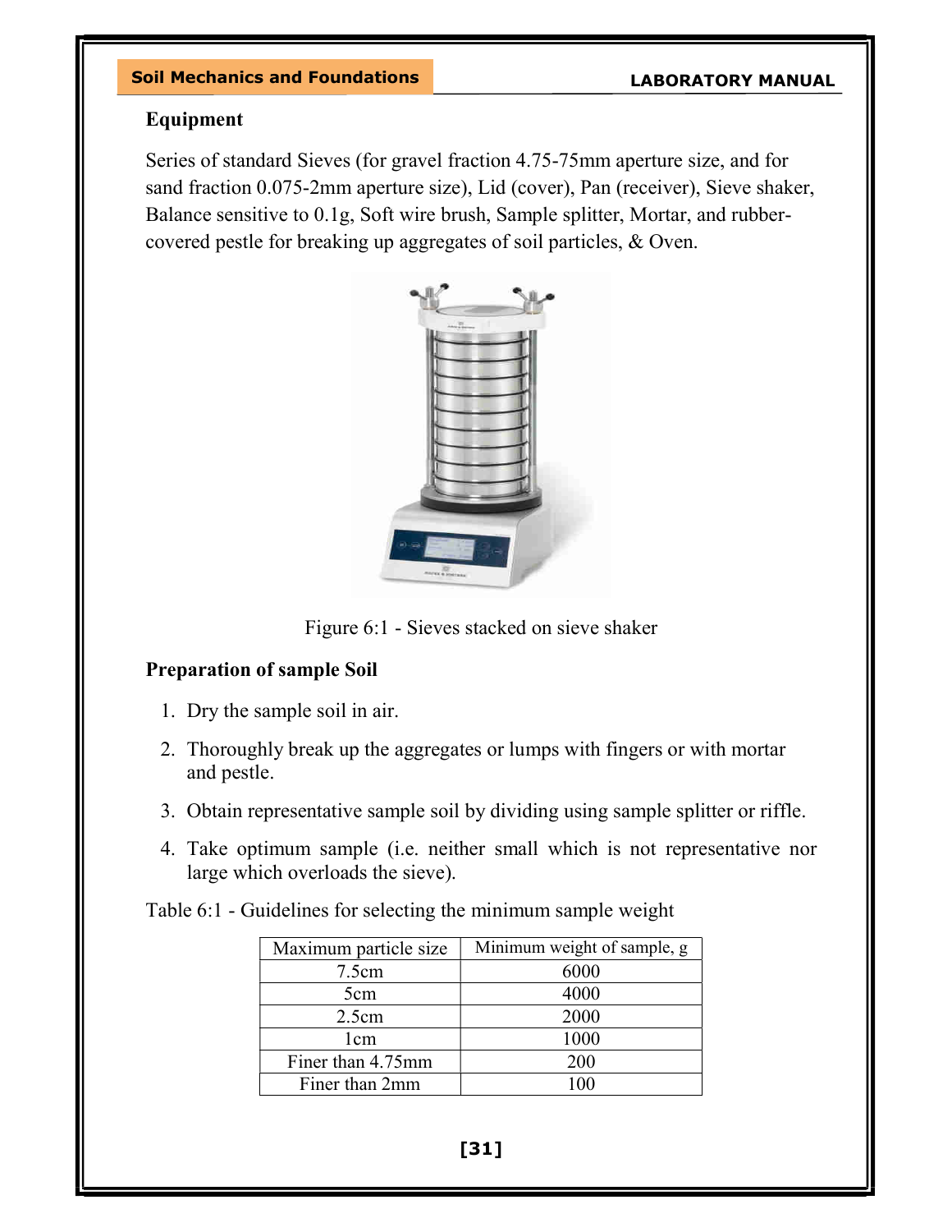## Equipment

Series of standard Sieves (for gravel fraction 4.75-75mm aperture size, and for sand fraction 0.075-2mm aperture size), Lid (cover), Pan (receiver), Sieve shaker, Balance sensitive to 0.1g, Soft wire brush, Sample splitter, Mortar, and rubber-covered pestle for breaking up aggregates of soil particles, & Oven.

Figure 6:1 - Sieves stacked on sieve shaker

## Preparation of sample Soil

1. Dry the sample soil in air.
2. Thoroughly break up the aggregates or lumps with fingers or with mortar and pestle.
3. Obtain representative sample soil by dividing using sample splitter or riffle.
4. Take optimum sample (i.e. neither small which is not representative nor large which overloads the sieve).

Table 6:1 - Guidelines for selecting the minimum sample weight

| Maximum particle size | Minimum weight of sample, g |
|---|---|
| 7.5cm | 6000 |
| 5cm | 4000 |
| 2.5cm | 2000 |
| 1cm | 1000 |
| Finer than 4.75mm | 200 |
| Finer than 2mm | 100 |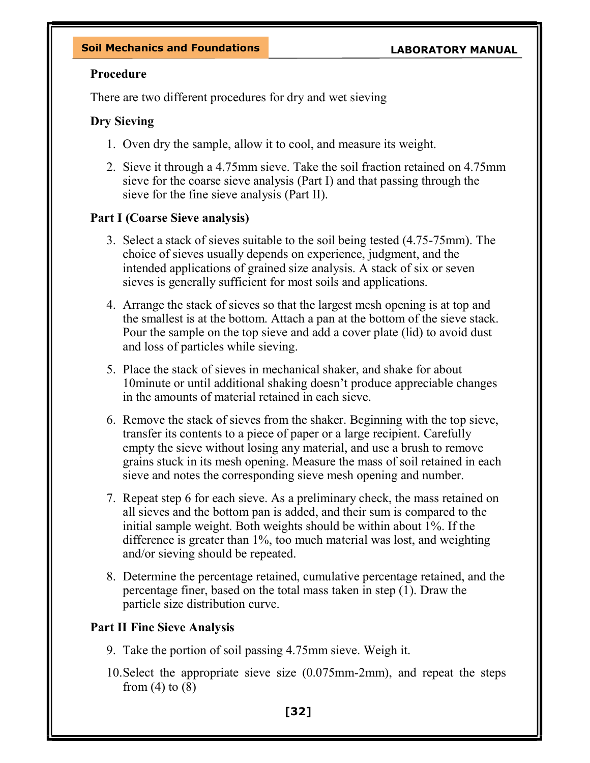**Procedure**

There are two different procedures for dry and wet sieving

**Dry Sieving**

1. Oven dry the sample, allow it to cool, and measure its weight.
2. Sieve it through a 4.75mm sieve. Take the soil fraction retained on 4.75mm sieve for the coarse sieve analysis (Part I) and that passing through the sieve for the fine sieve analysis (Part II).

**Part I (Coarse Sieve analysis)**

3. Select a stack of sieves suitable to the soil being tested (4.75-75mm). The choice of sieves usually depends on experience, judgment, and the intended applications of grained size analysis. A stack of six or seven sieves is generally sufficient for most soils and applications.
4. Arrange the stack of sieves so that the largest mesh opening is at top and the smallest is at the bottom. Attach a pan at the bottom of the sieve stack. Pour the sample on the top sieve and add a cover plate (lid) to avoid dust and loss of particles while sieving.
5. Place the stack of sieves in mechanical shaker, and shake for about 10minute or until additional shaking doesn't produce appreciable changes in the amounts of material retained in each sieve.
6. Remove the stack of sieves from the shaker. Beginning with the top sieve, transfer its contents to a piece of paper or a large recipient. Carefully empty the sieve without losing any material, and use a brush to remove grains stuck in its mesh opening. Measure the mass of soil retained in each sieve and notes the corresponding sieve mesh opening and number.
7. Repeat step 6 for each sieve. As a preliminary check, the mass retained on all sieves and the bottom pan is added, and their sum is compared to the initial sample weight. Both weights should be within about 1%. If the difference is greater than 1%, too much material was lost, and weighting and/or sieving should be repeated.
8. Determine the percentage retained, cumulative percentage retained, and the percentage finer, based on the total mass taken in step (1). Draw the particle size distribution curve.

**Part II Fine Sieve Analysis**

9. Take the portion of soil passing 4.75mm sieve. Weigh it.
10. Select the appropriate sieve size (0.075mm-2mm), and repeat the steps from (4) to (8)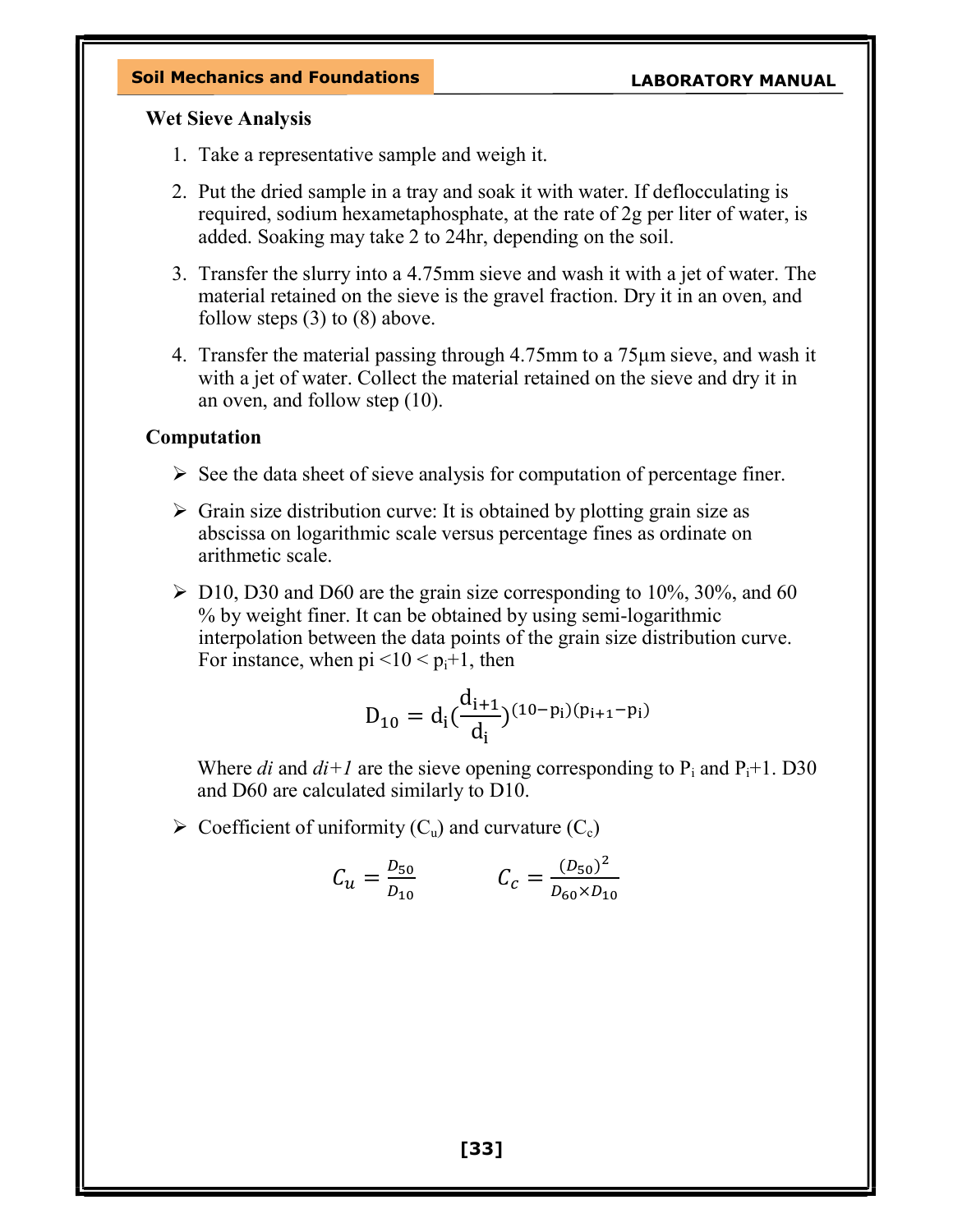### Wet Sieve Analysis

1. Take a representative sample and weigh it.
2. Put the dried sample in a tray and soak it with water. If deflocculating is required, sodium hexametaphosphate, at the rate of 2g per liter of water, is added. Soaking may take 2 to 24hr, depending on the soil.
3. Transfer the slurry into a 4.75mm sieve and wash it with a jet of water. The material retained on the sieve is the gravel fraction. Dry it in an oven, and follow steps (3) to (8) above.
4. Transfer the material passing through 4.75mm to a 75μm sieve, and wash it with a jet of water. Collect the material retained on the sieve and dry it in an oven, and follow step (10).

### Computation

- See the data sheet of sieve analysis for computation of percentage finer.
- Grain size distribution curve: It is obtained by plotting grain size as abscissa on logarithmic scale versus percentage fines as ordinate on arithmetic scale.
- D10, D30 and D60 are the grain size corresponding to 10%, 30%, and 60 % by weight finer. It can be obtained by using semi-logarithmic interpolation between the data points of the grain size distribution curve. For instance, when pi <10 < $p_i$+1, then

  $$D_{10} = d_i\left(\frac{d_{i+1}}{d_i}\right)^{(10-p_i)(p_{i+1}-p_i)}$$

  Where *di* and *di+1* are the sieve opening corresponding to $P_i$ and $P_i$+1. D30 and D60 are calculated similarly to D10.

- Coefficient of uniformity ($C_u$) and curvature ($C_c$)

  $$C_u = \frac{D_{50}}{D_{10}} \qquad C_c = \frac{(D_{50})^2}{D_{60} \times D_{10}}$$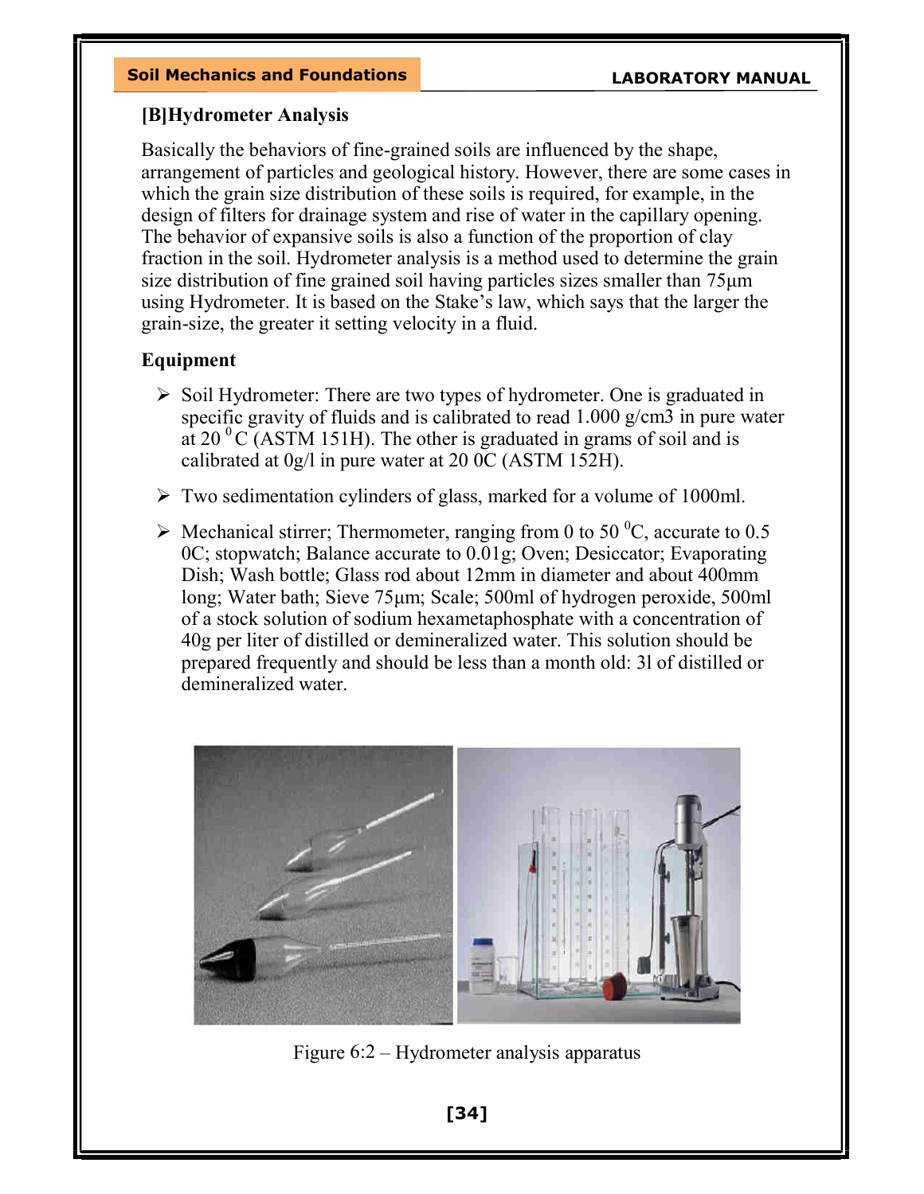## [B]Hydrometer Analysis

Basically the behaviors of fine-grained soils are influenced by the shape, arrangement of particles and geological history. However, there are some cases in which the grain size distribution of these soils is required, for example, in the design of filters for drainage system and rise of water in the capillary opening. The behavior of expansive soils is also a function of the proportion of clay fraction in the soil. Hydrometer analysis is a method used to determine the grain size distribution of fine grained soil having particles sizes smaller than 75μm using Hydrometer. It is based on the Stake's law, which says that the larger the grain-size, the greater it setting velocity in a fluid.

### Equipment

- Soil Hydrometer: There are two types of hydrometer. One is graduated in specific gravity of fluids and is calibrated to read 1.000 g/cm3 in pure water at 20 $^0$C (ASTM 151H). The other is graduated in grams of soil and is calibrated at 0g/l in pure water at 20 0C (ASTM 152H).
- Two sedimentation cylinders of glass, marked for a volume of 1000ml.
- Mechanical stirrer; Thermometer, ranging from 0 to 50 $^0$C, accurate to 0.5 0C; stopwatch; Balance accurate to 0.01g; Oven; Desiccator; Evaporating Dish; Wash bottle; Glass rod about 12mm in diameter and about 400mm long; Water bath; Sieve 75μm; Scale; 500ml of hydrogen peroxide, 500ml of a stock solution of sodium hexametaphosphate with a concentration of 40g per liter of distilled or demineralized water. This solution should be prepared frequently and should be less than a month old: 3l of distilled or demineralized water.

Figure 6:2 – Hydrometer analysis apparatus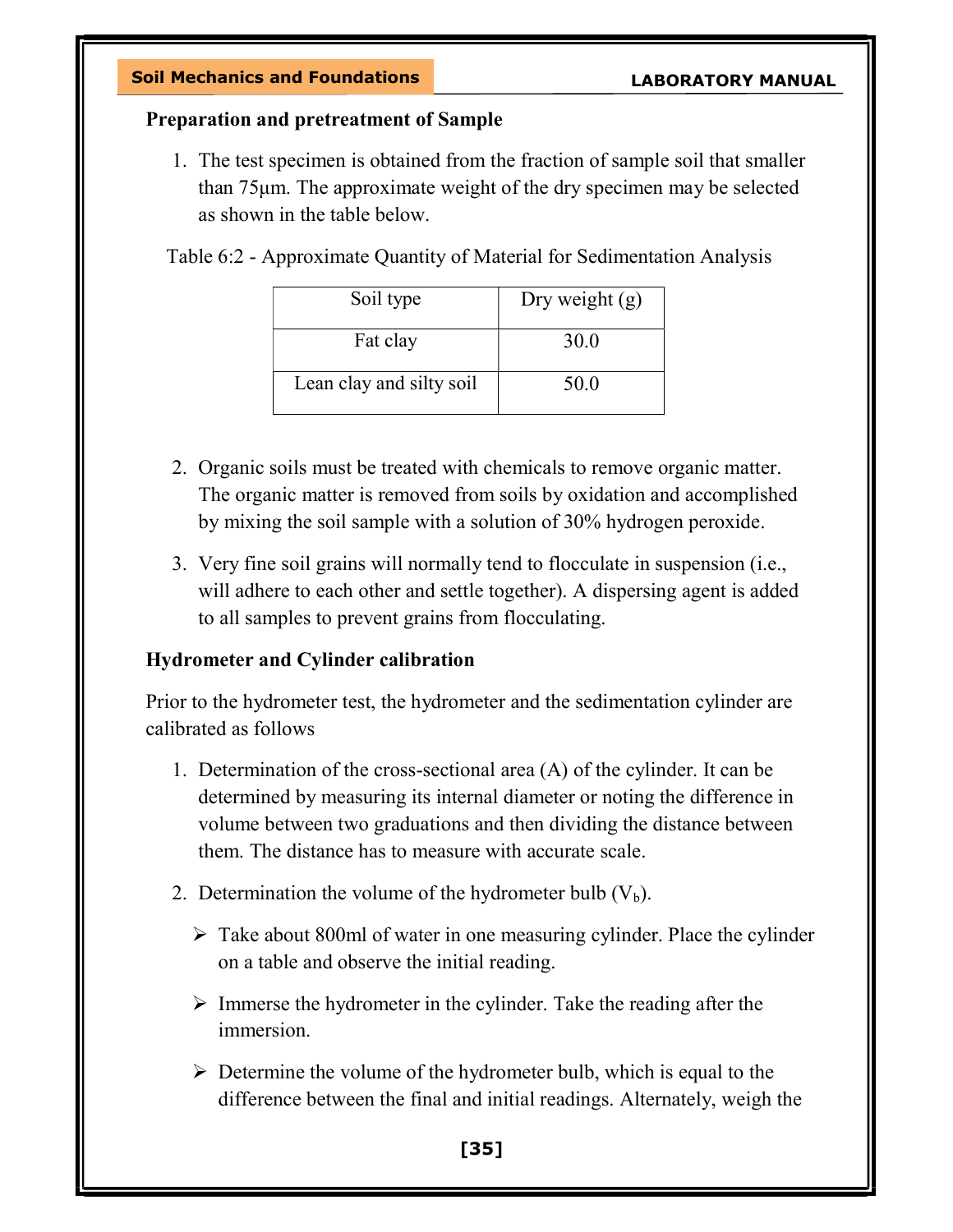**Preparation and pretreatment of Sample**

1. The test specimen is obtained from the fraction of sample soil that smaller than 75µm. The approximate weight of the dry specimen may be selected as shown in the table below.

Table 6:2 - Approximate Quantity of Material for Sedimentation Analysis

| Soil type | Dry weight (g) |
|---|---|
| Fat clay | 30.0 |
| Lean clay and silty soil | 50.0 |

2. Organic soils must be treated with chemicals to remove organic matter. The organic matter is removed from soils by oxidation and accomplished by mixing the soil sample with a solution of 30% hydrogen peroxide.

3. Very fine soil grains will normally tend to flocculate in suspension (i.e., will adhere to each other and settle together). A dispersing agent is added to all samples to prevent grains from flocculating.

**Hydrometer and Cylinder calibration**

Prior to the hydrometer test, the hydrometer and the sedimentation cylinder are calibrated as follows

1. Determination of the cross-sectional area (A) of the cylinder. It can be determined by measuring its internal diameter or noting the difference in volume between two graduations and then dividing the distance between them. The distance has to measure with accurate scale.

2. Determination the volume of the hydrometer bulb ($V_b$).

   - Take about 800ml of water in one measuring cylinder. Place the cylinder on a table and observe the initial reading.
   - Immerse the hydrometer in the cylinder. Take the reading after the immersion.
   - Determine the volume of the hydrometer bulb, which is equal to the difference between the final and initial readings. Alternately, weigh the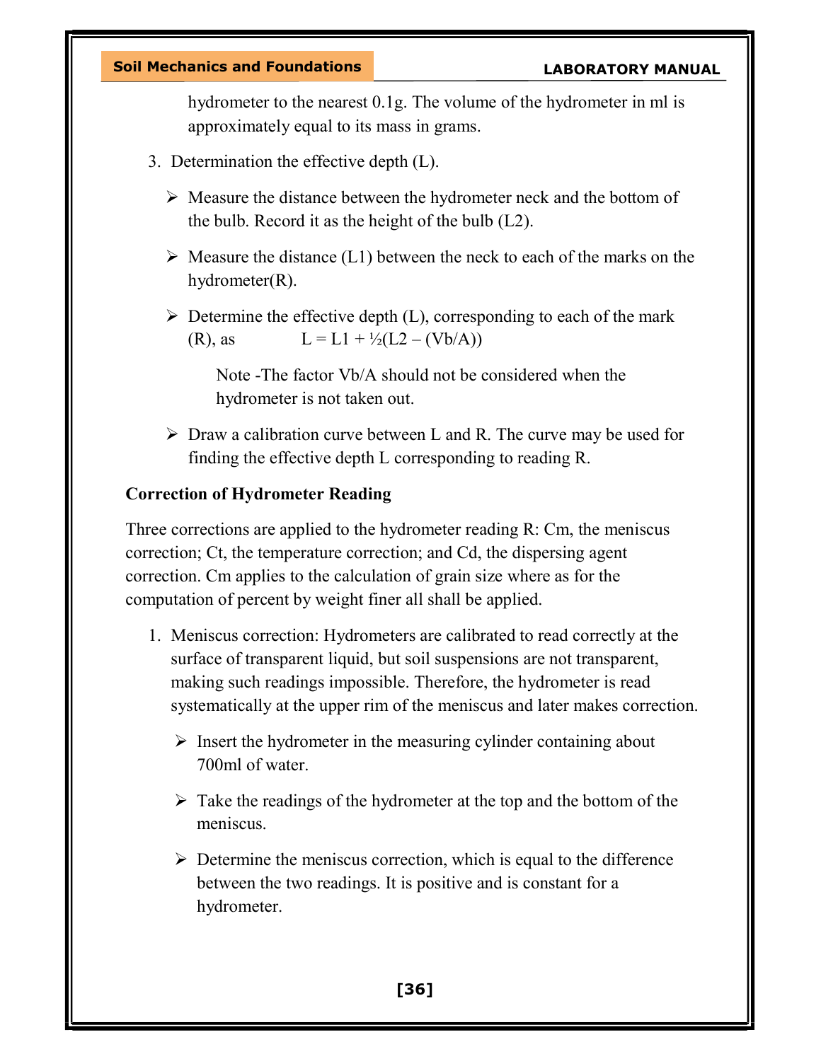hydrometer to the nearest 0.1g. The volume of the hydrometer in ml is approximately equal to its mass in grams.

3. Determination the effective depth (L).

   - Measure the distance between the hydrometer neck and the bottom of the bulb. Record it as the height of the bulb ($L_2$).
   - Measure the distance ($L_1$) between the neck to each of the marks on the hydrometer(R).
   - Determine the effective depth (L), corresponding to each of the mark (R), as $L = L_1 + \frac{1}{2}(L_2 - (V_b/A))$

     Note -The factor $V_b/A$ should not be considered when the hydrometer is not taken out.

   - Draw a calibration curve between L and R. The curve may be used for finding the effective depth L corresponding to reading R.

**Correction of Hydrometer Reading**

Three corrections are applied to the hydrometer reading R: $C_m$, the meniscus correction; $C_t$, the temperature correction; and $C_d$, the dispersing agent correction. $C_m$ applies to the calculation of grain size where as for the computation of percent by weight finer all shall be applied.

1. Meniscus correction: Hydrometers are calibrated to read correctly at the surface of transparent liquid, but soil suspensions are not transparent, making such readings impossible. Therefore, the hydrometer is read systematically at the upper rim of the meniscus and later makes correction.

   - Insert the hydrometer in the measuring cylinder containing about 700ml of water.
   - Take the readings of the hydrometer at the top and the bottom of the meniscus.
   - Determine the meniscus correction, which is equal to the difference between the two readings. It is positive and is constant for a hydrometer.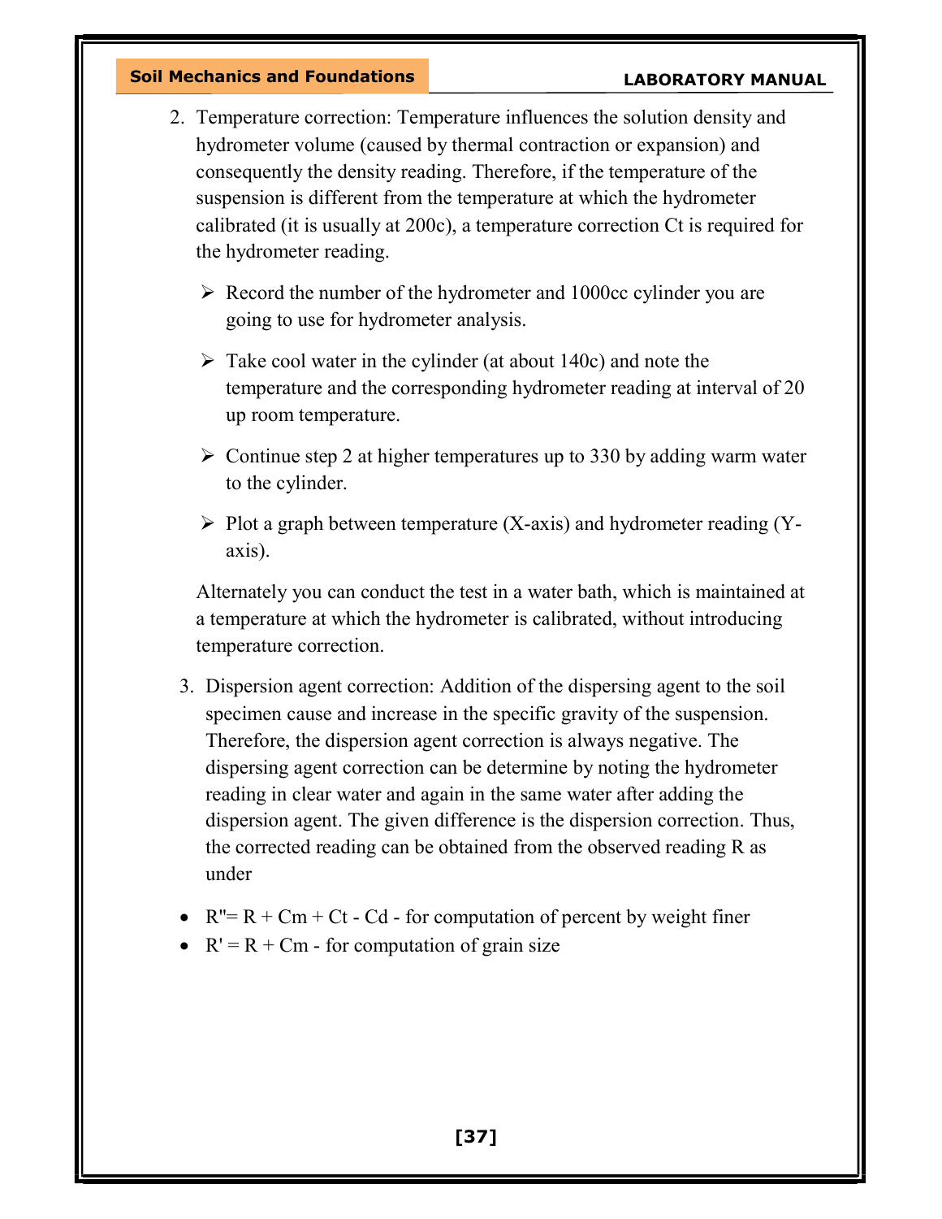2. Temperature correction: Temperature influences the solution density and hydrometer volume (caused by thermal contraction or expansion) and consequently the density reading. Therefore, if the temperature of the suspension is different from the temperature at which the hydrometer calibrated (it is usually at 200c), a temperature correction Ct is required for the hydrometer reading.

   - Record the number of the hydrometer and 1000cc cylinder you are going to use for hydrometer analysis.
   - Take cool water in the cylinder (at about 140c) and note the temperature and the corresponding hydrometer reading at interval of 20 up room temperature.
   - Continue step 2 at higher temperatures up to 330 by adding warm water to the cylinder.
   - Plot a graph between temperature (X-axis) and hydrometer reading (Y-axis).

   Alternately you can conduct the test in a water bath, which is maintained at a temperature at which the hydrometer is calibrated, without introducing temperature correction.

3. Dispersion agent correction: Addition of the dispersing agent to the soil specimen cause and increase in the specific gravity of the suspension. Therefore, the dispersion agent correction is always negative. The dispersing agent correction can be determine by noting the hydrometer reading in clear water and again in the same water after adding the dispersion agent. The given difference is the dispersion correction. Thus, the corrected reading can be obtained from the observed reading R as under

- R" = R + Cm + Ct - Cd - for computation of percent by weight finer
- R' = R + Cm - for computation of grain size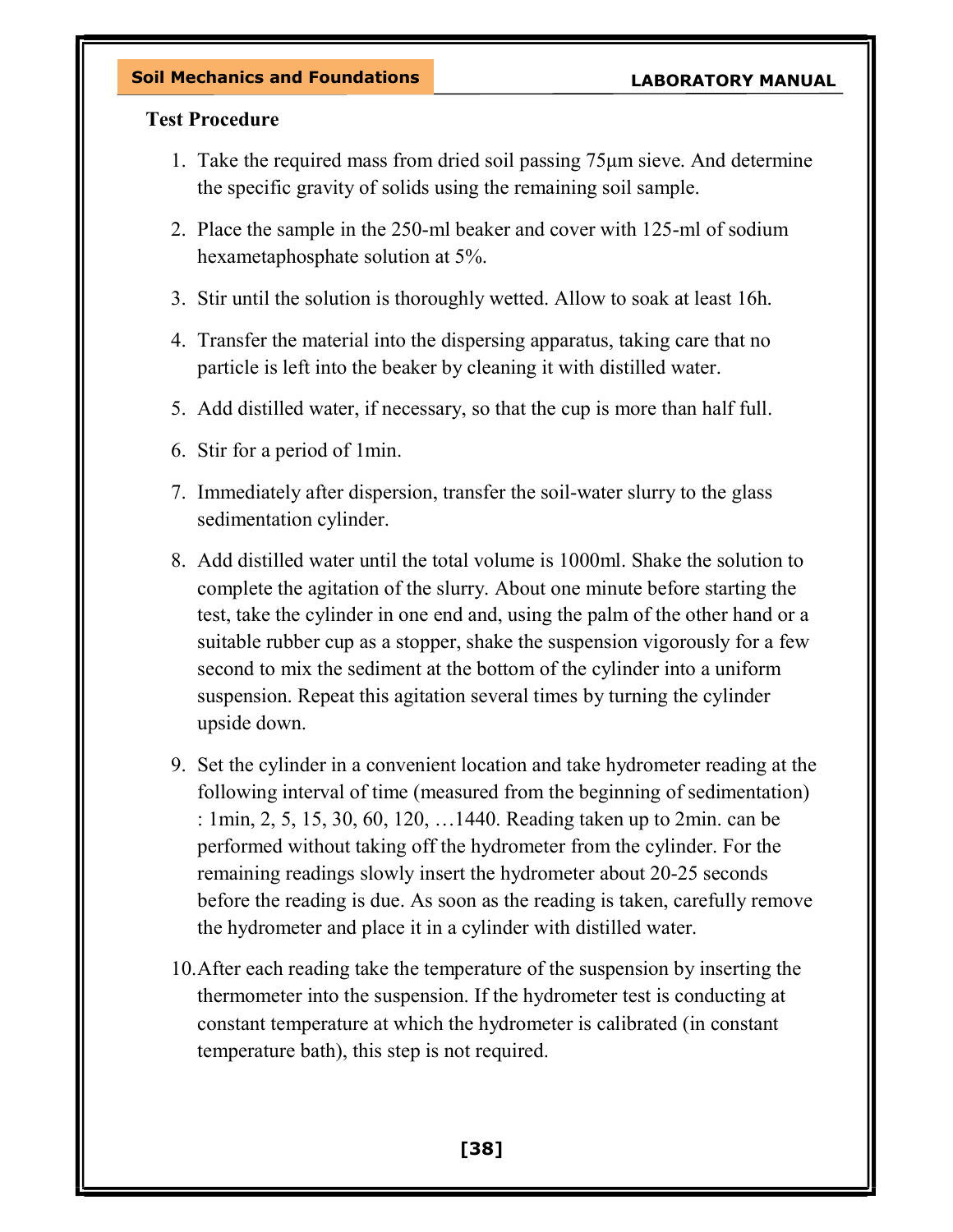**Test Procedure**

1. Take the required mass from dried soil passing 75µm sieve. And determine the specific gravity of solids using the remaining soil sample.

2. Place the sample in the 250-ml beaker and cover with 125-ml of sodium hexametaphosphate solution at 5%.

3. Stir until the solution is thoroughly wetted. Allow to soak at least 16h.

4. Transfer the material into the dispersing apparatus, taking care that no particle is left into the beaker by cleaning it with distilled water.

5. Add distilled water, if necessary, so that the cup is more than half full.

6. Stir for a period of 1min.

7. Immediately after dispersion, transfer the soil-water slurry to the glass sedimentation cylinder.

8. Add distilled water until the total volume is 1000ml. Shake the solution to complete the agitation of the slurry. About one minute before starting the test, take the cylinder in one end and, using the palm of the other hand or a suitable rubber cup as a stopper, shake the suspension vigorously for a few second to mix the sediment at the bottom of the cylinder into a uniform suspension. Repeat this agitation several times by turning the cylinder upside down.

9. Set the cylinder in a convenient location and take hydrometer reading at the following interval of time (measured from the beginning of sedimentation) : 1min, 2, 5, 15, 30, 60, 120, …1440. Reading taken up to 2min. can be performed without taking off the hydrometer from the cylinder. For the remaining readings slowly insert the hydrometer about 20-25 seconds before the reading is due. As soon as the reading is taken, carefully remove the hydrometer and place it in a cylinder with distilled water.

10. After each reading take the temperature of the suspension by inserting the thermometer into the suspension. If the hydrometer test is conducting at constant temperature at which the hydrometer is calibrated (in constant temperature bath), this step is not required.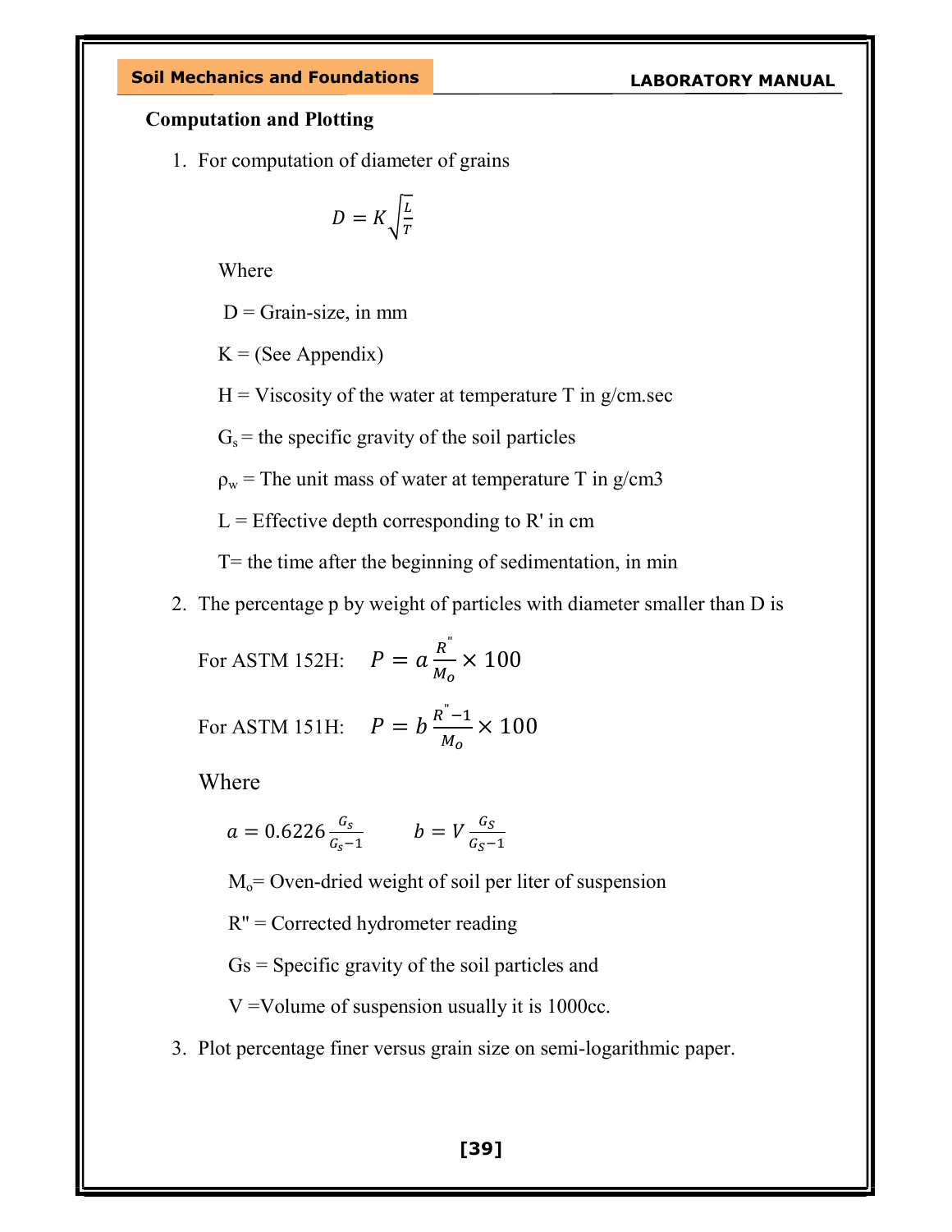**Computation and Plotting**

1. For computation of diameter of grains

$$D = K\sqrt{\frac{L}{T}}$$

Where

D = Grain-size, in mm

K = (See Appendix)

H = Viscosity of the water at temperature T in g/cm.sec

$G_s$ = the specific gravity of the soil particles

$\rho_w$ = The unit mass of water at temperature T in g/cm3

L = Effective depth corresponding to R' in cm

T= the time after the beginning of sedimentation, in min

2. The percentage p by weight of particles with diameter smaller than D is

For ASTM 152H: $P = a\frac{R''}{M_o} \times 100$

For ASTM 151H: $P = b\frac{R''-1}{M_o} \times 100$

Where

$a = 0.6226\frac{G_s}{G_s-1}$ $\quad$ $b = V\frac{G_S}{G_S-1}$

$M_o$= Oven-dried weight of soil per liter of suspension

R" = Corrected hydrometer reading

Gs = Specific gravity of the soil particles and

V =Volume of suspension usually it is 1000cc.

3. Plot percentage finer versus grain size on semi-logarithmic paper.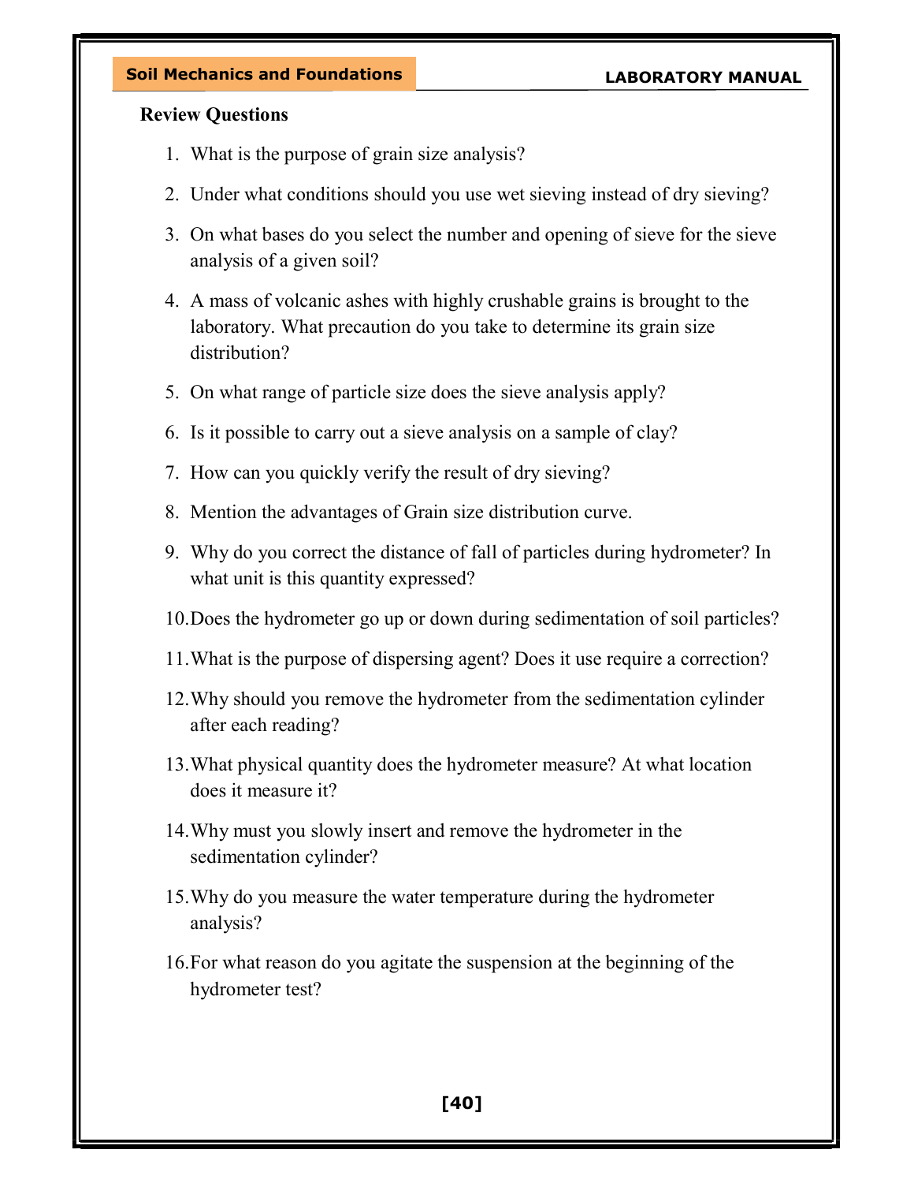**Review Questions**

1. What is the purpose of grain size analysis?
2. Under what conditions should you use wet sieving instead of dry sieving?
3. On what bases do you select the number and opening of sieve for the sieve analysis of a given soil?
4. A mass of volcanic ashes with highly crushable grains is brought to the laboratory. What precaution do you take to determine its grain size distribution?
5. On what range of particle size does the sieve analysis apply?
6. Is it possible to carry out a sieve analysis on a sample of clay?
7. How can you quickly verify the result of dry sieving?
8. Mention the advantages of Grain size distribution curve.
9. Why do you correct the distance of fall of particles during hydrometer? In what unit is this quantity expressed?
10. Does the hydrometer go up or down during sedimentation of soil particles?
11. What is the purpose of dispersing agent? Does it use require a correction?
12. Why should you remove the hydrometer from the sedimentation cylinder after each reading?
13. What physical quantity does the hydrometer measure? At what location does it measure it?
14. Why must you slowly insert and remove the hydrometer in the sedimentation cylinder?
15. Why do you measure the water temperature during the hydrometer analysis?
16. For what reason do you agitate the suspension at the beginning of the hydrometer test?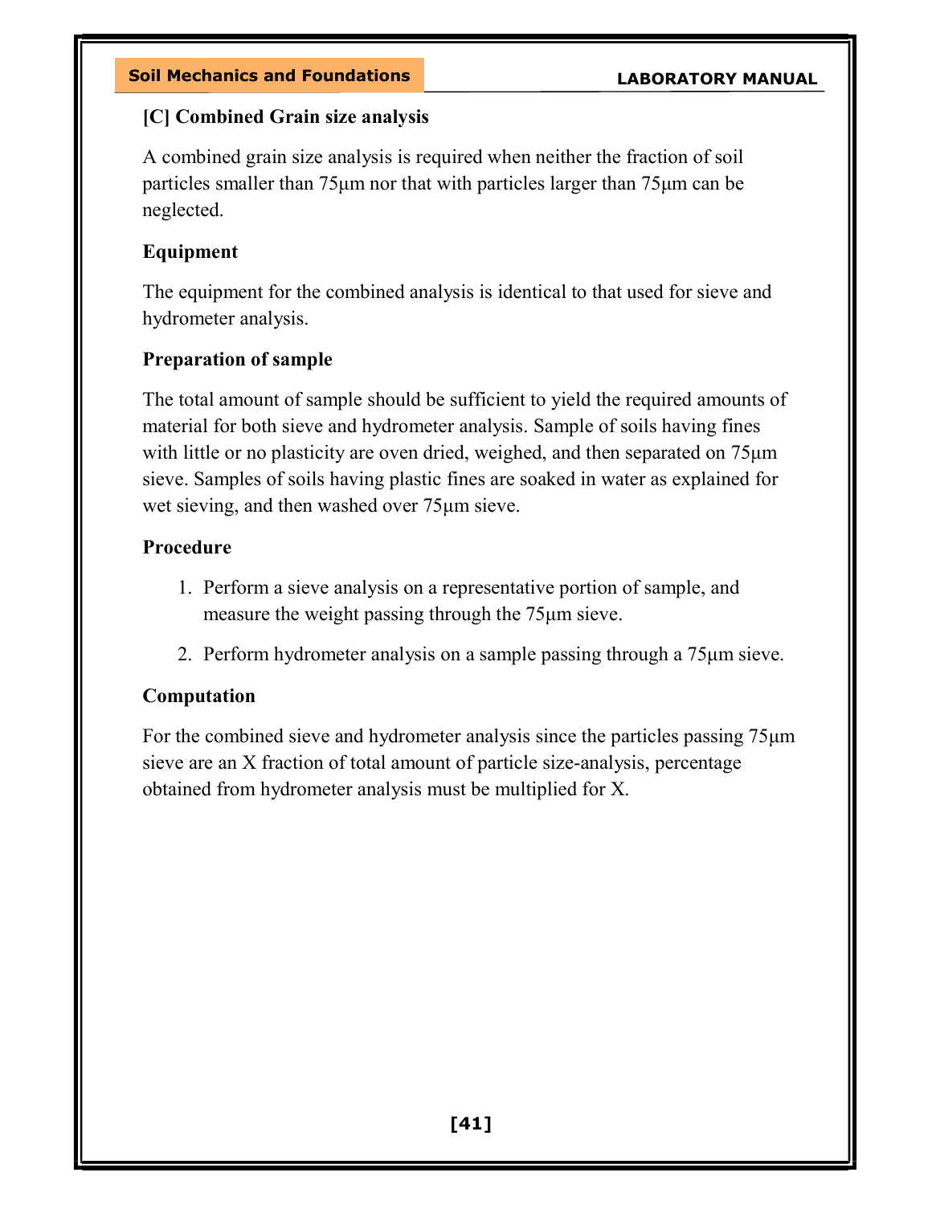### [C] Combined Grain size analysis

A combined grain size analysis is required when neither the fraction of soil particles smaller than 75µm nor that with particles larger than 75µm can be neglected.

#### Equipment

The equipment for the combined analysis is identical to that used for sieve and hydrometer analysis.

#### Preparation of sample

The total amount of sample should be sufficient to yield the required amounts of material for both sieve and hydrometer analysis. Sample of soils having fines with little or no plasticity are oven dried, weighed, and then separated on 75µm sieve. Samples of soils having plastic fines are soaked in water as explained for wet sieving, and then washed over 75µm sieve.

#### Procedure

1. Perform a sieve analysis on a representative portion of sample, and measure the weight passing through the 75µm sieve.
2. Perform hydrometer analysis on a sample passing through a 75µm sieve.

#### Computation

For the combined sieve and hydrometer analysis since the particles passing 75µm sieve are an X fraction of total amount of particle size-analysis, percentage obtained from hydrometer analysis must be multiplied for X.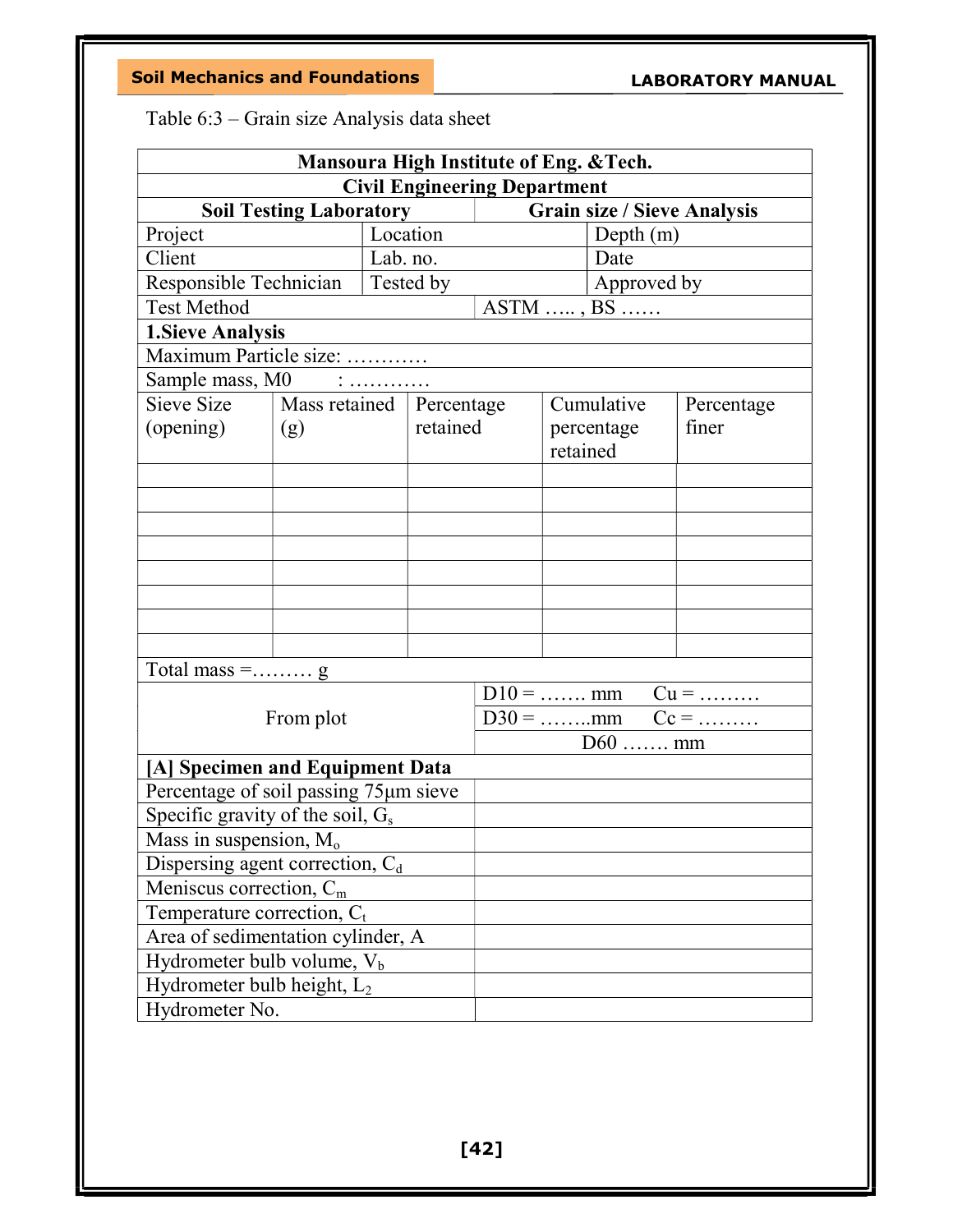Table 6:3 – Grain size Analysis data sheet

| Mansoura High Institute of Eng. &Tech. | | | | |
|---|---|---|---|---|
| **Civil Engineering Department** | | | | |
| **Soil Testing Laboratory** | | **Grain size / Sieve Analysis** | | |
| Project | Location | | Depth (m) | |
| Client | Lab. no. | | Date | |
| Responsible Technician | Tested by | | Approved by | |
| Test Method | | ASTM ….. , BS …… | | |
| **1.Sieve Analysis** | | | | |
| Maximum Particle size: ………… | | | | |
| Sample mass, M0 : ………… | | | | |
| Sieve Size (opening) | Mass retained (g) | Percentage retained | Cumulative percentage retained | Percentage finer |
| | | | | |
| | | | | |
| | | | | |
| | | | | |
| | | | | |
| | | | | |
| | | | | |
| | | | | |
| Total mass =……… g | | | | |
| From plot | | D10 = ……. mm Cu = ……… | | |
| | | D30 = ……..mm Cc = ……… | | |
| | | D60 ……. mm | | |
| **[A] Specimen and Equipment Data** | | | | |
| Percentage of soil passing 75µm sieve | | | | |
| Specific gravity of the soil, $G_s$ | | | | |
| Mass in suspension, $M_o$ | | | | |
| Dispersing agent correction, $C_d$ | | | | |
| Meniscus correction, $C_m$ | | | | |
| Temperature correction, $C_t$ | | | | |
| Area of sedimentation cylinder, A | | | | |
| Hydrometer bulb volume, $V_b$ | | | | |
| Hydrometer bulb height, $L_2$ | | | | |
| Hydrometer No. | | | | |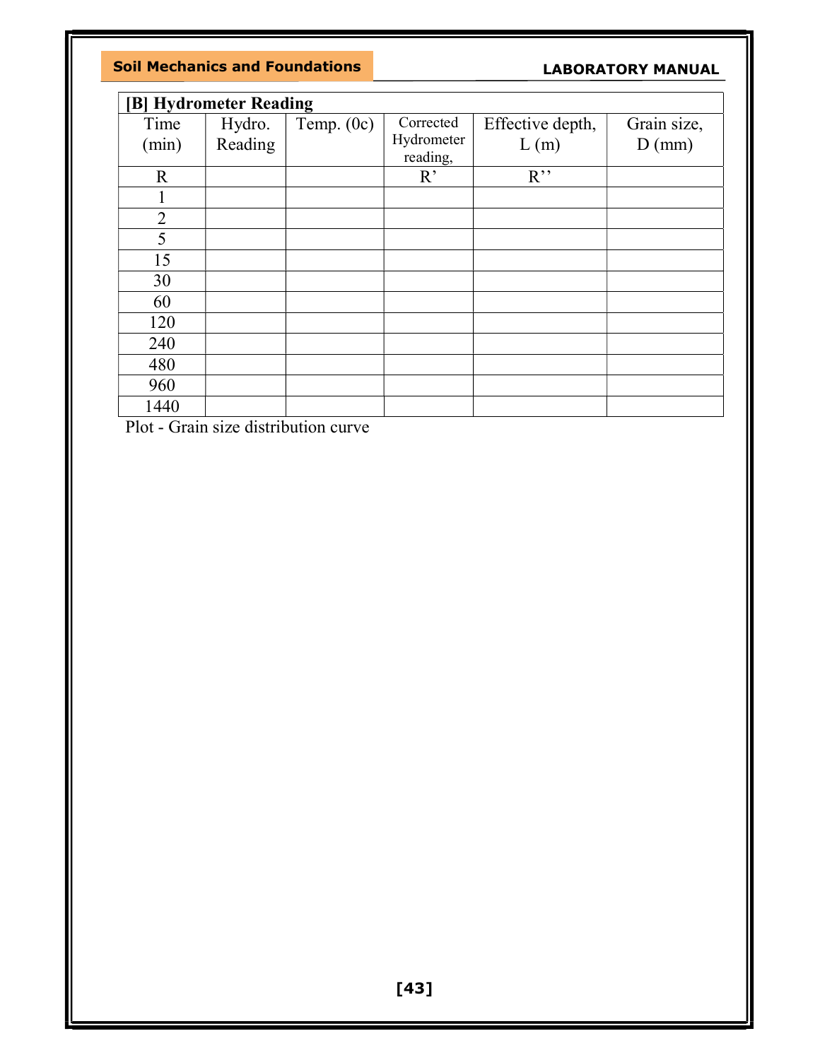| [B] Hydrometer Reading | | | | | |
|---|---|---|---|---|---|
| Time (min) | Hydro. Reading | Temp. (0c) | Corrected Hydrometer reading, | Effective depth, L (m) | Grain size, D (mm) |
| R | | | R’ | R’’ | |
| 1 | | | | | |
| 2 | | | | | |
| 5 | | | | | |
| 15 | | | | | |
| 30 | | | | | |
| 60 | | | | | |
| 120 | | | | | |
| 240 | | | | | |
| 480 | | | | | |
| 960 | | | | | |
| 1440 | | | | | |

Plot - Grain size distribution curve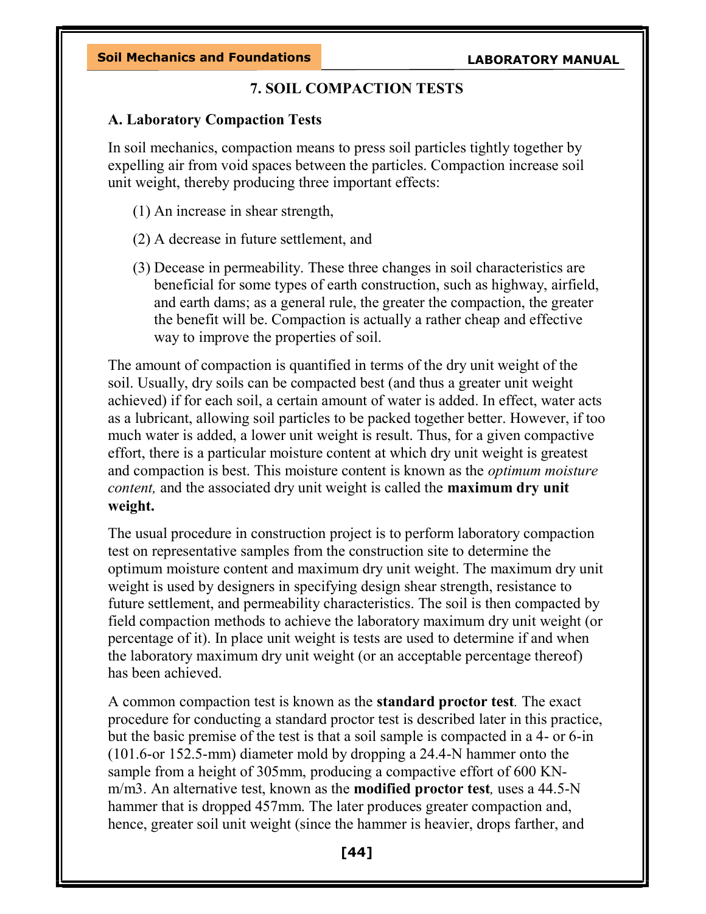# 7. SOIL COMPACTION TESTS

## A. Laboratory Compaction Tests

In soil mechanics, compaction means to press soil particles tightly together by expelling air from void spaces between the particles. Compaction increase soil unit weight, thereby producing three important effects:

(1) An increase in shear strength,

(2) A decrease in future settlement, and

(3) Decease in permeability. These three changes in soil characteristics are beneficial for some types of earth construction, such as highway, airfield, and earth dams; as a general rule, the greater the compaction, the greater the benefit will be. Compaction is actually a rather cheap and effective way to improve the properties of soil.

The amount of compaction is quantified in terms of the dry unit weight of the soil. Usually, dry soils can be compacted best (and thus a greater unit weight achieved) if for each soil, a certain amount of water is added. In effect, water acts as a lubricant, allowing soil particles to be packed together better. However, if too much water is added, a lower unit weight is result. Thus, for a given compactive effort, there is a particular moisture content at which dry unit weight is greatest and compaction is best. This moisture content is known as the *optimum moisture content,* and the associated dry unit weight is called the **maximum dry unit weight.**

The usual procedure in construction project is to perform laboratory compaction test on representative samples from the construction site to determine the optimum moisture content and maximum dry unit weight. The maximum dry unit weight is used by designers in specifying design shear strength, resistance to future settlement, and permeability characteristics. The soil is then compacted by field compaction methods to achieve the laboratory maximum dry unit weight (or percentage of it). In place unit weight is tests are used to determine if and when the laboratory maximum dry unit weight (or an acceptable percentage thereof) has been achieved.

A common compaction test is known as the **standard proctor test***.* The exact procedure for conducting a standard proctor test is described later in this practice, but the basic premise of the test is that a soil sample is compacted in a 4- or 6-in (101.6-or 152.5-mm) diameter mold by dropping a 24.4-N hammer onto the sample from a height of 305mm, producing a compactive effort of 600 KN-m/m3. An alternative test, known as the **modified proctor test***,* uses a 44.5-N hammer that is dropped 457mm. The later produces greater compaction and, hence, greater soil unit weight (since the hammer is heavier, drops farther, and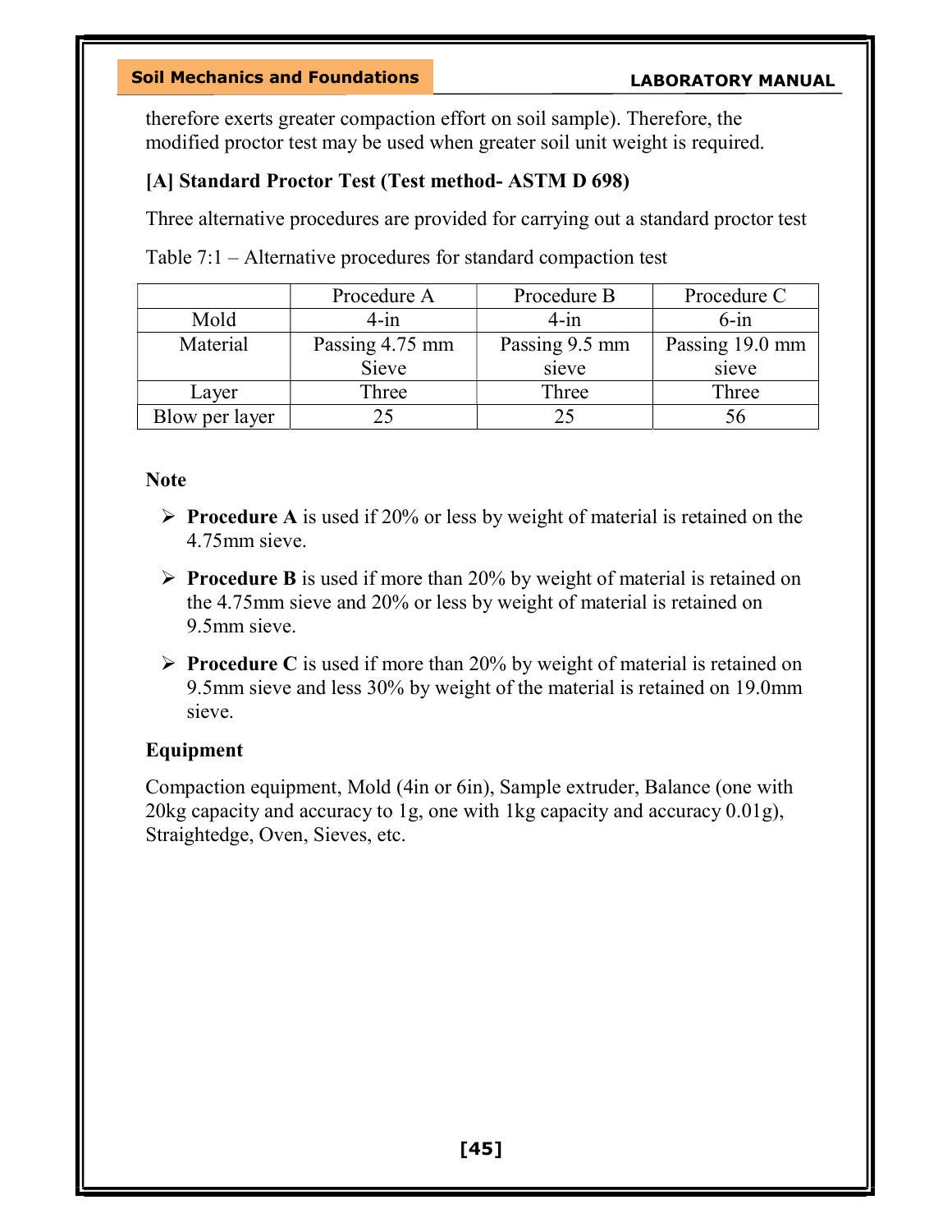therefore exerts greater compaction effort on soil sample). Therefore, the modified proctor test may be used when greater soil unit weight is required.

### [A] Standard Proctor Test (Test method- ASTM D 698)

Three alternative procedures are provided for carrying out a standard proctor test

Table 7:1 – Alternative procedures for standard compaction test

| | Procedure A | Procedure B | Procedure C |
|---|---|---|---|
| Mold | 4-in | 4-in | 6-in |
| Material | Passing 4.75 mm Sieve | Passing 9.5 mm sieve | Passing 19.0 mm sieve |
| Layer | Three | Three | Three |
| Blow per layer | 25 | 25 | 56 |

**Note**

- **Procedure A** is used if 20% or less by weight of material is retained on the 4.75mm sieve.
- **Procedure B** is used if more than 20% by weight of material is retained on the 4.75mm sieve and 20% or less by weight of material is retained on 9.5mm sieve.
- **Procedure C** is used if more than 20% by weight of material is retained on 9.5mm sieve and less 30% by weight of the material is retained on 19.0mm sieve.

**Equipment**

Compaction equipment, Mold (4in or 6in), Sample extruder, Balance (one with 20kg capacity and accuracy to 1g, one with 1kg capacity and accuracy 0.01g), Straightedge, Oven, Sieves, etc.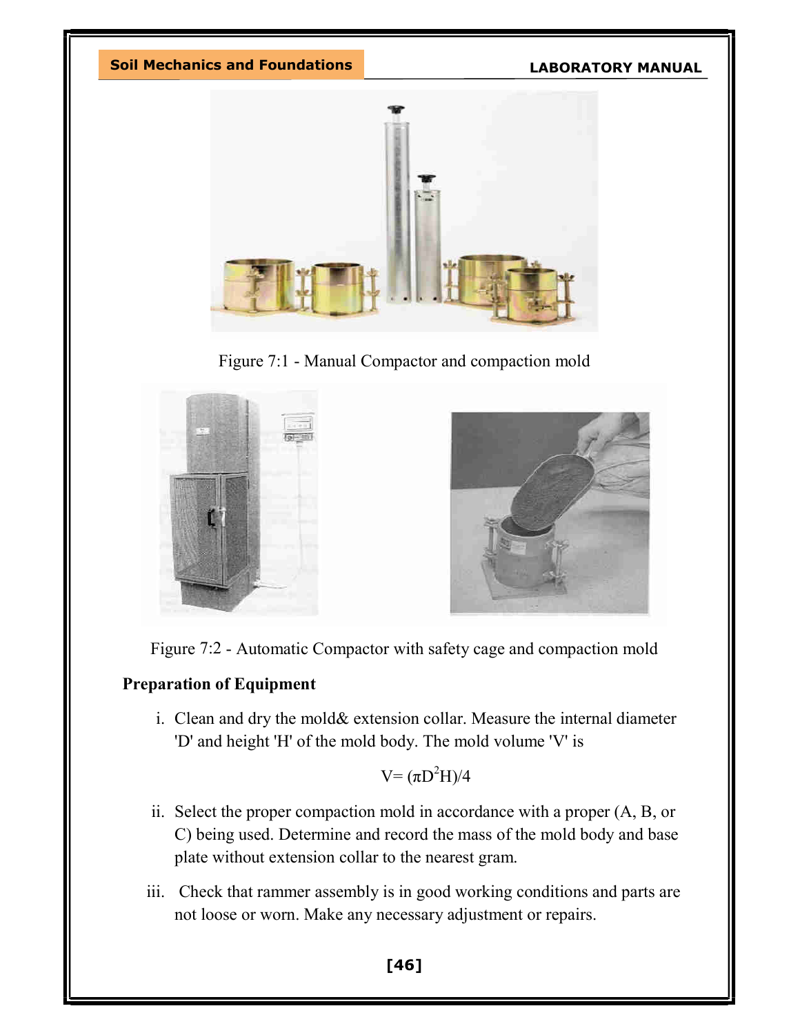Figure 7:1 - Manual Compactor and compaction mold

Figure 7:2 - Automatic Compactor with safety cage and compaction mold

**Preparation of Equipment**

i. Clean and dry the mold& extension collar. Measure the internal diameter 'D' and height 'H' of the mold body. The mold volume 'V' is

$$V = (\pi D^2 H)/4$$

ii. Select the proper compaction mold in accordance with a proper (A, B, or C) being used. Determine and record the mass of the mold body and base plate without extension collar to the nearest gram.

iii. Check that rammer assembly is in good working conditions and parts are not loose or worn. Make any necessary adjustment or repairs.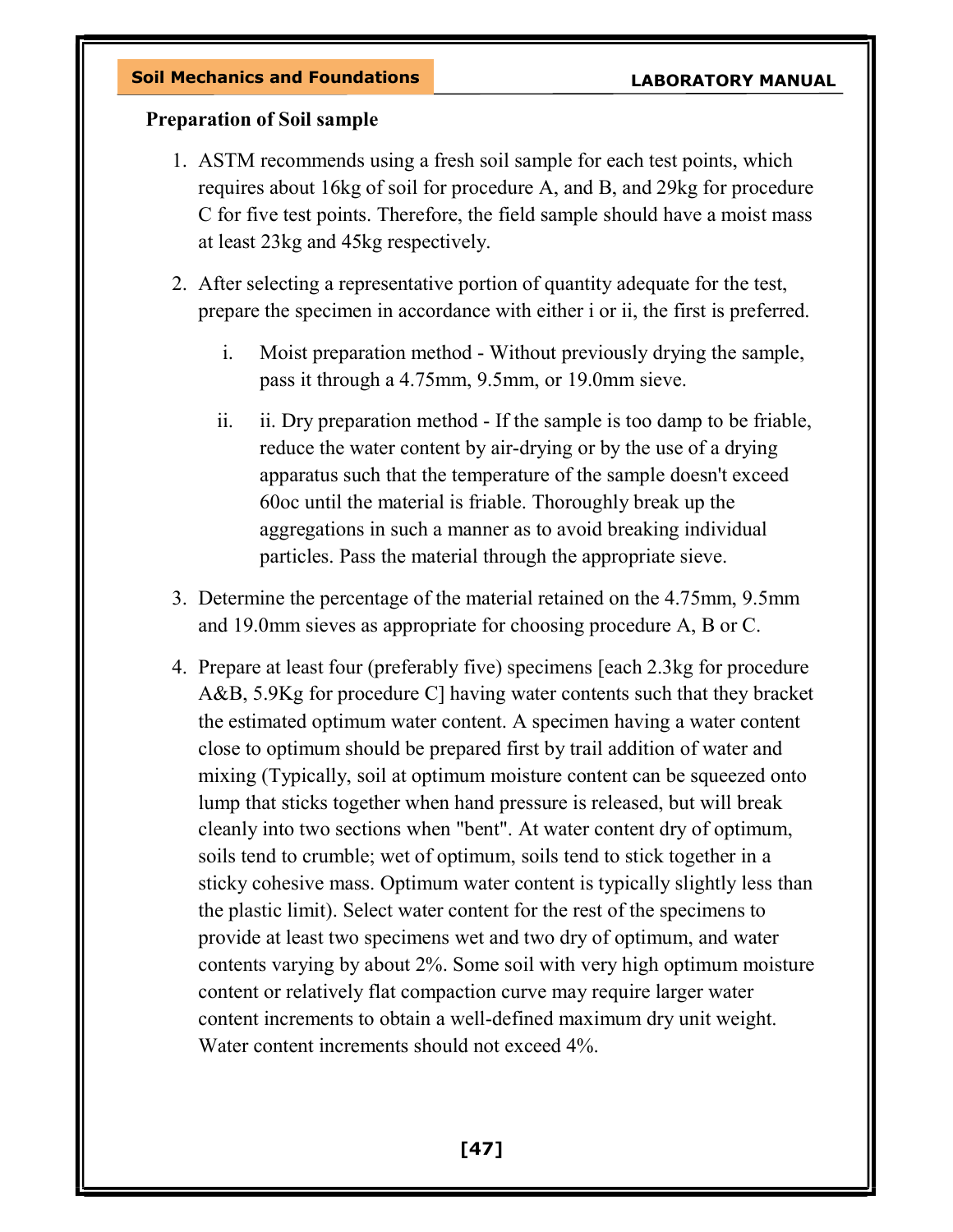**Preparation of Soil sample**

1. ASTM recommends using a fresh soil sample for each test points, which requires about 16kg of soil for procedure A, and B, and 29kg for procedure C for five test points. Therefore, the field sample should have a moist mass at least 23kg and 45kg respectively.

2. After selecting a representative portion of quantity adequate for the test, prepare the specimen in accordance with either i or ii, the first is preferred.

   i. Moist preparation method - Without previously drying the sample, pass it through a 4.75mm, 9.5mm, or 19.0mm sieve.

   ii. ii. Dry preparation method - If the sample is too damp to be friable, reduce the water content by air-drying or by the use of a drying apparatus such that the temperature of the sample doesn't exceed 60oc until the material is friable. Thoroughly break up the aggregations in such a manner as to avoid breaking individual particles. Pass the material through the appropriate sieve.

3. Determine the percentage of the material retained on the 4.75mm, 9.5mm and 19.0mm sieves as appropriate for choosing procedure A, B or C.

4. Prepare at least four (preferably five) specimens [each 2.3kg for procedure A&B, 5.9Kg for procedure C] having water contents such that they bracket the estimated optimum water content. A specimen having a water content close to optimum should be prepared first by trail addition of water and mixing (Typically, soil at optimum moisture content can be squeezed onto lump that sticks together when hand pressure is released, but will break cleanly into two sections when "bent". At water content dry of optimum, soils tend to crumble; wet of optimum, soils tend to stick together in a sticky cohesive mass. Optimum water content is typically slightly less than the plastic limit). Select water content for the rest of the specimens to provide at least two specimens wet and two dry of optimum, and water contents varying by about 2%. Some soil with very high optimum moisture content or relatively flat compaction curve may require larger water content increments to obtain a well-defined maximum dry unit weight. Water content increments should not exceed 4%.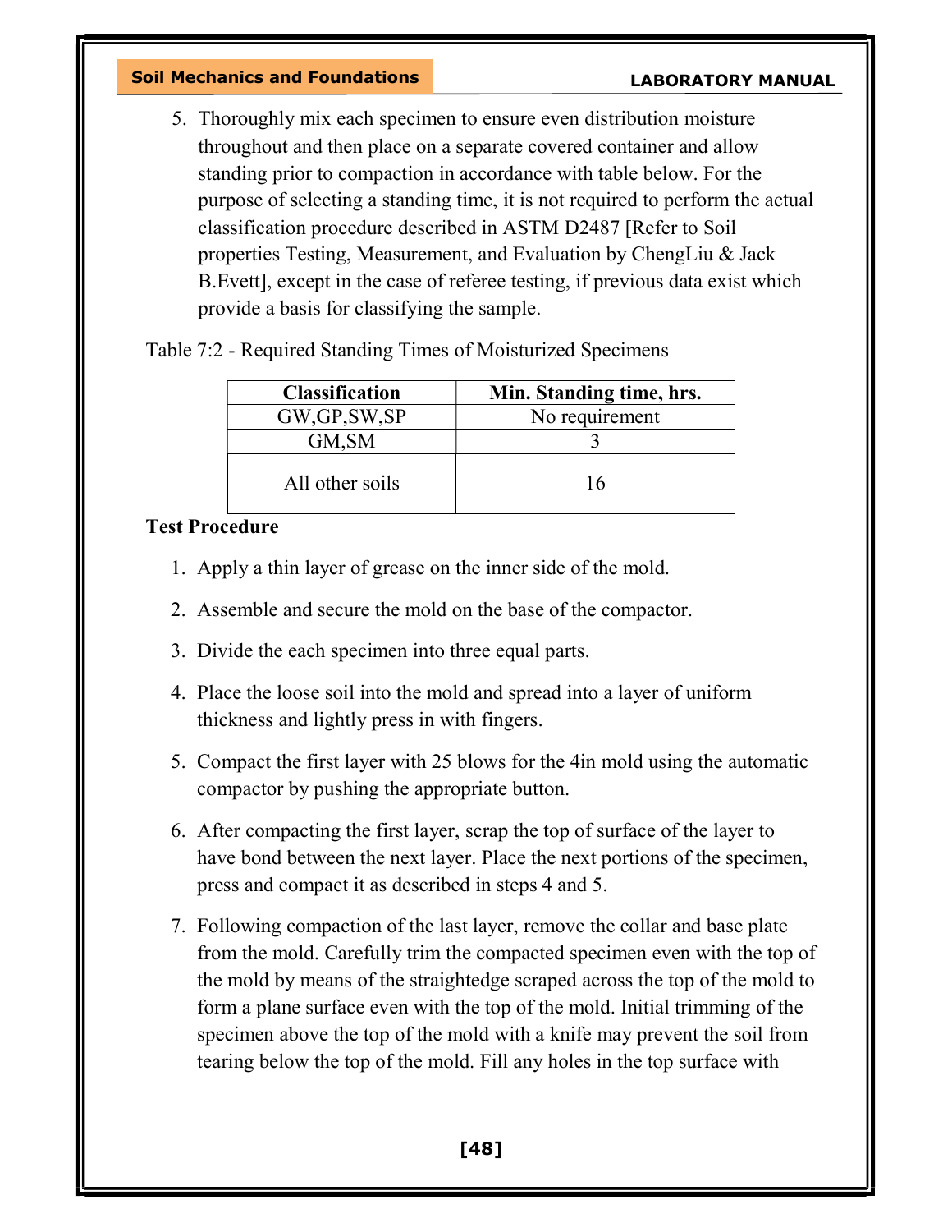5. Thoroughly mix each specimen to ensure even distribution moisture throughout and then place on a separate covered container and allow standing prior to compaction in accordance with table below. For the purpose of selecting a standing time, it is not required to perform the actual classification procedure described in ASTM D2487 [Refer to Soil properties Testing, Measurement, and Evaluation by ChengLiu & Jack B.Evett], except in the case of referee testing, if previous data exist which provide a basis for classifying the sample.

Table 7:2 - Required Standing Times of Moisturized Specimens

| Classification | Min. Standing time, hrs. |
|---|---|
| GW,GP,SW,SP | No requirement |
| GM,SM | 3 |
| All other soils | 16 |

**Test Procedure**

1. Apply a thin layer of grease on the inner side of the mold.
2. Assemble and secure the mold on the base of the compactor.
3. Divide the each specimen into three equal parts.
4. Place the loose soil into the mold and spread into a layer of uniform thickness and lightly press in with fingers.
5. Compact the first layer with 25 blows for the 4in mold using the automatic compactor by pushing the appropriate button.
6. After compacting the first layer, scrap the top of surface of the layer to have bond between the next layer. Place the next portions of the specimen, press and compact it as described in steps 4 and 5.
7. Following compaction of the last layer, remove the collar and base plate from the mold. Carefully trim the compacted specimen even with the top of the mold by means of the straightedge scraped across the top of the mold to form a plane surface even with the top of the mold. Initial trimming of the specimen above the top of the mold with a knife may prevent the soil from tearing below the top of the mold. Fill any holes in the top surface with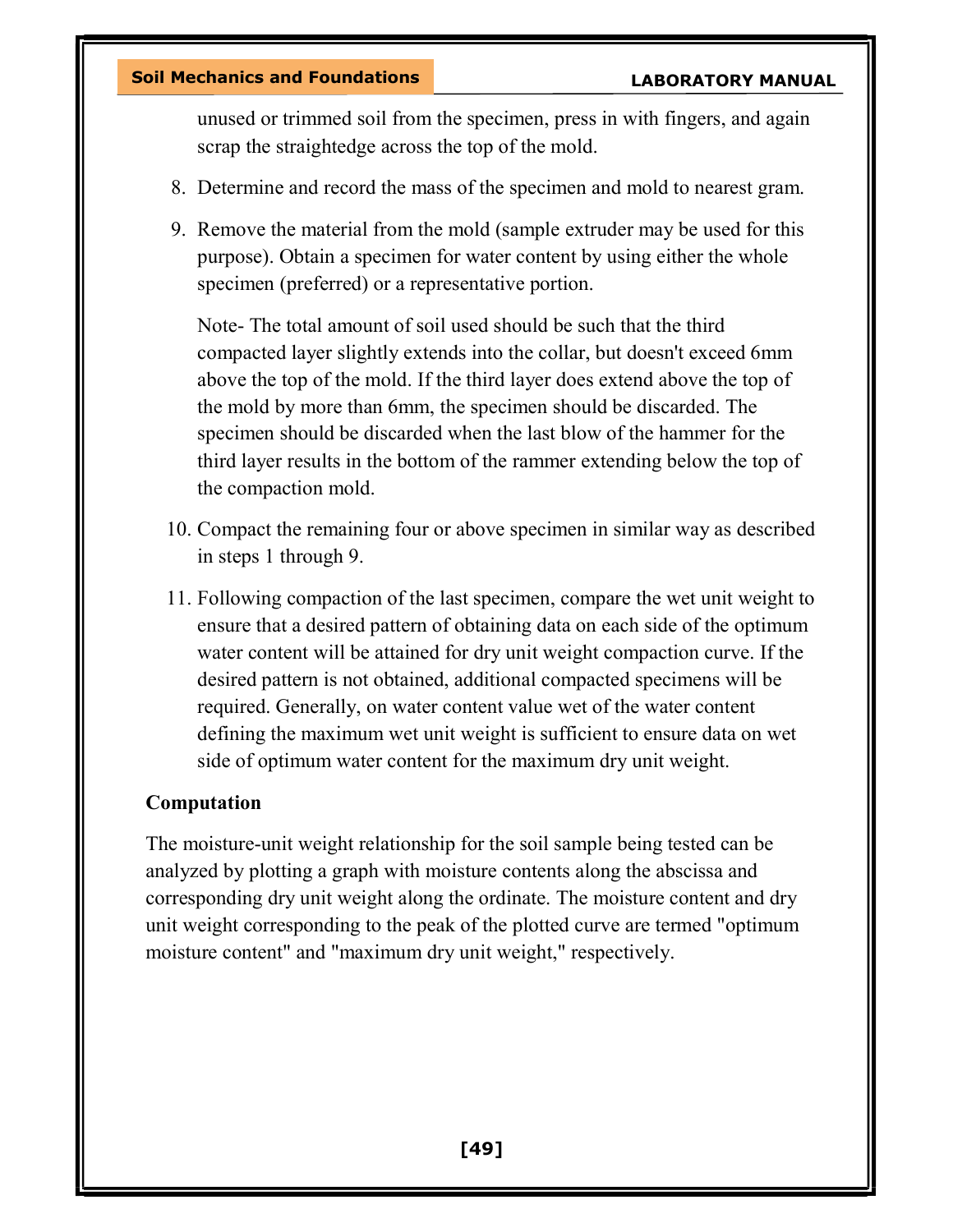unused or trimmed soil from the specimen, press in with fingers, and again scrap the straightedge across the top of the mold.

8. Determine and record the mass of the specimen and mold to nearest gram.
9. Remove the material from the mold (sample extruder may be used for this purpose). Obtain a specimen for water content by using either the whole specimen (preferred) or a representative portion.

   Note- The total amount of soil used should be such that the third compacted layer slightly extends into the collar, but doesn't exceed 6mm above the top of the mold. If the third layer does extend above the top of the mold by more than 6mm, the specimen should be discarded. The specimen should be discarded when the last blow of the hammer for the third layer results in the bottom of the rammer extending below the top of the compaction mold.

10. Compact the remaining four or above specimen in similar way as described in steps 1 through 9.
11. Following compaction of the last specimen, compare the wet unit weight to ensure that a desired pattern of obtaining data on each side of the optimum water content will be attained for dry unit weight compaction curve. If the desired pattern is not obtained, additional compacted specimens will be required. Generally, on water content value wet of the water content defining the maximum wet unit weight is sufficient to ensure data on wet side of optimum water content for the maximum dry unit weight.

**Computation**

The moisture-unit weight relationship for the soil sample being tested can be analyzed by plotting a graph with moisture contents along the abscissa and corresponding dry unit weight along the ordinate. The moisture content and dry unit weight corresponding to the peak of the plotted curve are termed "optimum moisture content" and "maximum dry unit weight," respectively.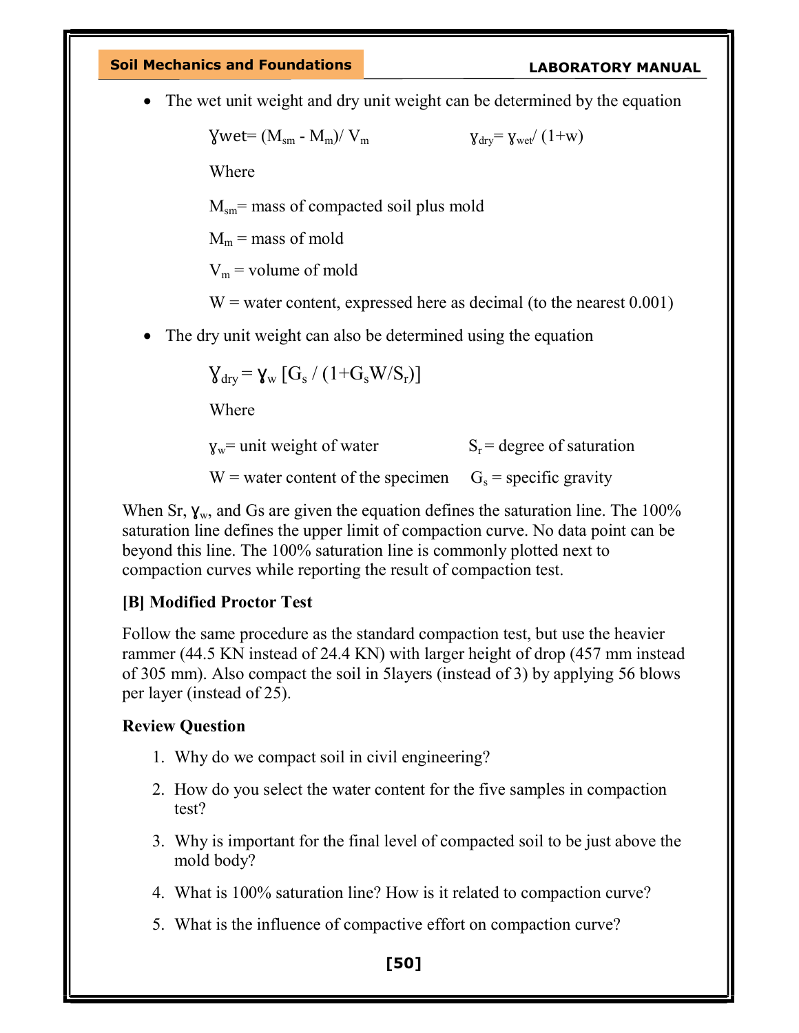- The wet unit weight and dry unit weight can be determined by the equation

  $$\gamma_{wet} = (M_{sm} - M_m) / V_m \qquad \gamma_{dry} = \gamma_{wet} / (1+w)$$

  Where

  $M_{sm}$ = mass of compacted soil plus mold

  $M_m$ = mass of mold

  $V_m$ = volume of mold

  W = water content, expressed here as decimal (to the nearest 0.001)

- The dry unit weight can also be determined using the equation

  $$\gamma_{dry} = \gamma_w \left[ G_s / (1 + G_s W / S_r) \right]$$

  Where

  $\gamma_w$ = unit weight of water  $S_r$ = degree of saturation

  W = water content of the specimen  $G_s$ = specific gravity

When Sr, $\gamma_w$, and Gs are given the equation defines the saturation line. The 100% saturation line defines the upper limit of compaction curve. No data point can be beyond this line. The 100% saturation line is commonly plotted next to compaction curves while reporting the result of compaction test.

**[B] Modified Proctor Test**

Follow the same procedure as the standard compaction test, but use the heavier rammer (44.5 KN instead of 24.4 KN) with larger height of drop (457 mm instead of 305 mm). Also compact the soil in 5layers (instead of 3) by applying 56 blows per layer (instead of 25).

**Review Question**

1. Why do we compact soil in civil engineering?
2. How do you select the water content for the five samples in compaction test?
3. Why is important for the final level of compacted soil to be just above the mold body?
4. What is 100% saturation line? How is it related to compaction curve?
5. What is the influence of compactive effort on compaction curve?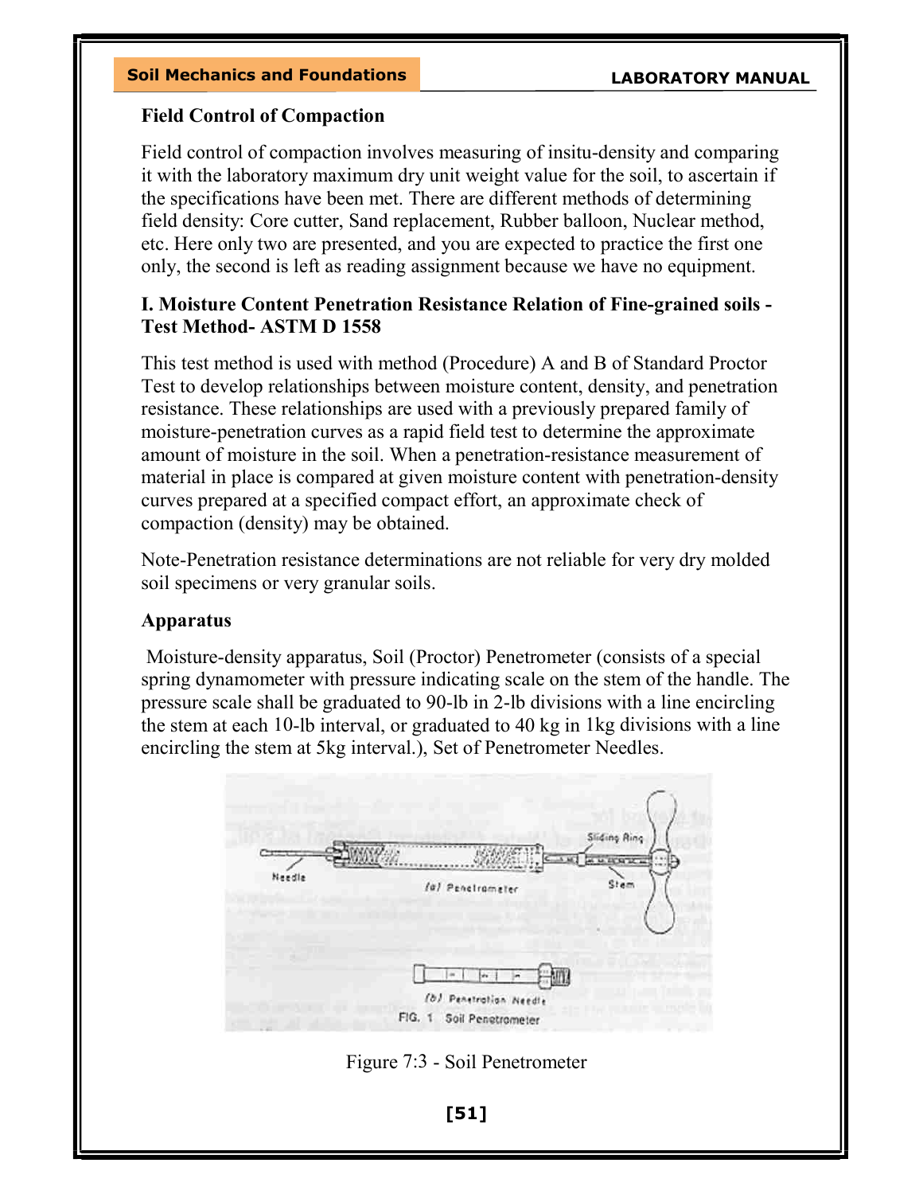## Field Control of Compaction

Field control of compaction involves measuring of insitu-density and comparing it with the laboratory maximum dry unit weight value for the soil, to ascertain if the specifications have been met. There are different methods of determining field density: Core cutter, Sand replacement, Rubber balloon, Nuclear method, etc. Here only two are presented, and you are expected to practice the first one only, the second is left as reading assignment because we have no equipment.

### I. Moisture Content Penetration Resistance Relation of Fine-grained soils - Test Method- ASTM D 1558

This test method is used with method (Procedure) A and B of Standard Proctor Test to develop relationships between moisture content, density, and penetration resistance. These relationships are used with a previously prepared family of moisture-penetration curves as a rapid field test to determine the approximate amount of moisture in the soil. When a penetration-resistance measurement of material in place is compared at given moisture content with penetration-density curves prepared at a specified compact effort, an approximate check of compaction (density) may be obtained.

Note-Penetration resistance determinations are not reliable for very dry molded soil specimens or very granular soils.

### Apparatus

Moisture-density apparatus, Soil (Proctor) Penetrometer (consists of a special spring dynamometer with pressure indicating scale on the stem of the handle. The pressure scale shall be graduated to 90-lb in 2-lb divisions with a line encircling the stem at each 10-lb interval, or graduated to 40 kg in 1kg divisions with a line encircling the stem at 5kg interval.), Set of Penetrometer Needles.

Figure 7:3 - Soil Penetrometer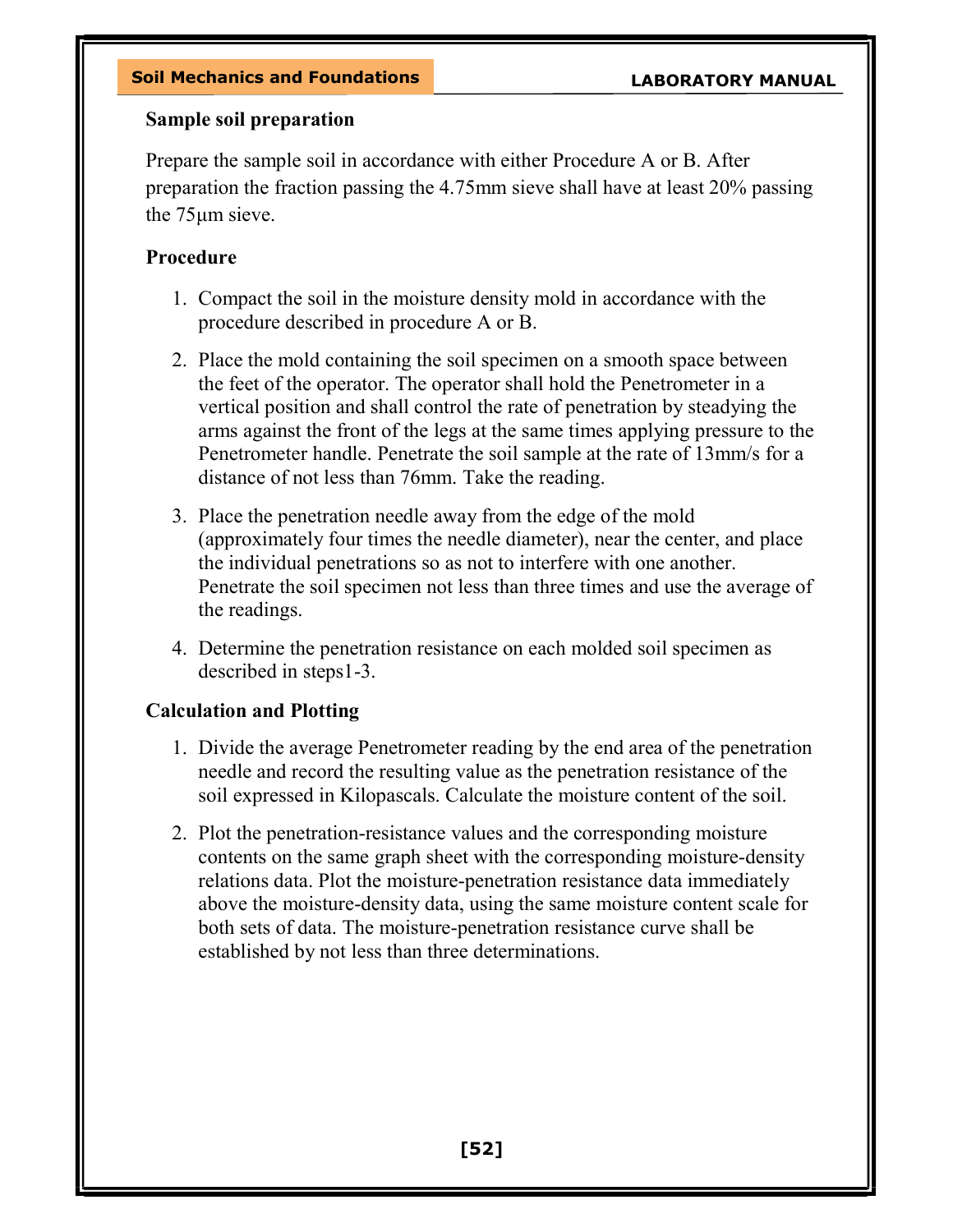### Sample soil preparation

Prepare the sample soil in accordance with either Procedure A or B. After preparation the fraction passing the 4.75mm sieve shall have at least 20% passing the 75μm sieve.

### Procedure

1. Compact the soil in the moisture density mold in accordance with the procedure described in procedure A or B.
2. Place the mold containing the soil specimen on a smooth space between the feet of the operator. The operator shall hold the Penetrometer in a vertical position and shall control the rate of penetration by steadying the arms against the front of the legs at the same times applying pressure to the Penetrometer handle. Penetrate the soil sample at the rate of 13mm/s for a distance of not less than 76mm. Take the reading.
3. Place the penetration needle away from the edge of the mold (approximately four times the needle diameter), near the center, and place the individual penetrations so as not to interfere with one another. Penetrate the soil specimen not less than three times and use the average of the readings.
4. Determine the penetration resistance on each molded soil specimen as described in steps1-3.

### Calculation and Plotting

1. Divide the average Penetrometer reading by the end area of the penetration needle and record the resulting value as the penetration resistance of the soil expressed in Kilopascals. Calculate the moisture content of the soil.
2. Plot the penetration-resistance values and the corresponding moisture contents on the same graph sheet with the corresponding moisture-density relations data. Plot the moisture-penetration resistance data immediately above the moisture-density data, using the same moisture content scale for both sets of data. The moisture-penetration resistance curve shall be established by not less than three determinations.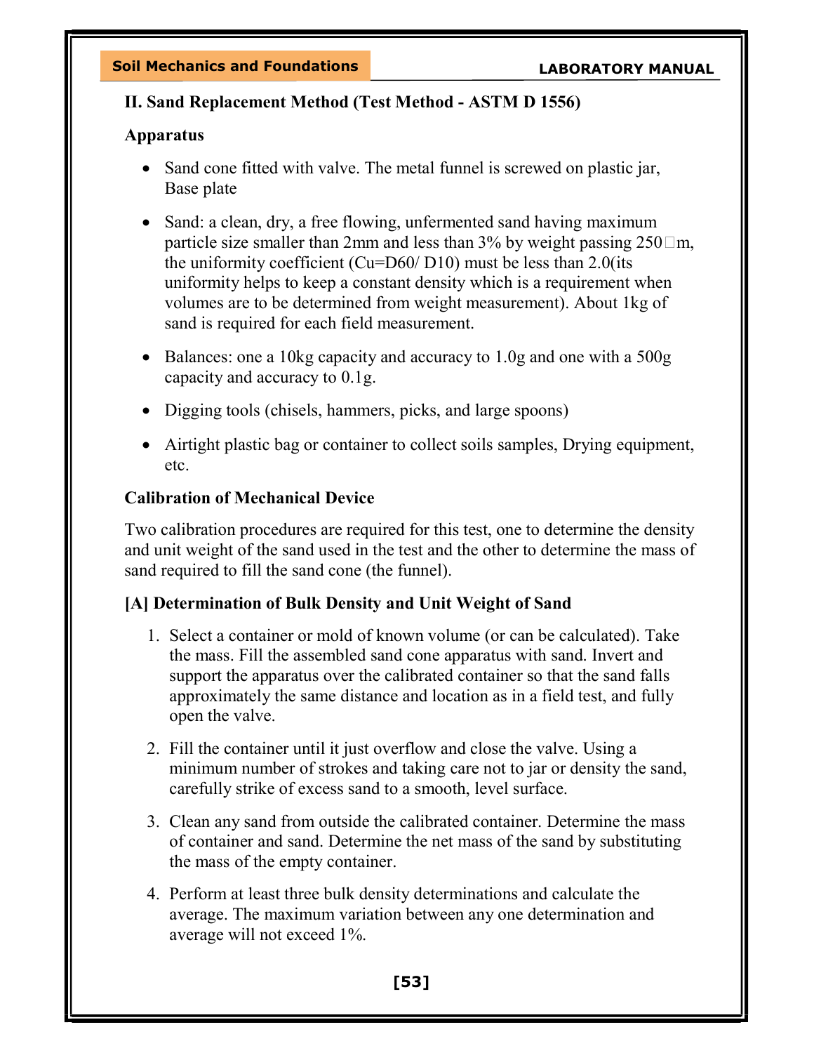## II. Sand Replacement Method (Test Method - ASTM D 1556)

### Apparatus

- Sand cone fitted with valve. The metal funnel is screwed on plastic jar, Base plate
- Sand: a clean, dry, a free flowing, unfermented sand having maximum particle size smaller than 2mm and less than 3% by weight passing 250 µm, the uniformity coefficient ($C_u = D_{60}/D_{10}$) must be less than 2.0(its uniformity helps to keep a constant density which is a requirement when volumes are to be determined from weight measurement). About 1kg of sand is required for each field measurement.
- Balances: one a 10kg capacity and accuracy to 1.0g and one with a 500g capacity and accuracy to 0.1g.
- Digging tools (chisels, hammers, picks, and large spoons)
- Airtight plastic bag or container to collect soils samples, Drying equipment, etc.

### Calibration of Mechanical Device

Two calibration procedures are required for this test, one to determine the density and unit weight of the sand used in the test and the other to determine the mass of sand required to fill the sand cone (the funnel).

### [A] Determination of Bulk Density and Unit Weight of Sand

1. Select a container or mold of known volume (or can be calculated). Take the mass. Fill the assembled sand cone apparatus with sand. Invert and support the apparatus over the calibrated container so that the sand falls approximately the same distance and location as in a field test, and fully open the valve.
2. Fill the container until it just overflow and close the valve. Using a minimum number of strokes and taking care not to jar or density the sand, carefully strike of excess sand to a smooth, level surface.
3. Clean any sand from outside the calibrated container. Determine the mass of container and sand. Determine the net mass of the sand by substituting the mass of the empty container.
4. Perform at least three bulk density determinations and calculate the average. The maximum variation between any one determination and average will not exceed 1%.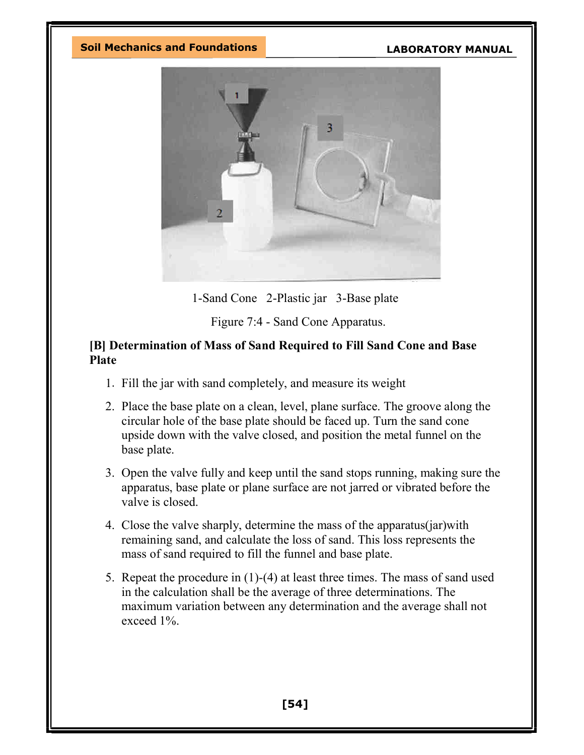1-Sand Cone   2-Plastic jar   3-Base plate

Figure 7:4 - Sand Cone Apparatus.

**[B] Determination of Mass of Sand Required to Fill Sand Cone and Base Plate**

1. Fill the jar with sand completely, and measure its weight
2. Place the base plate on a clean, level, plane surface. The groove along the circular hole of the base plate should be faced up. Turn the sand cone upside down with the valve closed, and position the metal funnel on the base plate.
3. Open the valve fully and keep until the sand stops running, making sure the apparatus, base plate or plane surface are not jarred or vibrated before the valve is closed.
4. Close the valve sharply, determine the mass of the apparatus(jar)with remaining sand, and calculate the loss of sand. This loss represents the mass of sand required to fill the funnel and base plate.
5. Repeat the procedure in (1)-(4) at least three times. The mass of sand used in the calculation shall be the average of three determinations. The maximum variation between any determination and the average shall not exceed 1%.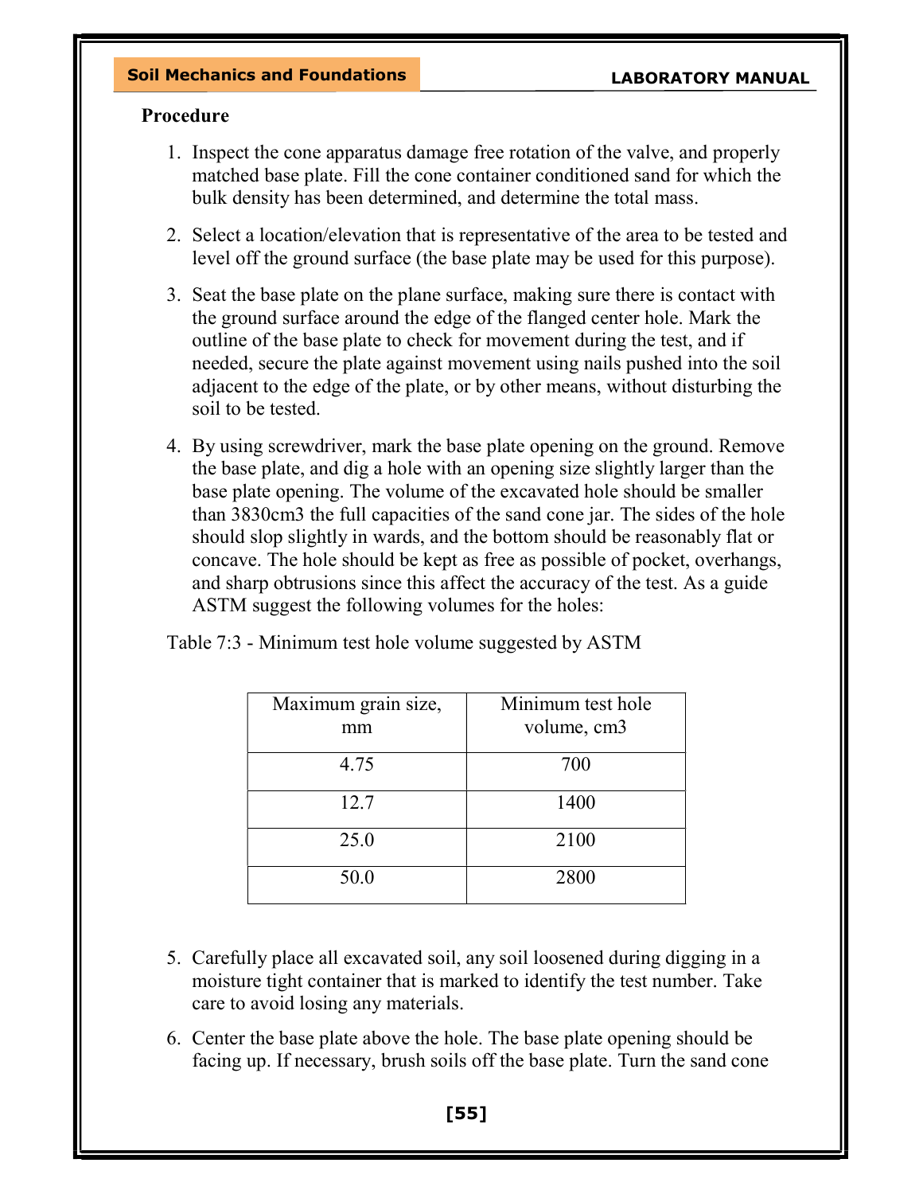**Procedure**

1. Inspect the cone apparatus damage free rotation of the valve, and properly matched base plate. Fill the cone container conditioned sand for which the bulk density has been determined, and determine the total mass.

2. Select a location/elevation that is representative of the area to be tested and level off the ground surface (the base plate may be used for this purpose).

3. Seat the base plate on the plane surface, making sure there is contact with the ground surface around the edge of the flanged center hole. Mark the outline of the base plate to check for movement during the test, and if needed, secure the plate against movement using nails pushed into the soil adjacent to the edge of the plate, or by other means, without disturbing the soil to be tested.

4. By using screwdriver, mark the base plate opening on the ground. Remove the base plate, and dig a hole with an opening size slightly larger than the base plate opening. The volume of the excavated hole should be smaller than 3830cm3 the full capacities of the sand cone jar. The sides of the hole should slop slightly in wards, and the bottom should be reasonably flat or concave. The hole should be kept as free as possible of pocket, overhangs, and sharp obtrusions since this affect the accuracy of the test. As a guide ASTM suggest the following volumes for the holes:

Table 7:3 - Minimum test hole volume suggested by ASTM

| Maximum grain size, mm | Minimum test hole volume, cm3 |
|---|---|
| 4.75 | 700 |
| 12.7 | 1400 |
| 25.0 | 2100 |
| 50.0 | 2800 |

5. Carefully place all excavated soil, any soil loosened during digging in a moisture tight container that is marked to identify the test number. Take care to avoid losing any materials.

6. Center the base plate above the hole. The base plate opening should be facing up. If necessary, brush soils off the base plate. Turn the sand cone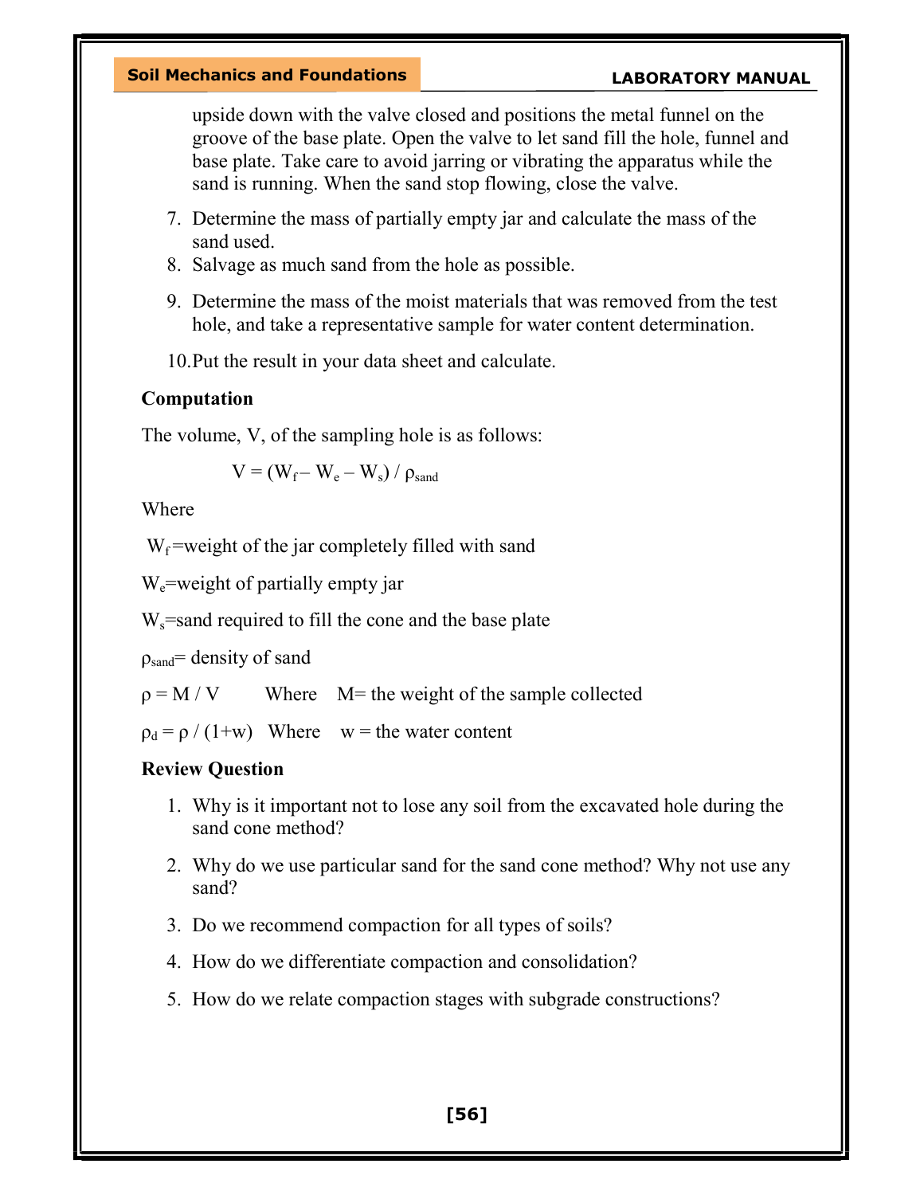upside down with the valve closed and positions the metal funnel on the groove of the base plate. Open the valve to let sand fill the hole, funnel and base plate. Take care to avoid jarring or vibrating the apparatus while the sand is running. When the sand stop flowing, close the valve.

7. Determine the mass of partially empty jar and calculate the mass of the sand used.
8. Salvage as much sand from the hole as possible.
9. Determine the mass of the moist materials that was removed from the test hole, and take a representative sample for water content determination.
10. Put the result in your data sheet and calculate.

**Computation**

The volume, V, of the sampling hole is as follows:

$$V = (W_f - W_e - W_s) / \rho_{sand}$$

Where

$W_f$=weight of the jar completely filled with sand

$W_e$=weight of partially empty jar

$W_s$=sand required to fill the cone and the base plate

$\rho_{sand}$= density of sand

$\rho = M / V$ Where M= the weight of the sample collected

$\rho_d = \rho / (1+w)$ Where w = the water content

**Review Question**

1. Why is it important not to lose any soil from the excavated hole during the sand cone method?
2. Why do we use particular sand for the sand cone method? Why not use any sand?
3. Do we recommend compaction for all types of soils?
4. How do we differentiate compaction and consolidation?
5. How do we relate compaction stages with subgrade constructions?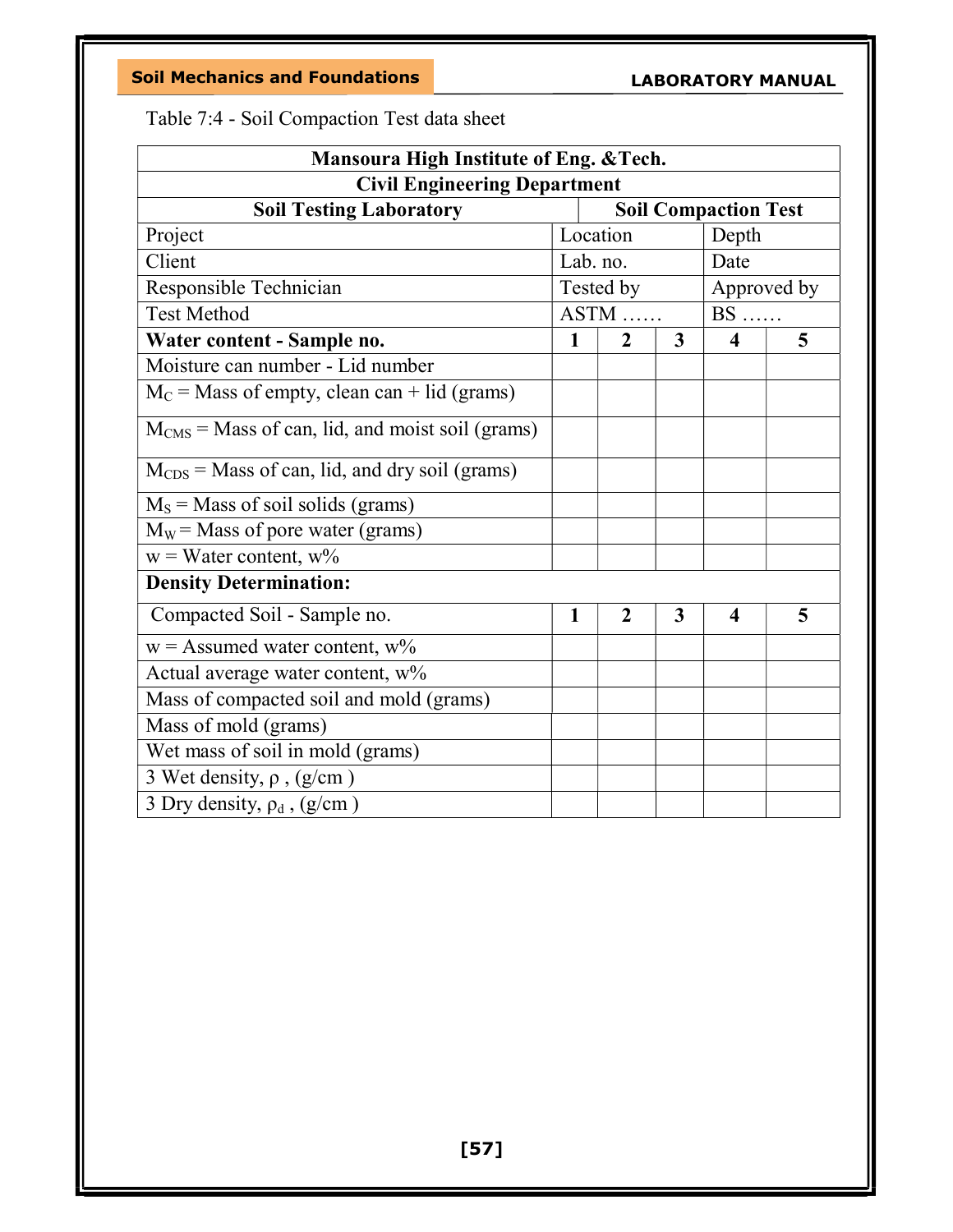Table 7:4 - Soil Compaction Test data sheet

| **Mansoura High Institute of Eng. &Tech.** | | | | | |
|---|---|---|---|---|---|
| **Civil Engineering Department** | | | | | |
| **Soil Testing Laboratory** | | | **Soil Compaction Test** | | |
| Project | Location | | | Depth | |
| Client | Lab. no. | | | Date | |
| Responsible Technician | Tested by | | | Approved by | |
| Test Method | ASTM …… | | | BS …… | |
| **Water content - Sample no.** | **1** | **2** | **3** | **4** | **5** |
| Moisture can number - Lid number | | | | | |
| $M_C$ = Mass of empty, clean can + lid (grams) | | | | | |
| $M_{CMS}$ = Mass of can, lid, and moist soil (grams) | | | | | |
| $M_{CDS}$ = Mass of can, lid, and dry soil (grams) | | | | | |
| $M_S$ = Mass of soil solids (grams) | | | | | |
| $M_W$ = Mass of pore water (grams) | | | | | |
| w = Water content, w% | | | | | |
| **Density Determination:** | | | | | |
| Compacted Soil - Sample no. | **1** | **2** | **3** | **4** | **5** |
| w = Assumed water content, w% | | | | | |
| Actual average water content, w% | | | | | |
| Mass of compacted soil and mold (grams) | | | | | |
| Mass of mold (grams) | | | | | |
| Wet mass of soil in mold (grams) | | | | | |
| Wet density, $\rho$ , (g/cm$^3$) | | | | | |
| Dry density, $\rho_d$ , (g/cm$^3$) | | | | | |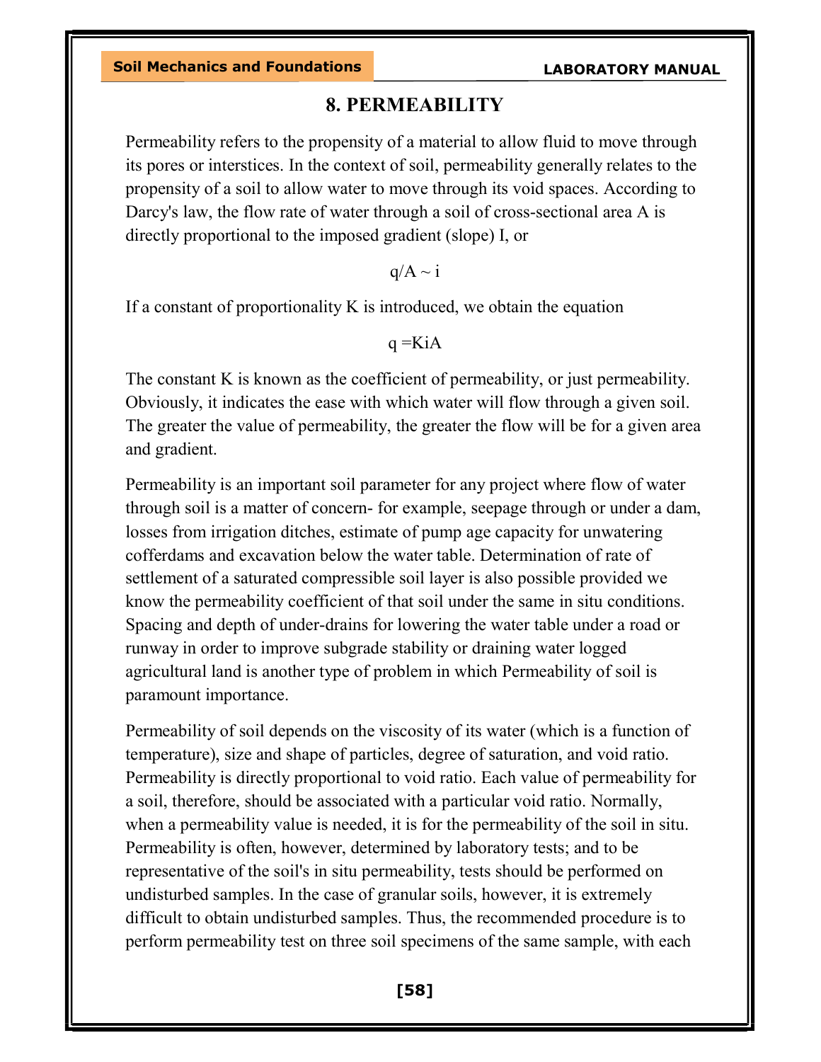# 8. PERMEABILITY

Permeability refers to the propensity of a material to allow fluid to move through its pores or interstices. In the context of soil, permeability generally relates to the propensity of a soil to allow water to move through its void spaces. According to Darcy's law, the flow rate of water through a soil of cross-sectional area A is directly proportional to the imposed gradient (slope) I, or

$$q/A \sim i$$

If a constant of proportionality K is introduced, we obtain the equation

$$q = KiA$$

The constant K is known as the coefficient of permeability, or just permeability. Obviously, it indicates the ease with which water will flow through a given soil. The greater the value of permeability, the greater the flow will be for a given area and gradient.

Permeability is an important soil parameter for any project where flow of water through soil is a matter of concern- for example, seepage through or under a dam, losses from irrigation ditches, estimate of pump age capacity for unwatering cofferdams and excavation below the water table. Determination of rate of settlement of a saturated compressible soil layer is also possible provided we know the permeability coefficient of that soil under the same in situ conditions. Spacing and depth of under-drains for lowering the water table under a road or runway in order to improve subgrade stability or draining water logged agricultural land is another type of problem in which Permeability of soil is paramount importance.

Permeability of soil depends on the viscosity of its water (which is a function of temperature), size and shape of particles, degree of saturation, and void ratio. Permeability is directly proportional to void ratio. Each value of permeability for a soil, therefore, should be associated with a particular void ratio. Normally, when a permeability value is needed, it is for the permeability of the soil in situ. Permeability is often, however, determined by laboratory tests; and to be representative of the soil's in situ permeability, tests should be performed on undisturbed samples. In the case of granular soils, however, it is extremely difficult to obtain undisturbed samples. Thus, the recommended procedure is to perform permeability test on three soil specimens of the same sample, with each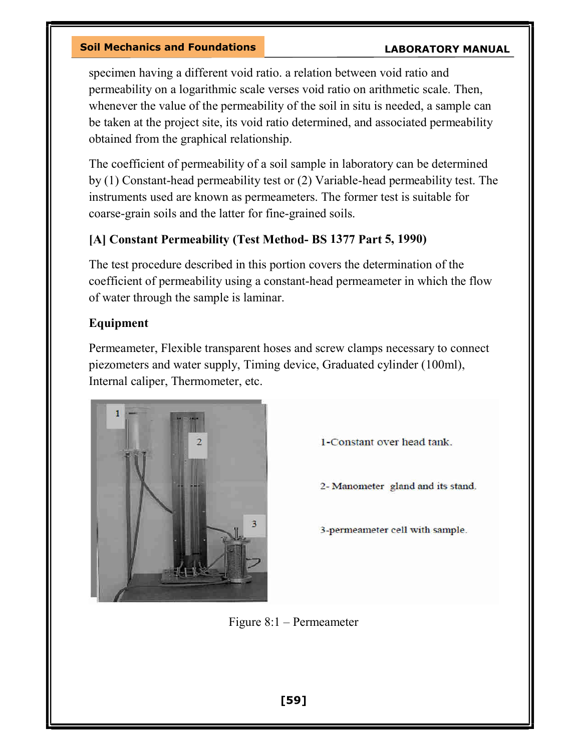specimen having a different void ratio. a relation between void ratio and permeability on a logarithmic scale verses void ratio on arithmetic scale. Then, whenever the value of the permeability of the soil in situ is needed, a sample can be taken at the project site, its void ratio determined, and associated permeability obtained from the graphical relationship.

The coefficient of permeability of a soil sample in laboratory can be determined by (1) Constant-head permeability test or (2) Variable-head permeability test. The instruments used are known as permeameters. The former test is suitable for coarse-grain soils and the latter for fine-grained soils.

### [A] Constant Permeability (Test Method- BS 1377 Part 5, 1990)

The test procedure described in this portion covers the determination of the coefficient of permeability using a constant-head permeameter in which the flow of water through the sample is laminar.

### Equipment

Permeameter, Flexible transparent hoses and screw clamps necessary to connect piezometers and water supply, Timing device, Graduated cylinder (100ml), Internal caliper, Thermometer, etc.

1-Constant over head tank.

2- Manometer gland and its stand.

3-permeameter cell with sample.

Figure 8:1 – Permeameter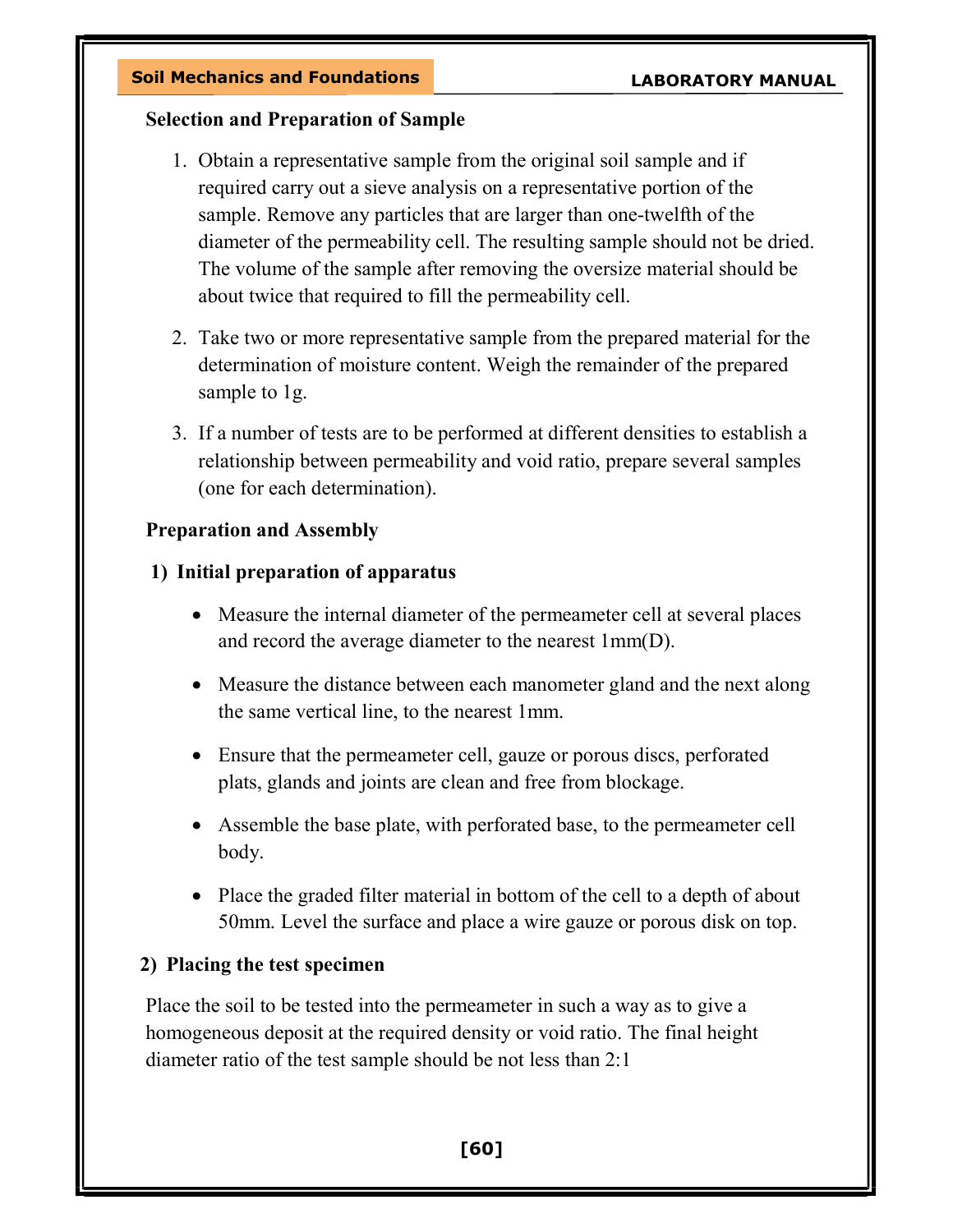**Selection and Preparation of Sample**

1. Obtain a representative sample from the original soil sample and if required carry out a sieve analysis on a representative portion of the sample. Remove any particles that are larger than one-twelfth of the diameter of the permeability cell. The resulting sample should not be dried. The volume of the sample after removing the oversize material should be about twice that required to fill the permeability cell.

2. Take two or more representative sample from the prepared material for the determination of moisture content. Weigh the remainder of the prepared sample to 1g.

3. If a number of tests are to be performed at different densities to establish a relationship between permeability and void ratio, prepare several samples (one for each determination).

**Preparation and Assembly**

**1) Initial preparation of apparatus**

- Measure the internal diameter of the permeameter cell at several places and record the average diameter to the nearest 1mm(D).
- Measure the distance between each manometer gland and the next along the same vertical line, to the nearest 1mm.
- Ensure that the permeameter cell, gauze or porous discs, perforated plats, glands and joints are clean and free from blockage.
- Assemble the base plate, with perforated base, to the permeameter cell body.
- Place the graded filter material in bottom of the cell to a depth of about 50mm. Level the surface and place a wire gauze or porous disk on top.

**2) Placing the test specimen**

Place the soil to be tested into the permeameter in such a way as to give a homogeneous deposit at the required density or void ratio. The final height diameter ratio of the test sample should be not less than 2:1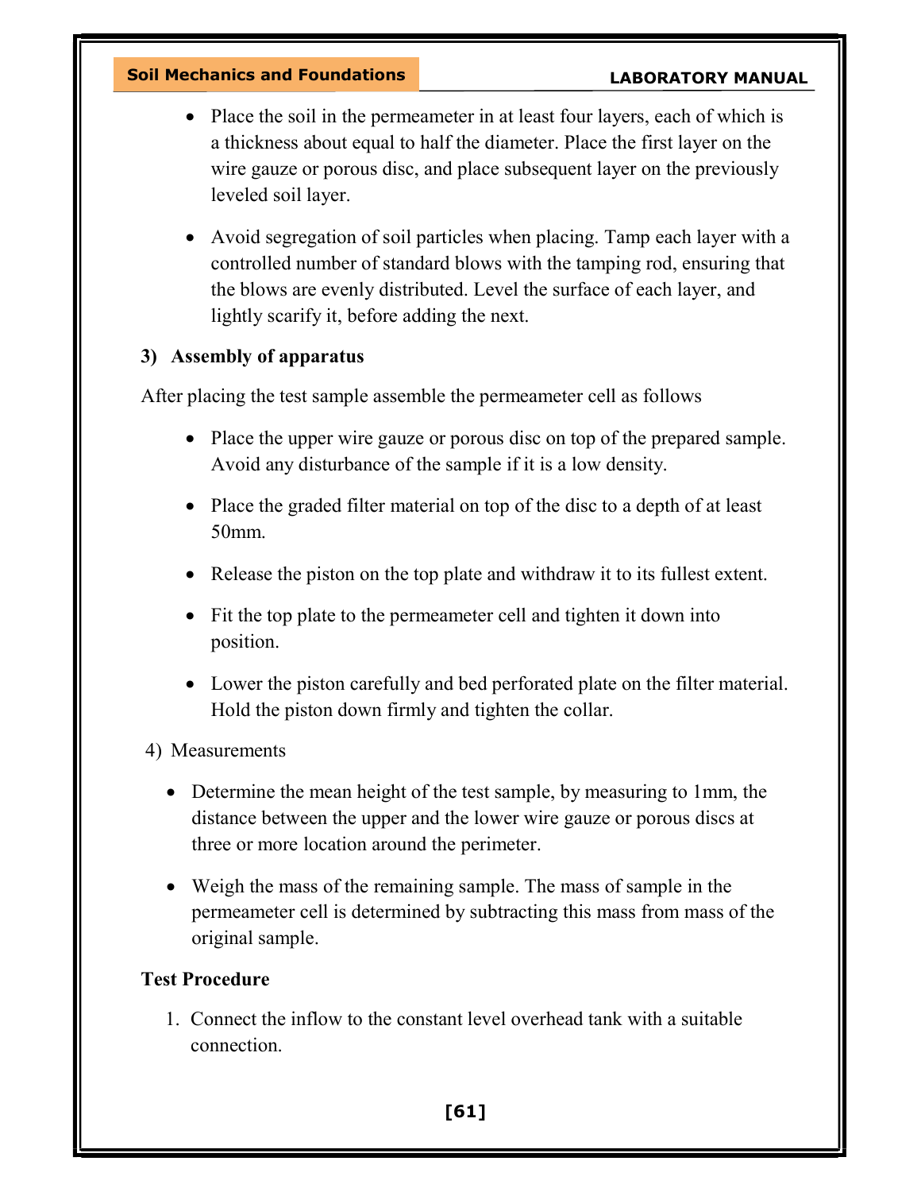- Place the soil in the permeameter in at least four layers, each of which is a thickness about equal to half the diameter. Place the first layer on the wire gauze or porous disc, and place subsequent layer on the previously leveled soil layer.

- Avoid segregation of soil particles when placing. Tamp each layer with a controlled number of standard blows with the tamping rod, ensuring that the blows are evenly distributed. Level the surface of each layer, and lightly scarify it, before adding the next.

**3) Assembly of apparatus**

After placing the test sample assemble the permeameter cell as follows

- Place the upper wire gauze or porous disc on top of the prepared sample. Avoid any disturbance of the sample if it is a low density.

- Place the graded filter material on top of the disc to a depth of at least 50mm.

- Release the piston on the top plate and withdraw it to its fullest extent.

- Fit the top plate to the permeameter cell and tighten it down into position.

- Lower the piston carefully and bed perforated plate on the filter material. Hold the piston down firmly and tighten the collar.

4) Measurements

- Determine the mean height of the test sample, by measuring to 1mm, the distance between the upper and the lower wire gauze or porous discs at three or more location around the perimeter.

- Weigh the mass of the remaining sample. The mass of sample in the permeameter cell is determined by subtracting this mass from mass of the original sample.

**Test Procedure**

1. Connect the inflow to the constant level overhead tank with a suitable connection.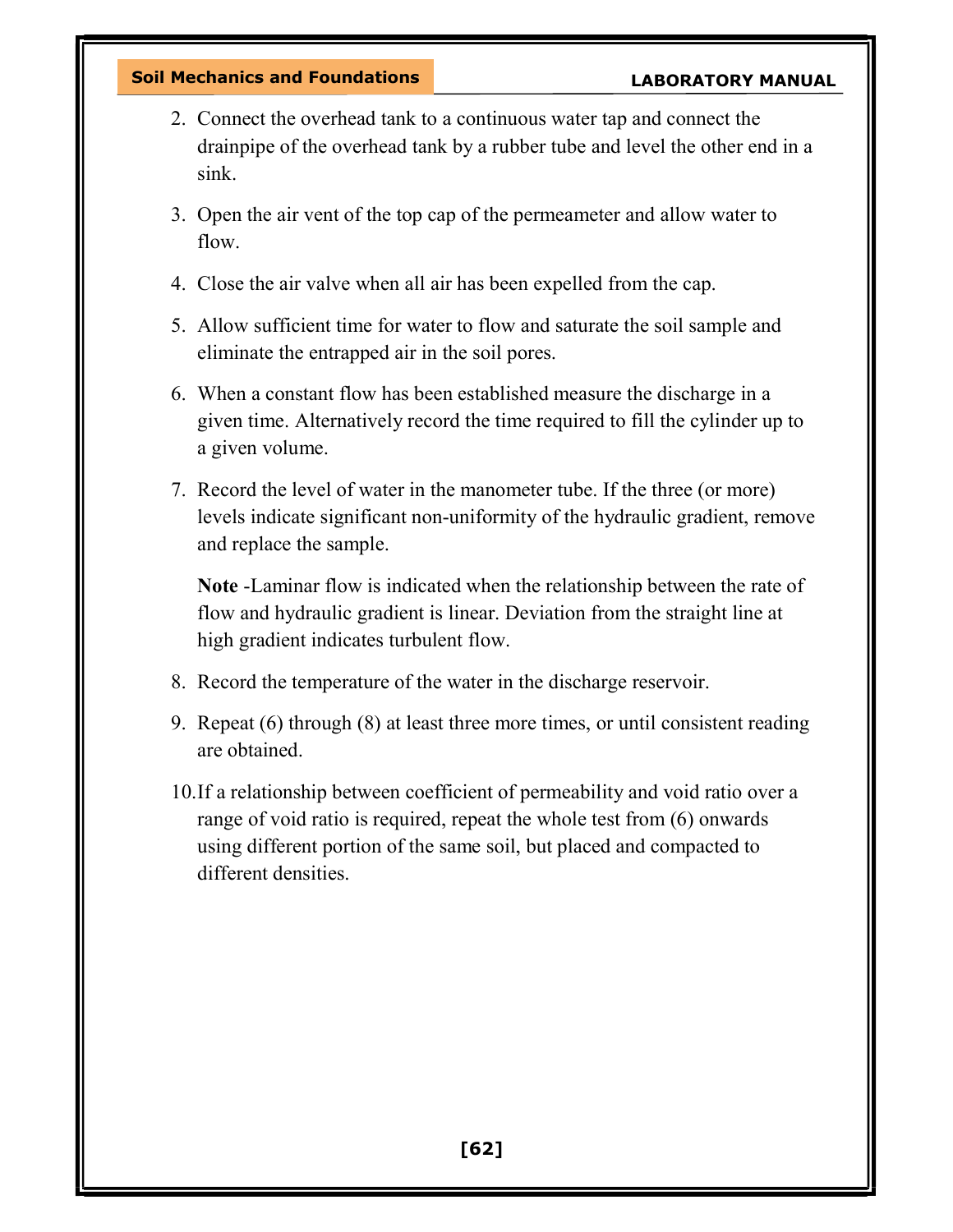2. Connect the overhead tank to a continuous water tap and connect the drainpipe of the overhead tank by a rubber tube and level the other end in a sink.

3. Open the air vent of the top cap of the permeameter and allow water to flow.

4. Close the air valve when all air has been expelled from the cap.

5. Allow sufficient time for water to flow and saturate the soil sample and eliminate the entrapped air in the soil pores.

6. When a constant flow has been established measure the discharge in a given time. Alternatively record the time required to fill the cylinder up to a given volume.

7. Record the level of water in the manometer tube. If the three (or more) levels indicate significant non-uniformity of the hydraulic gradient, remove and replace the sample.

   **Note** -Laminar flow is indicated when the relationship between the rate of flow and hydraulic gradient is linear. Deviation from the straight line at high gradient indicates turbulent flow.

8. Record the temperature of the water in the discharge reservoir.

9. Repeat (6) through (8) at least three more times, or until consistent reading are obtained.

10. If a relationship between coefficient of permeability and void ratio over a range of void ratio is required, repeat the whole test from (6) onwards using different portion of the same soil, but placed and compacted to different densities.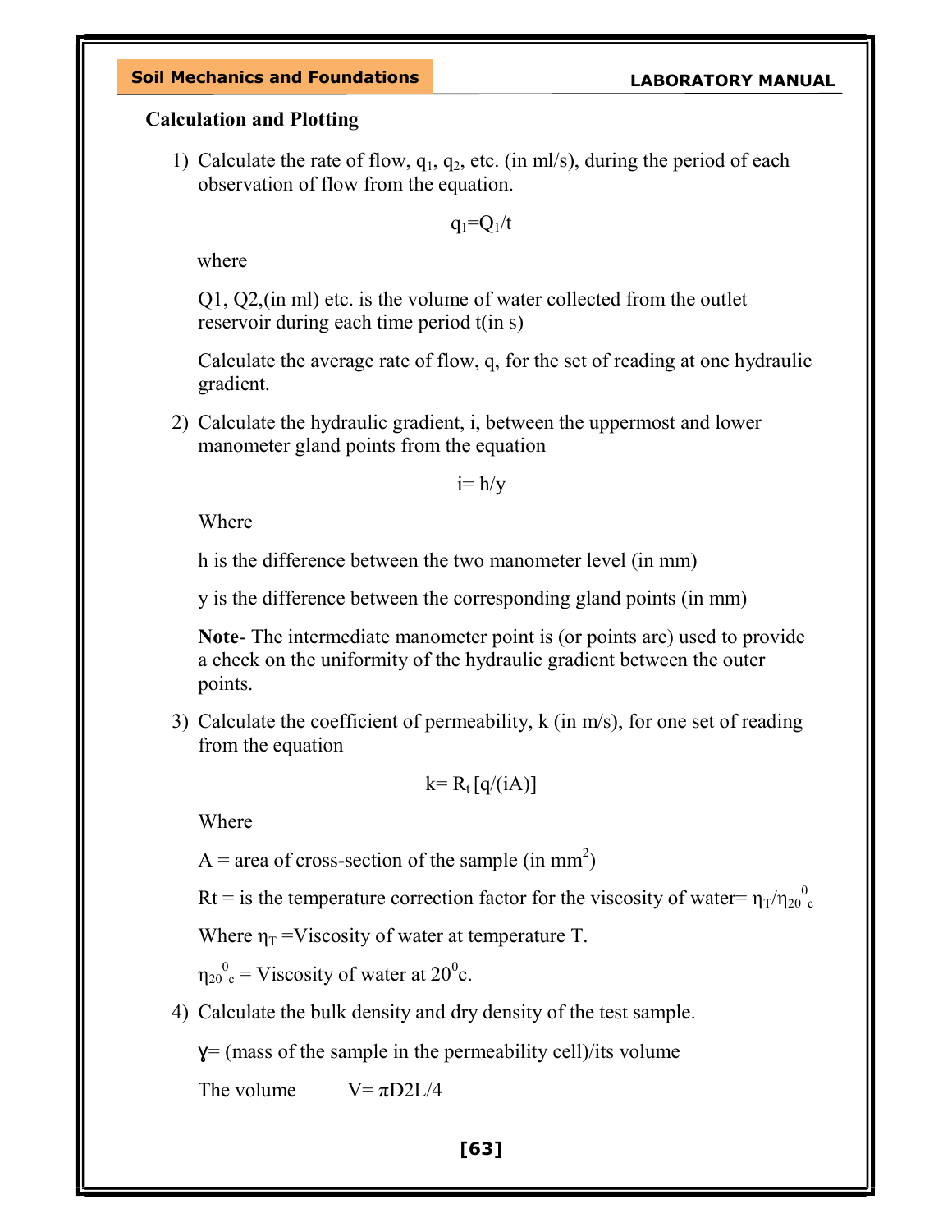**Calculation and Plotting**

1) Calculate the rate of flow, $q_1$, $q_2$, etc. (in ml/s), during the period of each observation of flow from the equation.

$$q_1=Q_1/t$$

where

Q1, Q2,(in ml) etc. is the volume of water collected from the outlet reservoir during each time period t(in s)

Calculate the average rate of flow, q, for the set of reading at one hydraulic gradient.

2) Calculate the hydraulic gradient, i, between the uppermost and lower manometer gland points from the equation

$$i= h/y$$

Where

h is the difference between the two manometer level (in mm)

y is the difference between the corresponding gland points (in mm)

**Note**- The intermediate manometer point is (or points are) used to provide a check on the uniformity of the hydraulic gradient between the outer points.

3) Calculate the coefficient of permeability, k (in m/s), for one set of reading from the equation

$$k= R_t\,[q/(iA)]$$

Where

A = area of cross-section of the sample (in $mm^2$)

Rt = is the temperature correction factor for the viscosity of water= $\eta_T/\eta_{20^0c}$

Where $\eta_T$ =Viscosity of water at temperature T.

$\eta_{20^0c}$ = Viscosity of water at $20^0$c.

4) Calculate the bulk density and dry density of the test sample.

γ= (mass of the sample in the permeability cell)/its volume

The volume $V= \pi D2L/4$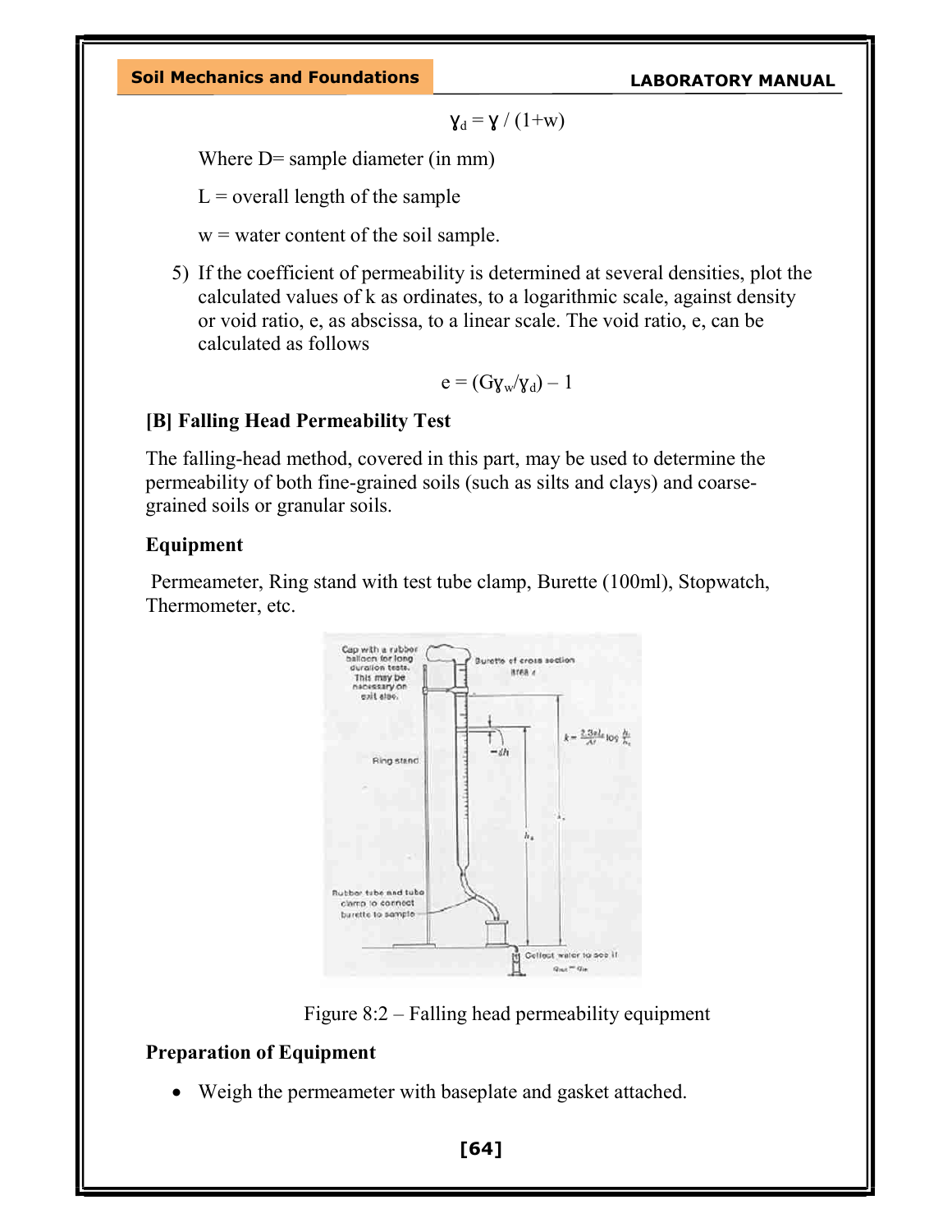$$\gamma_d = \gamma / (1+w)$$

Where D= sample diameter (in mm)

L = overall length of the sample

w = water content of the soil sample.

5) If the coefficient of permeability is determined at several densities, plot the calculated values of k as ordinates, to a logarithmic scale, against density or void ratio, e, as abscissa, to a linear scale. The void ratio, e, can be calculated as follows

$$e = (G\gamma_w/\gamma_d) - 1$$

### [B] Falling Head Permeability Test

The falling-head method, covered in this part, may be used to determine the permeability of both fine-grained soils (such as silts and clays) and coarse-grained soils or granular soils.

### Equipment

Permeameter, Ring stand with test tube clamp, Burette (100ml), Stopwatch, Thermometer, etc.

Figure 8:2 – Falling head permeability equipment

### Preparation of Equipment

- Weigh the permeameter with baseplate and gasket attached.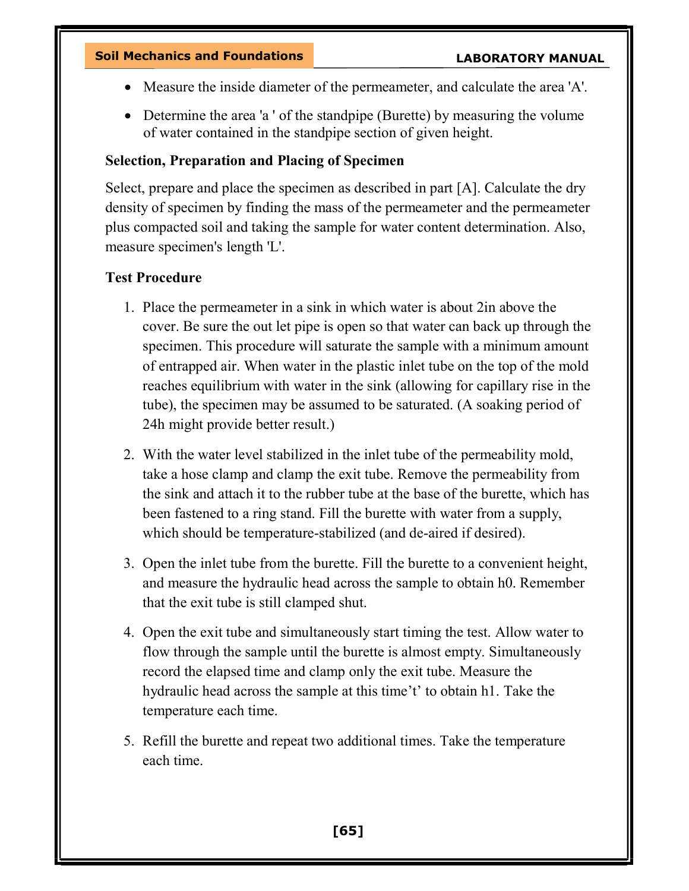- Measure the inside diameter of the permeameter, and calculate the area 'A'.
- Determine the area 'a ' of the standpipe (Burette) by measuring the volume of water contained in the standpipe section of given height.

**Selection, Preparation and Placing of Specimen**

Select, prepare and place the specimen as described in part [A]. Calculate the dry density of specimen by finding the mass of the permeameter and the permeameter plus compacted soil and taking the sample for water content determination. Also, measure specimen's length 'L'.

**Test Procedure**

1. Place the permeameter in a sink in which water is about 2in above the cover. Be sure the out let pipe is open so that water can back up through the specimen. This procedure will saturate the sample with a minimum amount of entrapped air. When water in the plastic inlet tube on the top of the mold reaches equilibrium with water in the sink (allowing for capillary rise in the tube), the specimen may be assumed to be saturated. (A soaking period of 24h might provide better result.)
2. With the water level stabilized in the inlet tube of the permeability mold, take a hose clamp and clamp the exit tube. Remove the permeability from the sink and attach it to the rubber tube at the base of the burette, which has been fastened to a ring stand. Fill the burette with water from a supply, which should be temperature-stabilized (and de-aired if desired).
3. Open the inlet tube from the burette. Fill the burette to a convenient height, and measure the hydraulic head across the sample to obtain $h_0$. Remember that the exit tube is still clamped shut.
4. Open the exit tube and simultaneously start timing the test. Allow water to flow through the sample until the burette is almost empty. Simultaneously record the elapsed time and clamp only the exit tube. Measure the hydraulic head across the sample at this time't' to obtain $h_1$. Take the temperature each time.
5. Refill the burette and repeat two additional times. Take the temperature each time.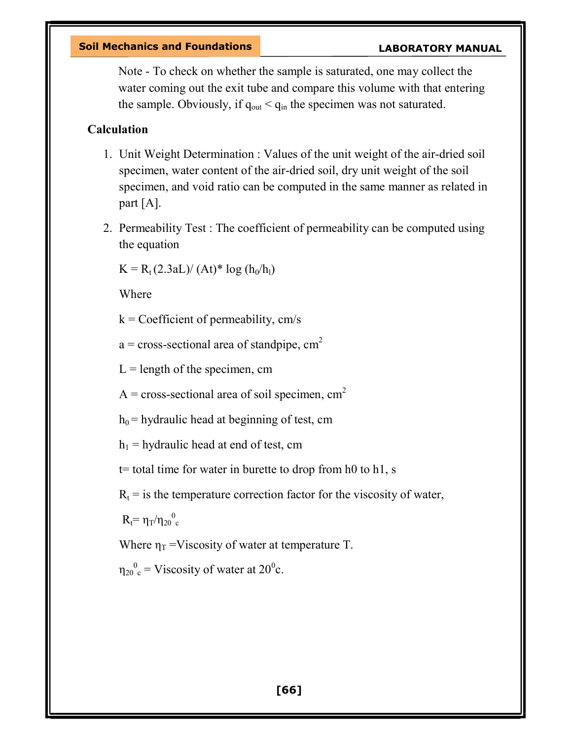Note - To check on whether the sample is saturated, one may collect the water coming out the exit tube and compare this volume with that entering the sample. Obviously, if $q_{out} < q_{in}$ the specimen was not saturated.

**Calculation**

1. Unit Weight Determination : Values of the unit weight of the air-dried soil specimen, water content of the air-dried soil, dry unit weight of the soil specimen, and void ratio can be computed in the same manner as related in part [A].

2. Permeability Test : The coefficient of permeability can be computed using the equation

   $K = R_t\,(2.3aL)/\,(At)*\,\log\,(h_0/h_l)$

   Where

   k = Coefficient of permeability, cm/s

   a = cross-sectional area of standpipe, $cm^2$

   L = length of the specimen, cm

   A = cross-sectional area of soil specimen, $cm^2$

   $h_0$ = hydraulic head at beginning of test, cm

   $h_1$ = hydraulic head at end of test, cm

   t= total time for water in burette to drop from h0 to h1, s

   $R_t$ = is the temperature correction factor for the viscosity of water,

   $R_t = \eta_T/\eta_{20^0c}$

   Where $\eta_T$ =Viscosity of water at temperature T.

   $\eta_{20^0c}$ = Viscosity of water at $20^0$c.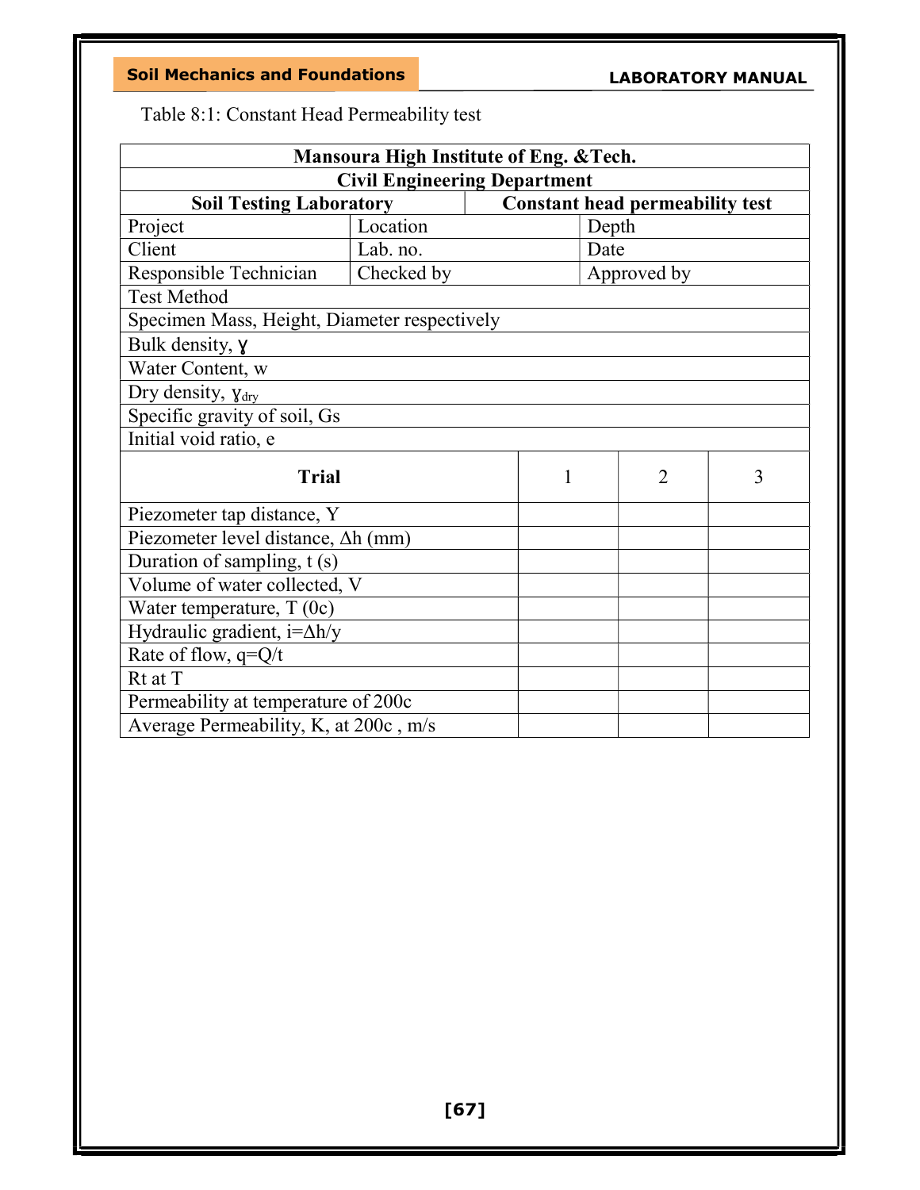Table 8:1: Constant Head Permeability test

| **Mansoura High Institute of Eng. &Tech.** | | | |
|---|---|---|---|
| **Civil Engineering Department** | | | |
| **Soil Testing Laboratory** | **Constant head permeability test** | | |
| Project | Location | Depth | |
| Client | Lab. no. | Date | |
| Responsible Technician | Checked by | Approved by | |
| Test Method | | | |
| Specimen Mass, Height, Diameter respectively | | | |
| Bulk density, $\gamma$ | | | |
| Water Content, w | | | |
| Dry density, $\gamma_{dry}$ | | | |
| Specific gravity of soil, Gs | | | |
| Initial void ratio, e | | | |
| **Trial** | 1 | 2 | 3 |
| Piezometer tap distance, Y | | | |
| Piezometer level distance, $\Delta h$ (mm) | | | |
| Duration of sampling, t (s) | | | |
| Volume of water collected, V | | | |
| Water temperature, T (0c) | | | |
| Hydraulic gradient, $i=\Delta h/y$ | | | |
| Rate of flow, $q=Q/t$ | | | |
| Rt at T | | | |
| Permeability at temperature of 200c | | | |
| Average Permeability, K, at 200c , m/s | | | |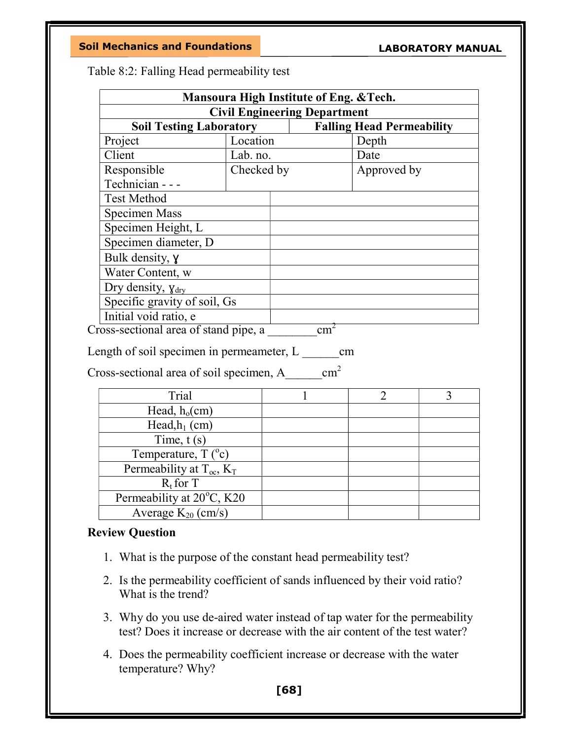Table 8:2: Falling Head permeability test

| Mansoura High Institute of Eng. &Tech. | | |
|---|---|---|
| **Civil Engineering Department** | | |
| **Soil Testing Laboratory** | **Falling Head Permeability** | |
| Project | Location | Depth |
| Client | Lab. no. | Date |
| Responsible Technician - - - | Checked by | Approved by |

| | |
|---|---|
| Test Method | |
| Specimen Mass | |
| Specimen Height, L | |
| Specimen diameter, D | |
| Bulk density, $\gamma$ | |
| Water Content, w | |
| Dry density, $\gamma_{dry}$ | |
| Specific gravity of soil, Gs | |
| Initial void ratio, e | |

Cross-sectional area of stand pipe, a ________$cm^2$

Length of soil specimen in permeameter, L ______cm

Cross-sectional area of soil specimen, A______$cm^2$

| Trial | 1 | 2 | 3 |
|---|---|---|---|
| Head, $h_o$(cm) | | | |
| Head,$h_1$ (cm) | | | |
| Time, t (s) | | | |
| Temperature, T ($^o$c) | | | |
| Permeability at $T_{oc}$, $K_T$ | | | |
| $R_t$ for T | | | |
| Permeability at 20$^o$C, K20 | | | |
| Average $K_{20}$ (cm/s) | | | |

**Review Question**

1. What is the purpose of the constant head permeability test?
2. Is the permeability coefficient of sands influenced by their void ratio? What is the trend?
3. Why do you use de-aired water instead of tap water for the permeability test? Does it increase or decrease with the air content of the test water?
4. Does the permeability coefficient increase or decrease with the water temperature? Why?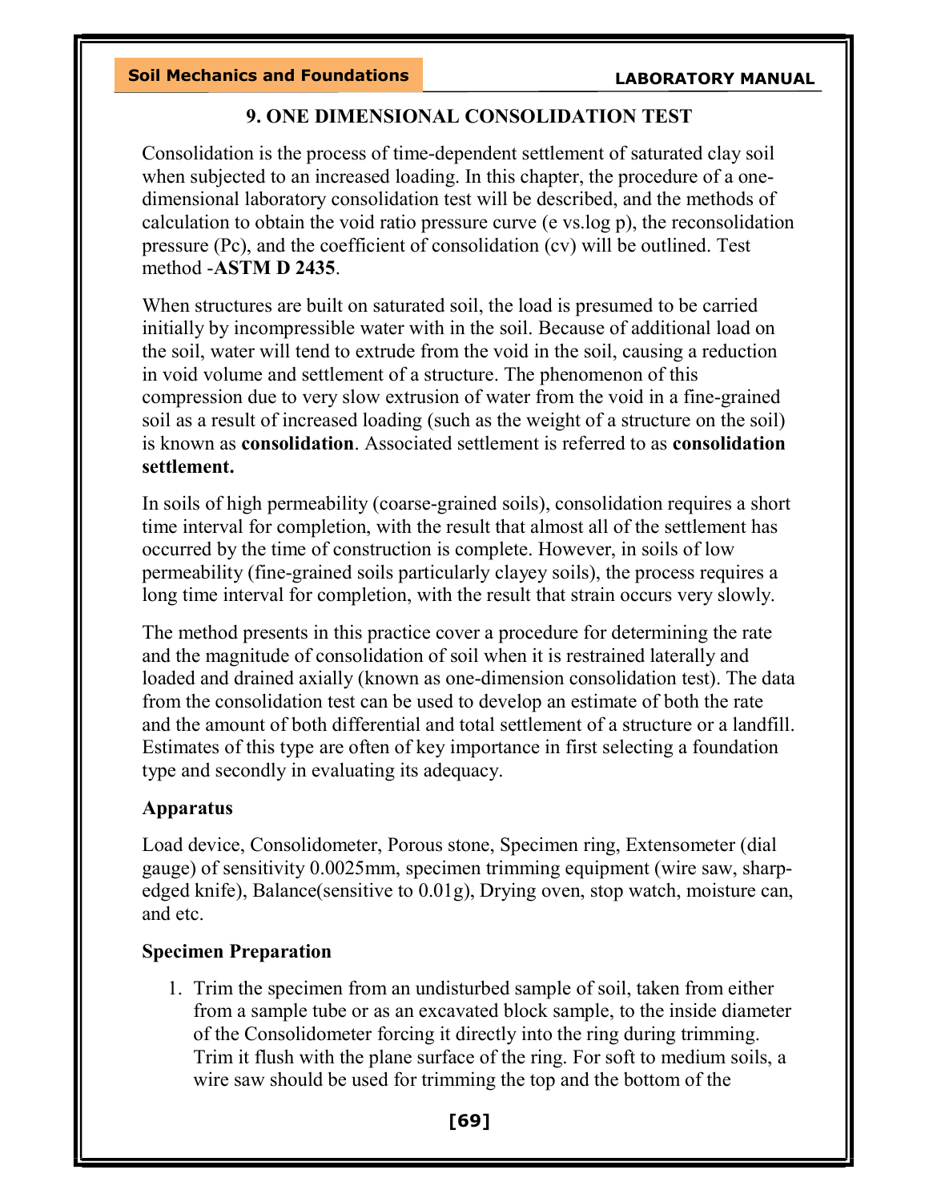## 9. ONE DIMENSIONAL CONSOLIDATION TEST

Consolidation is the process of time-dependent settlement of saturated clay soil when subjected to an increased loading. In this chapter, the procedure of a one-dimensional laboratory consolidation test will be described, and the methods of calculation to obtain the void ratio pressure curve (e vs.log p), the reconsolidation pressure (Pc), and the coefficient of consolidation (cv) will be outlined. Test method -**ASTM D 2435**.

When structures are built on saturated soil, the load is presumed to be carried initially by incompressible water with in the soil. Because of additional load on the soil, water will tend to extrude from the void in the soil, causing a reduction in void volume and settlement of a structure. The phenomenon of this compression due to very slow extrusion of water from the void in a fine-grained soil as a result of increased loading (such as the weight of a structure on the soil) is known as **consolidation**. Associated settlement is referred to as **consolidation settlement.**

In soils of high permeability (coarse-grained soils), consolidation requires a short time interval for completion, with the result that almost all of the settlement has occurred by the time of construction is complete. However, in soils of low permeability (fine-grained soils particularly clayey soils), the process requires a long time interval for completion, with the result that strain occurs very slowly.

The method presents in this practice cover a procedure for determining the rate and the magnitude of consolidation of soil when it is restrained laterally and loaded and drained axially (known as one-dimension consolidation test). The data from the consolidation test can be used to develop an estimate of both the rate and the amount of both differential and total settlement of a structure or a landfill. Estimates of this type are often of key importance in first selecting a foundation type and secondly in evaluating its adequacy.

### Apparatus

Load device, Consolidometer, Porous stone, Specimen ring, Extensometer (dial gauge) of sensitivity 0.0025mm, specimen trimming equipment (wire saw, sharp-edged knife), Balance(sensitive to 0.01g), Drying oven, stop watch, moisture can, and etc.

### Specimen Preparation

1. Trim the specimen from an undisturbed sample of soil, taken from either from a sample tube or as an excavated block sample, to the inside diameter of the Consolidometer forcing it directly into the ring during trimming. Trim it flush with the plane surface of the ring. For soft to medium soils, a wire saw should be used for trimming the top and the bottom of the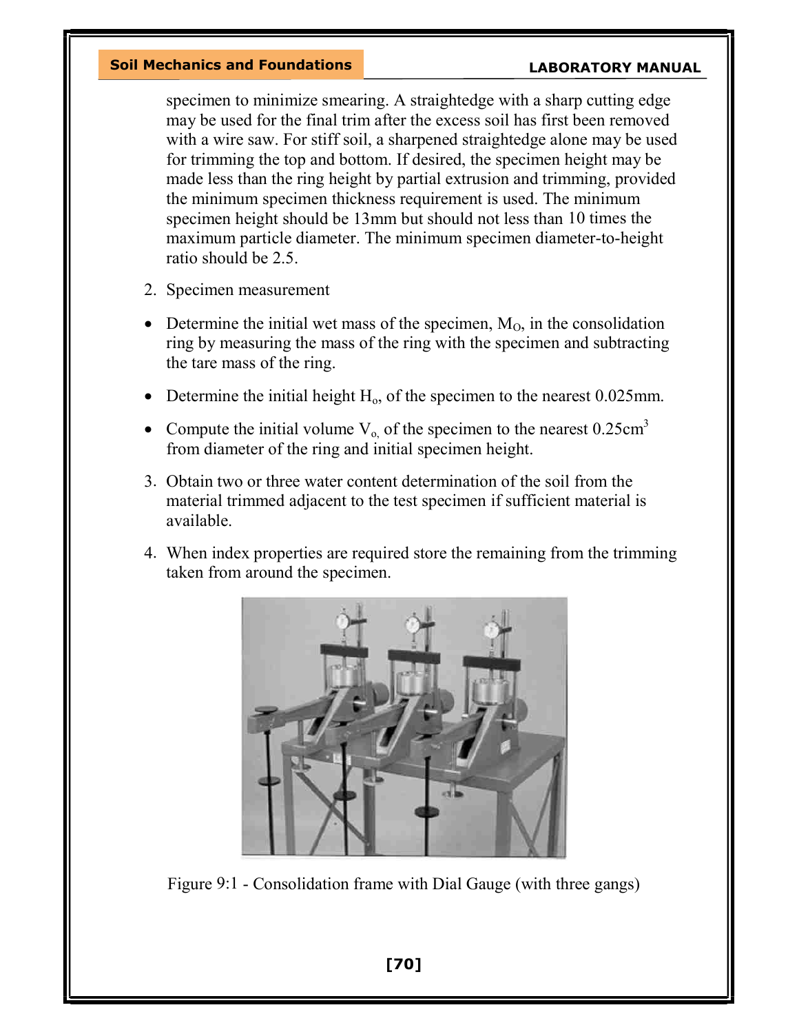specimen to minimize smearing. A straightedge with a sharp cutting edge may be used for the final trim after the excess soil has first been removed with a wire saw. For stiff soil, a sharpened straightedge alone may be used for trimming the top and bottom. If desired, the specimen height may be made less than the ring height by partial extrusion and trimming, provided the minimum specimen thickness requirement is used. The minimum specimen height should be 13mm but should not less than 10 times the maximum particle diameter. The minimum specimen diameter-to-height ratio should be 2.5.

2. Specimen measurement

- Determine the initial wet mass of the specimen, $M_O$, in the consolidation ring by measuring the mass of the ring with the specimen and subtracting the tare mass of the ring.
- Determine the initial height $H_o$, of the specimen to the nearest 0.025mm.
- Compute the initial volume $V_o$, of the specimen to the nearest 0.25cm$^3$ from diameter of the ring and initial specimen height.

3. Obtain two or three water content determination of the soil from the material trimmed adjacent to the test specimen if sufficient material is available.

4. When index properties are required store the remaining from the trimming taken from around the specimen.

Figure 9:1 - Consolidation frame with Dial Gauge (with three gangs)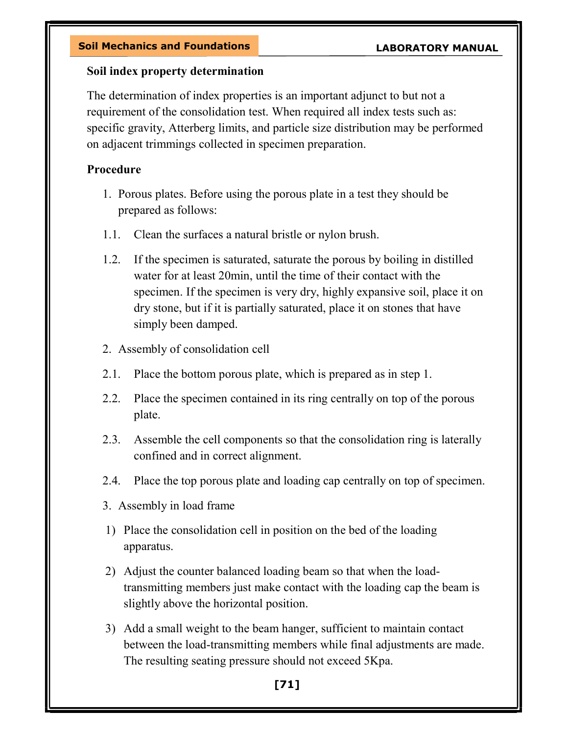**Soil index property determination**

The determination of index properties is an important adjunct to but not a requirement of the consolidation test. When required all index tests such as: specific gravity, Atterberg limits, and particle size distribution may be performed on adjacent trimmings collected in specimen preparation.

**Procedure**

1. Porous plates. Before using the porous plate in a test they should be prepared as follows:

1.1. Clean the surfaces a natural bristle or nylon brush.

1.2. If the specimen is saturated, saturate the porous by boiling in distilled water for at least 20min, until the time of their contact with the specimen. If the specimen is very dry, highly expansive soil, place it on dry stone, but if it is partially saturated, place it on stones that have simply been damped.

2. Assembly of consolidation cell

2.1. Place the bottom porous plate, which is prepared as in step 1.

2.2. Place the specimen contained in its ring centrally on top of the porous plate.

2.3. Assemble the cell components so that the consolidation ring is laterally confined and in correct alignment.

2.4. Place the top porous plate and loading cap centrally on top of specimen.

3. Assembly in load frame

1) Place the consolidation cell in position on the bed of the loading apparatus.
2) Adjust the counter balanced loading beam so that when the load-transmitting members just make contact with the loading cap the beam is slightly above the horizontal position.
3) Add a small weight to the beam hanger, sufficient to maintain contact between the load-transmitting members while final adjustments are made. The resulting seating pressure should not exceed 5Kpa.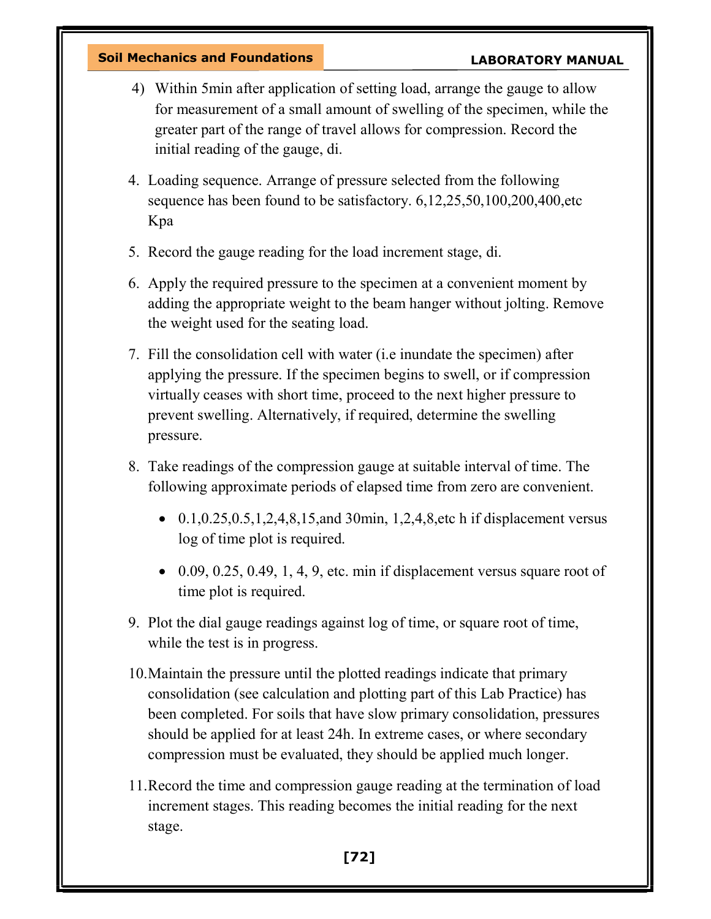4) Within 5min after application of setting load, arrange the gauge to allow for measurement of a small amount of swelling of the specimen, while the greater part of the range of travel allows for compression. Record the initial reading of the gauge, di.

4. Loading sequence. Arrange of pressure selected from the following sequence has been found to be satisfactory. 6,12,25,50,100,200,400,etc Kpa
5. Record the gauge reading for the load increment stage, di.
6. Apply the required pressure to the specimen at a convenient moment by adding the appropriate weight to the beam hanger without jolting. Remove the weight used for the seating load.
7. Fill the consolidation cell with water (i.e inundate the specimen) after applying the pressure. If the specimen begins to swell, or if compression virtually ceases with short time, proceed to the next higher pressure to prevent swelling. Alternatively, if required, determine the swelling pressure.
8. Take readings of the compression gauge at suitable interval of time. The following approximate periods of elapsed time from zero are convenient.
   - 0.1,0.25,0.5,1,2,4,8,15,and 30min, 1,2,4,8,etc h if displacement versus log of time plot is required.
   - 0.09, 0.25, 0.49, 1, 4, 9, etc. min if displacement versus square root of time plot is required.
9. Plot the dial gauge readings against log of time, or square root of time, while the test is in progress.
10. Maintain the pressure until the plotted readings indicate that primary consolidation (see calculation and plotting part of this Lab Practice) has been completed. For soils that have slow primary consolidation, pressures should be applied for at least 24h. In extreme cases, or where secondary compression must be evaluated, they should be applied much longer.
11. Record the time and compression gauge reading at the termination of load increment stages. This reading becomes the initial reading for the next stage.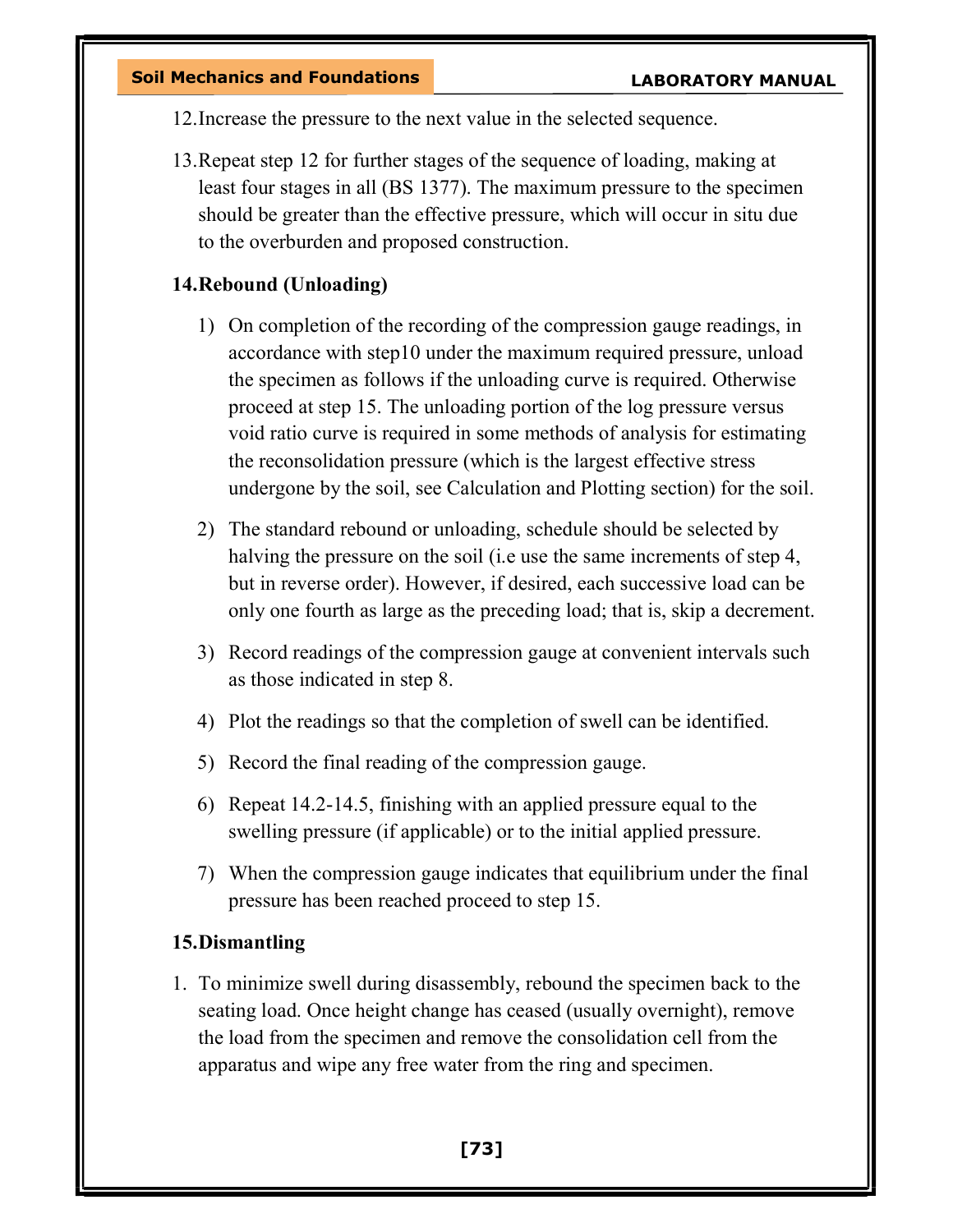12. Increase the pressure to the next value in the selected sequence.

13. Repeat step 12 for further stages of the sequence of loading, making at least four stages in all (BS 1377). The maximum pressure to the specimen should be greater than the effective pressure, which will occur in situ due to the overburden and proposed construction.

**14. Rebound (Unloading)**

1) On completion of the recording of the compression gauge readings, in accordance with step10 under the maximum required pressure, unload the specimen as follows if the unloading curve is required. Otherwise proceed at step 15. The unloading portion of the log pressure versus void ratio curve is required in some methods of analysis for estimating the reconsolidation pressure (which is the largest effective stress undergone by the soil, see Calculation and Plotting section) for the soil.

2) The standard rebound or unloading, schedule should be selected by halving the pressure on the soil (i.e use the same increments of step 4, but in reverse order). However, if desired, each successive load can be only one fourth as large as the preceding load; that is, skip a decrement.

3) Record readings of the compression gauge at convenient intervals such as those indicated in step 8.

4) Plot the readings so that the completion of swell can be identified.

5) Record the final reading of the compression gauge.

6) Repeat 14.2-14.5, finishing with an applied pressure equal to the swelling pressure (if applicable) or to the initial applied pressure.

7) When the compression gauge indicates that equilibrium under the final pressure has been reached proceed to step 15.

**15. Dismantling**

1. To minimize swell during disassembly, rebound the specimen back to the seating load. Once height change has ceased (usually overnight), remove the load from the specimen and remove the consolidation cell from the apparatus and wipe any free water from the ring and specimen.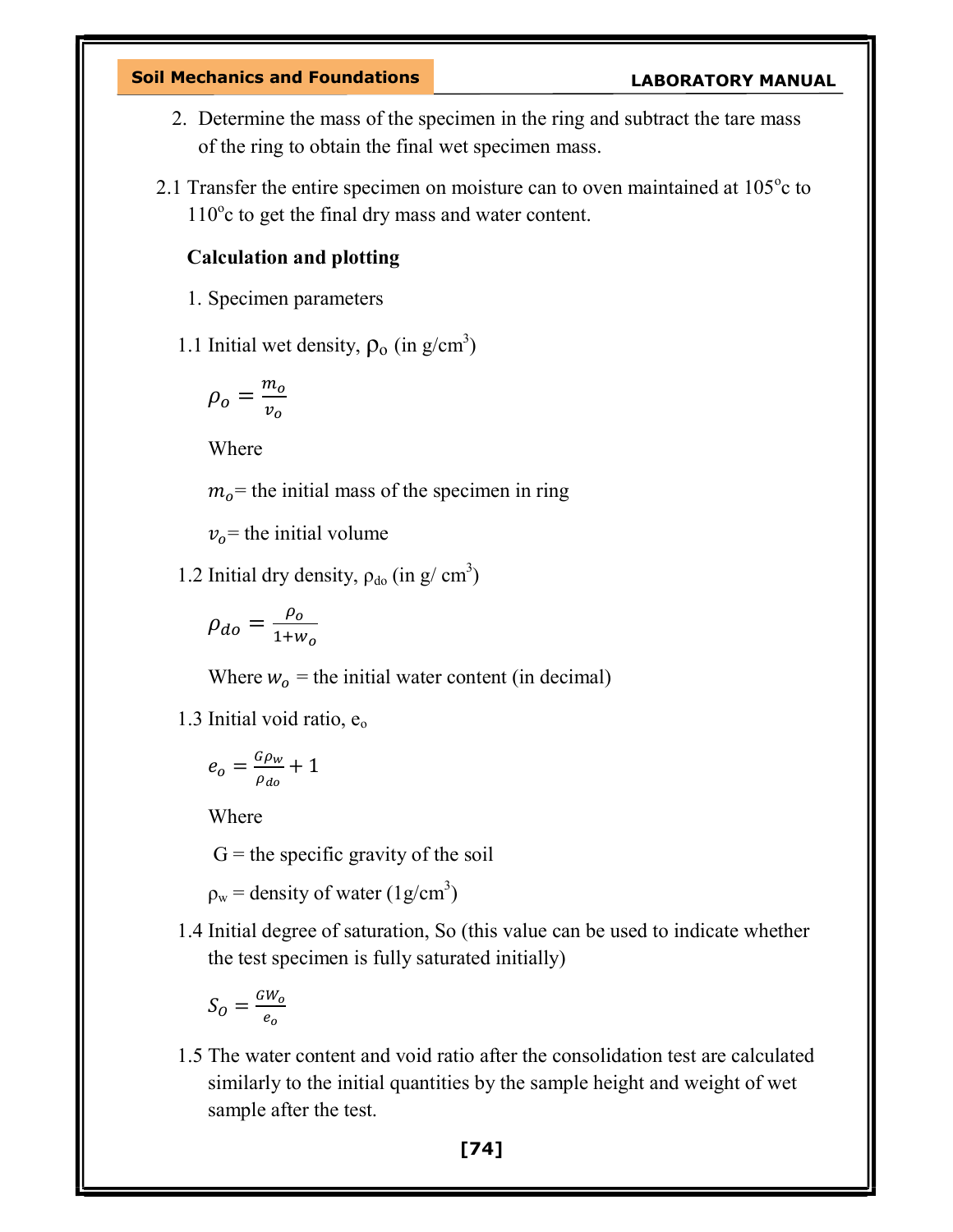2. Determine the mass of the specimen in the ring and subtract the tare mass of the ring to obtain the final wet specimen mass.

2.1 Transfer the entire specimen on moisture can to oven maintained at 105°c to 110°c to get the final dry mass and water content.

**Calculation and plotting**

1. Specimen parameters

1.1 Initial wet density, $\rho_o$ (in g/cm$^3$)

$$\rho_o = \frac{m_o}{v_o}$$

Where

$m_o$= the initial mass of the specimen in ring

$v_o$= the initial volume

1.2 Initial dry density, $\rho_{do}$ (in g/ cm$^3$)

$$\rho_{do} = \frac{\rho_o}{1+w_o}$$

Where $w_o$ = the initial water content (in decimal)

1.3 Initial void ratio, $e_o$

$$e_o = \frac{G\rho_w}{\rho_{do}} + 1$$

Where

G = the specific gravity of the soil

$\rho_w$ = density of water (1g/cm$^3$)

1.4 Initial degree of saturation, So (this value can be used to indicate whether the test specimen is fully saturated initially)

$$S_O = \frac{GW_o}{e_o}$$

1.5 The water content and void ratio after the consolidation test are calculated similarly to the initial quantities by the sample height and weight of wet sample after the test.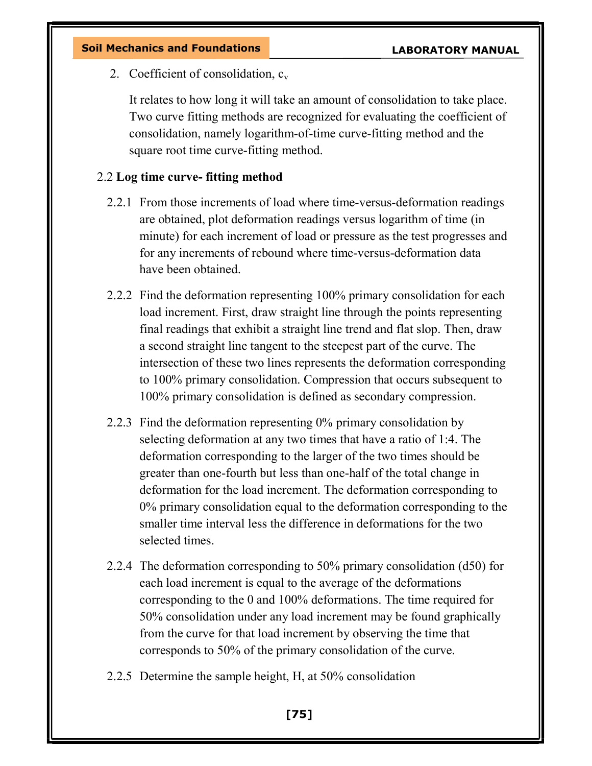2. Coefficient of consolidation, $c_v$

   It relates to how long it will take an amount of consolidation to take place. Two curve fitting methods are recognized for evaluating the coefficient of consolidation, namely logarithm-of-time curve-fitting method and the square root time curve-fitting method.

### 2.2 **Log time curve- fitting method**

2.2.1 From those increments of load where time-versus-deformation readings are obtained, plot deformation readings versus logarithm of time (in minute) for each increment of load or pressure as the test progresses and for any increments of rebound where time-versus-deformation data have been obtained.

2.2.2 Find the deformation representing 100% primary consolidation for each load increment. First, draw straight line through the points representing final readings that exhibit a straight line trend and flat slop. Then, draw a second straight line tangent to the steepest part of the curve. The intersection of these two lines represents the deformation corresponding to 100% primary consolidation. Compression that occurs subsequent to 100% primary consolidation is defined as secondary compression.

2.2.3 Find the deformation representing 0% primary consolidation by selecting deformation at any two times that have a ratio of 1:4. The deformation corresponding to the larger of the two times should be greater than one-fourth but less than one-half of the total change in deformation for the load increment. The deformation corresponding to 0% primary consolidation equal to the deformation corresponding to the smaller time interval less the difference in deformations for the two selected times.

2.2.4 The deformation corresponding to 50% primary consolidation (d50) for each load increment is equal to the average of the deformations corresponding to the 0 and 100% deformations. The time required for 50% consolidation under any load increment may be found graphically from the curve for that load increment by observing the time that corresponds to 50% of the primary consolidation of the curve.

2.2.5 Determine the sample height, H, at 50% consolidation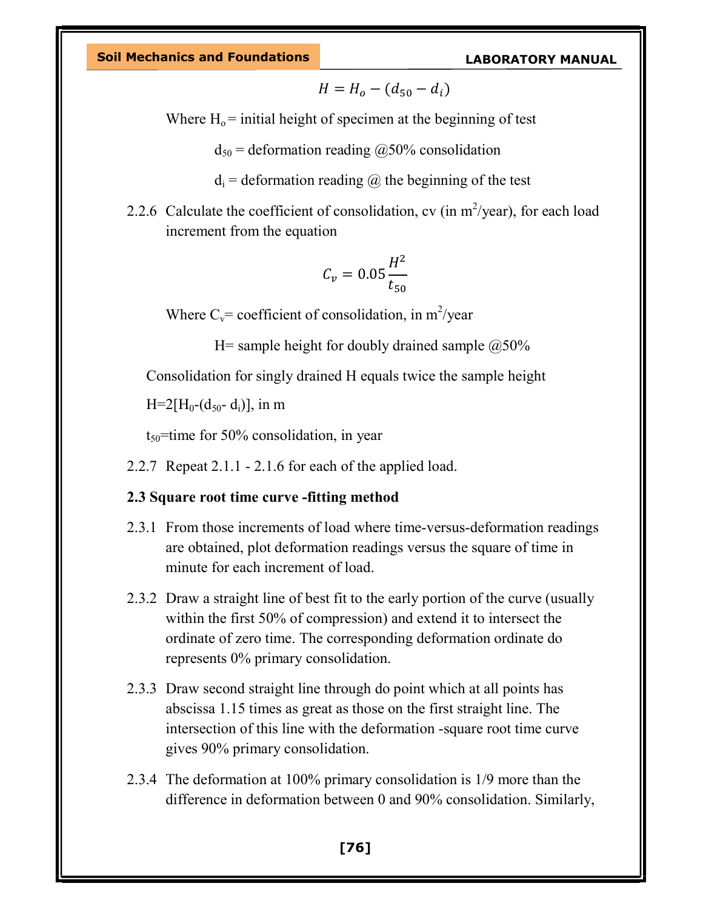$$H = H_o - (d_{50} - d_i)$$

Where $H_o$ = initial height of specimen at the beginning of test

$d_{50}$ = deformation reading @50% consolidation

$d_i$ = deformation reading @ the beginning of the test

2.2.6 Calculate the coefficient of consolidation, cv (in $m^2$/year), for each load increment from the equation

$$C_v = 0.05 \frac{H^2}{t_{50}}$$

Where $C_v$= coefficient of consolidation, in $m^2$/year

H= sample height for doubly drained sample @50%

Consolidation for singly drained H equals twice the sample height

$H=2[H_0-(d_{50}- d_i)]$, in m

$t_{50}$=time for 50% consolidation, in year

2.2.7 Repeat 2.1.1 - 2.1.6 for each of the applied load.

**2.3 Square root time curve -fitting method**

2.3.1 From those increments of load where time-versus-deformation readings are obtained, plot deformation readings versus the square of time in minute for each increment of load.

2.3.2 Draw a straight line of best fit to the early portion of the curve (usually within the first 50% of compression) and extend it to intersect the ordinate of zero time. The corresponding deformation ordinate do represents 0% primary consolidation.

2.3.3 Draw second straight line through do point which at all points has abscissa 1.15 times as great as those on the first straight line. The intersection of this line with the deformation -square root time curve gives 90% primary consolidation.

2.3.4 The deformation at 100% primary consolidation is 1/9 more than the difference in deformation between 0 and 90% consolidation. Similarly,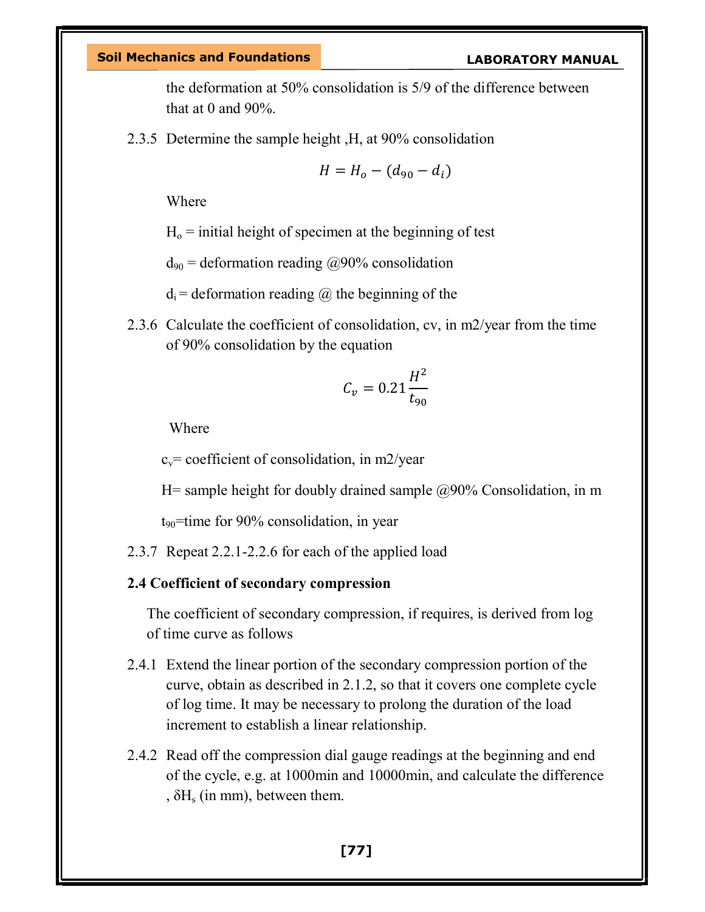the deformation at 50% consolidation is 5/9 of the difference between that at 0 and 90%.

2.3.5 Determine the sample height ,H, at 90% consolidation

$$H = H_o - (d_{90} - d_i)$$

Where

$H_o$ = initial height of specimen at the beginning of test

$d_{90}$ = deformation reading @90% consolidation

$d_i$ = deformation reading @ the beginning of the

2.3.6 Calculate the coefficient of consolidation, cv, in m2/year from the time of 90% consolidation by the equation

$$C_v = 0.21\frac{H^2}{t_{90}}$$

Where

$c_v$= coefficient of consolidation, in m2/year

H= sample height for doubly drained sample @90% Consolidation, in m

$t_{90}$=time for 90% consolidation, in year

2.3.7 Repeat 2.2.1-2.2.6 for each of the applied load

**2.4 Coefficient of secondary compression**

The coefficient of secondary compression, if requires, is derived from log of time curve as follows

2.4.1 Extend the linear portion of the secondary compression portion of the curve, obtain as described in 2.1.2, so that it covers one complete cycle of log time. It may be necessary to prolong the duration of the load increment to establish a linear relationship.

2.4.2 Read off the compression dial gauge readings at the beginning and end of the cycle, e.g. at 1000min and 10000min, and calculate the difference , $\delta H_s$ (in mm), between them.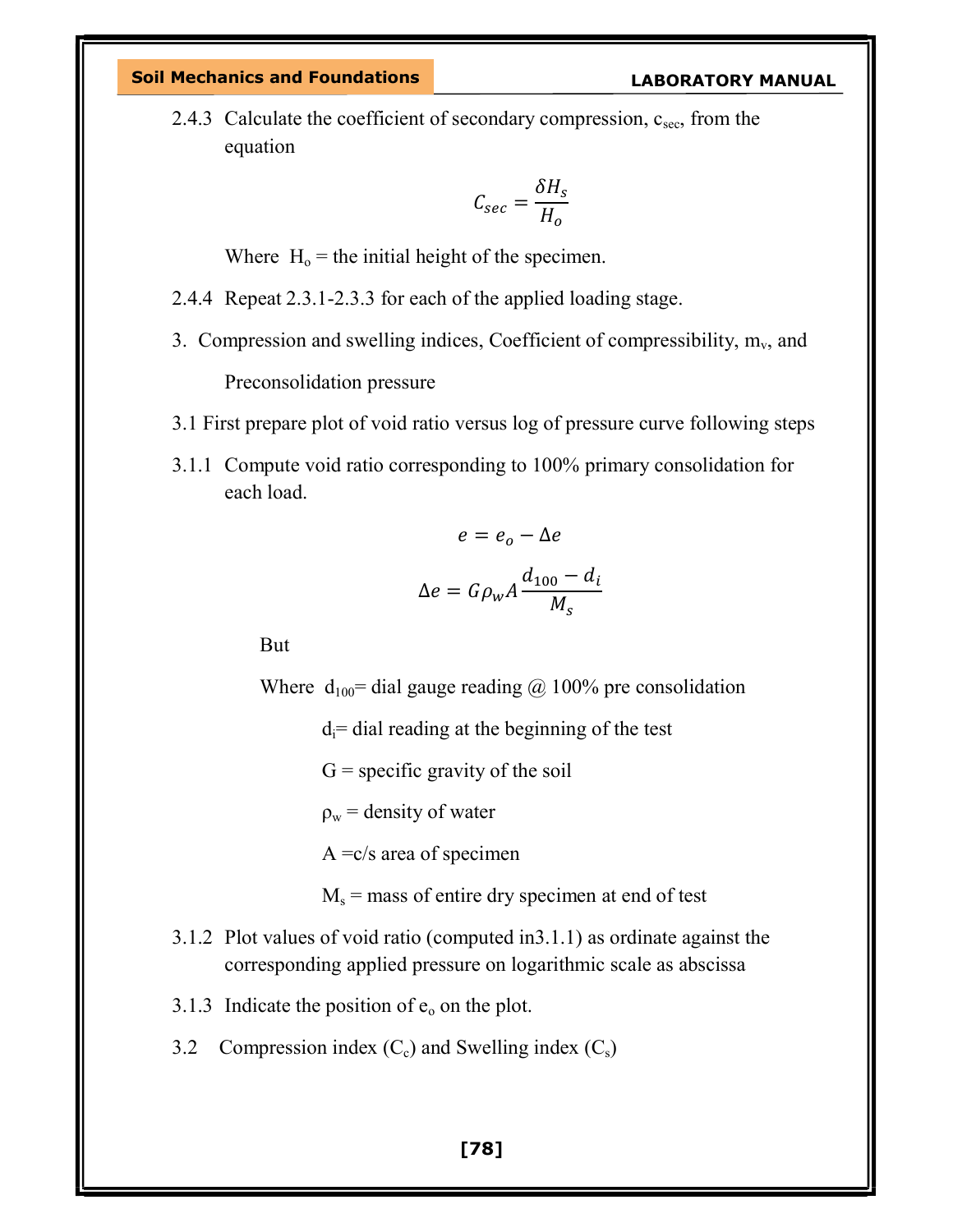2.4.3 Calculate the coefficient of secondary compression, $c_{sec}$, from the equation

$$C_{sec} = \frac{\delta H_s}{H_o}$$

Where $H_o$ = the initial height of the specimen.

2.4.4 Repeat 2.3.1-2.3.3 for each of the applied loading stage.

3. Compression and swelling indices, Coefficient of compressibility, $m_v$, and Preconsolidation pressure

3.1 First prepare plot of void ratio versus log of pressure curve following steps

3.1.1 Compute void ratio corresponding to 100% primary consolidation for each load.

$$e = e_o - \Delta e$$

$$\Delta e = G\rho_w A \frac{d_{100} - d_i}{M_s}$$

But

Where $d_{100}$= dial gauge reading @ 100% pre consolidation

$d_i$= dial reading at the beginning of the test

G = specific gravity of the soil

$\rho_w$ = density of water

A =c/s area of specimen

$M_s$ = mass of entire dry specimen at end of test

3.1.2 Plot values of void ratio (computed in3.1.1) as ordinate against the corresponding applied pressure on logarithmic scale as abscissa

3.1.3 Indicate the position of $e_o$ on the plot.

3.2 Compression index ($C_c$) and Swelling index ($C_s$)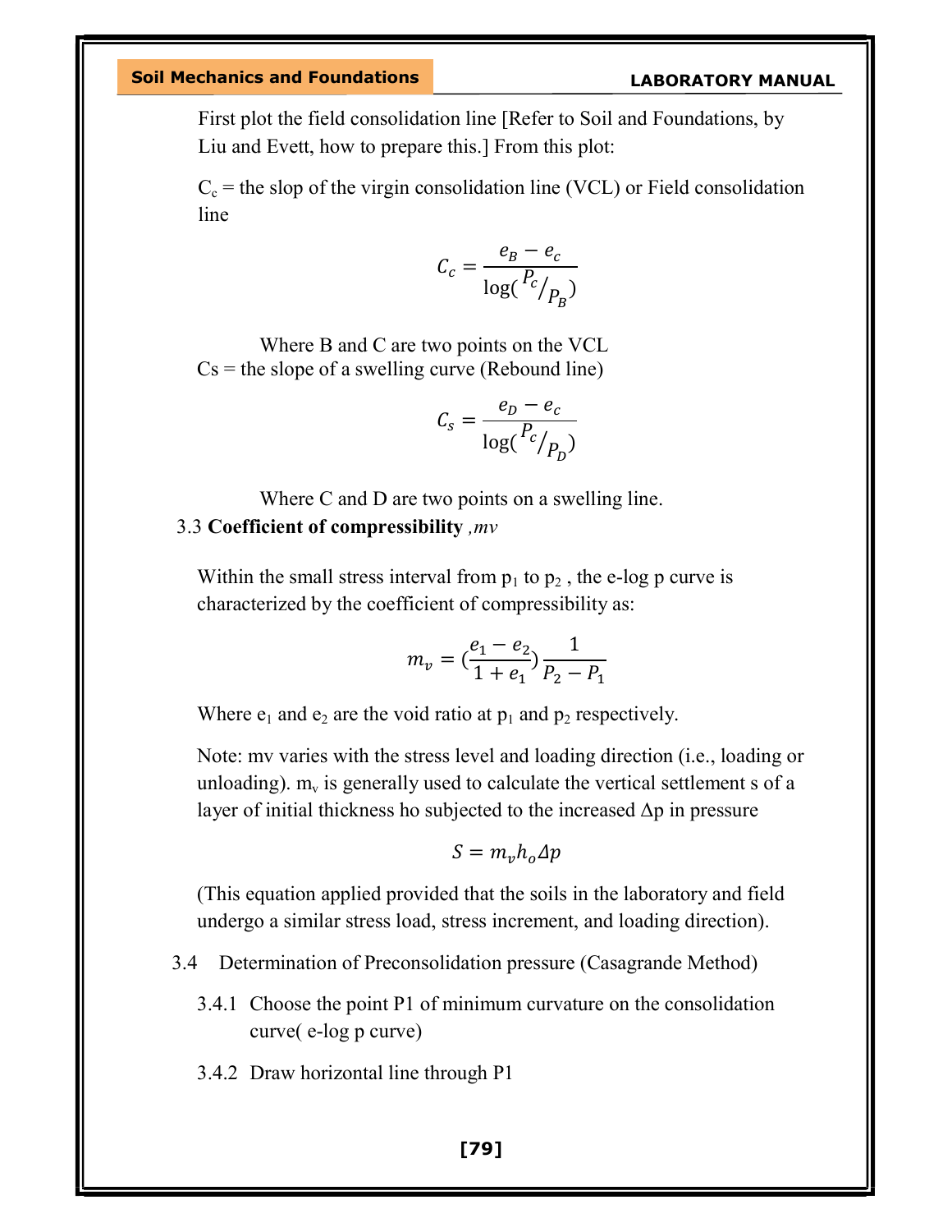First plot the field consolidation line [Refer to Soil and Foundations, by Liu and Evett, how to prepare this.] From this plot:

$C_c$ = the slop of the virgin consolidation line (VCL) or Field consolidation line

$$C_c = \frac{e_B - e_c}{\log(P_c/P_B)}$$

Where B and C are two points on the VCL

Cs = the slope of a swelling curve (Rebound line)

$$C_s = \frac{e_D - e_c}{\log(P_c/P_D)}$$

Where C and D are two points on a swelling line.

### 3.3 **Coefficient of compressibility** *,mv*

Within the small stress interval from $p_1$ to $p_2$ , the e-log p curve is characterized by the coefficient of compressibility as:

$$m_v = (\frac{e_1 - e_2}{1 + e_1})\frac{1}{P_2 - P_1}$$

Where $e_1$ and $e_2$ are the void ratio at $p_1$ and $p_2$ respectively.

Note: mv varies with the stress level and loading direction (i.e., loading or unloading). $m_v$ is generally used to calculate the vertical settlement s of a layer of initial thickness ho subjected to the increased Δp in pressure

$$S = m_v h_o \Delta p$$

(This equation applied provided that the soils in the laboratory and field undergo a similar stress load, stress increment, and loading direction).

### 3.4 Determination of Preconsolidation pressure (Casagrande Method)

3.4.1 Choose the point P1 of minimum curvature on the consolidation curve( e-log p curve)

3.4.2 Draw horizontal line through P1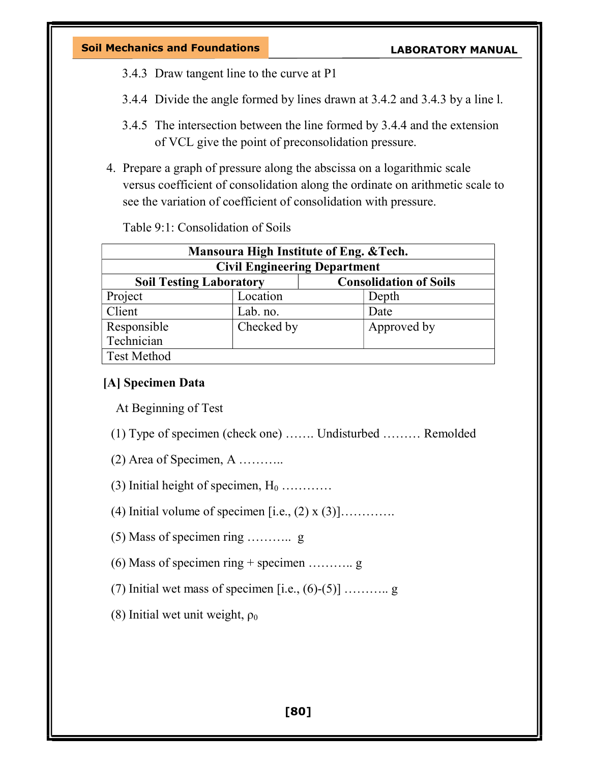3.4.3 Draw tangent line to the curve at P1

3.4.4 Divide the angle formed by lines drawn at 3.4.2 and 3.4.3 by a line l.

3.4.5 The intersection between the line formed by 3.4.4 and the extension of VCL give the point of preconsolidation pressure.

4. Prepare a graph of pressure along the abscissa on a logarithmic scale versus coefficient of consolidation along the ordinate on arithmetic scale to see the variation of coefficient of consolidation with pressure.

Table 9:1: Consolidation of Soils

| **Mansoura High Institute of Eng. &Tech.** | | |
|---|---|---|
| **Civil Engineering Department** | | |
| **Soil Testing Laboratory** | | **Consolidation of Soils** |
| Project | Location | Depth |
| Client | Lab. no. | Date |
| Responsible Technician | Checked by | Approved by |
| Test Method | | |

**[A] Specimen Data**

At Beginning of Test

(1) Type of specimen (check one) ……. Undisturbed ……… Remolded

(2) Area of Specimen, A ………..

(3) Initial height of specimen, $H_0$ …………

(4) Initial volume of specimen [i.e., (2) x (3)]………….

(5) Mass of specimen ring ……….. g

(6) Mass of specimen ring + specimen ……….. g

(7) Initial wet mass of specimen [i.e., (6)-(5)] ……….. g

(8) Initial wet unit weight, $\rho_0$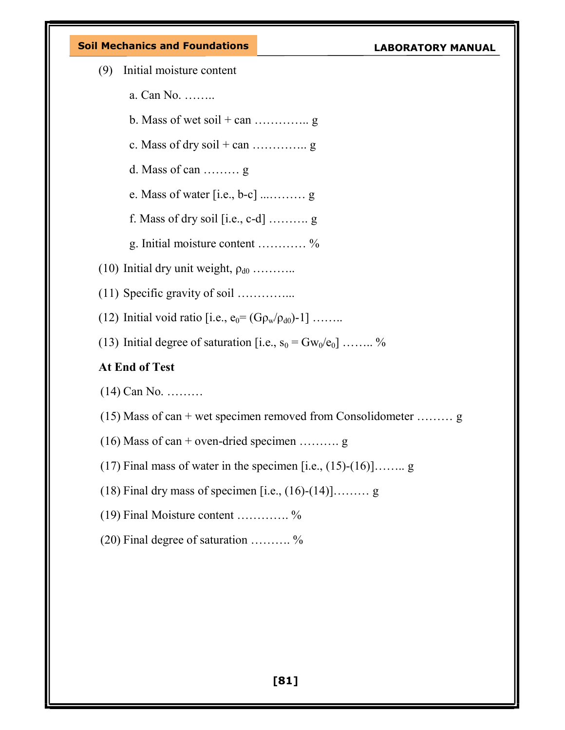(9) Initial moisture content

a. Can No. ……..

b. Mass of wet soil + can ………….. g

c. Mass of dry soil + can ………….. g

d. Mass of can ……… g

e. Mass of water [i.e., b-c] ...……… g

f. Mass of dry soil [i.e., c-d] ………. g

g. Initial moisture content ………… %

(10) Initial dry unit weight, $\rho_{d0}$ ………..

(11) Specific gravity of soil …………...

(12) Initial void ratio [i.e., $e_0 = (G\rho_w/\rho_{d0})-1$] ……..

(13) Initial degree of saturation [i.e., $s_0 = Gw_0/e_0$] …….. %

**At End of Test**

(14) Can No. ………

(15) Mass of can + wet specimen removed from Consolidometer ……… g

(16) Mass of can + oven-dried specimen ………. g

(17) Final mass of water in the specimen [i.e., (15)-(16)]…….. g

(18) Final dry mass of specimen [i.e., (16)-(14)]……… g

(19) Final Moisture content …………. %

(20) Final degree of saturation ………. %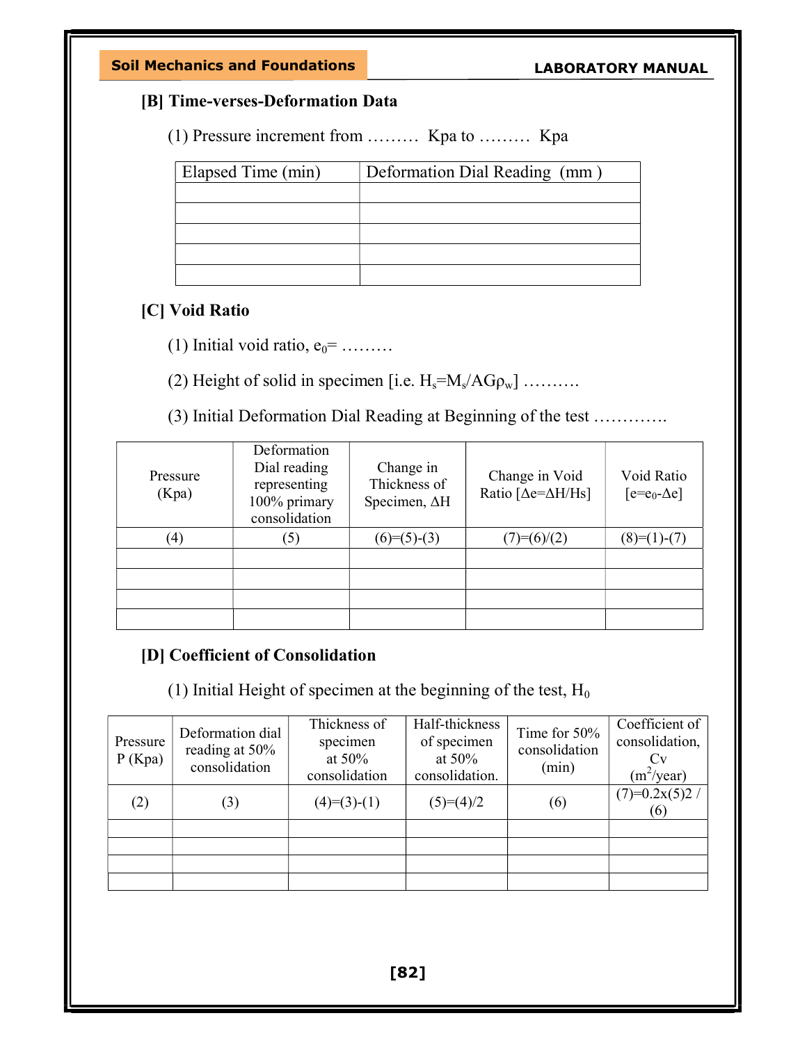## [B] Time-verses-Deformation Data

(1) Pressure increment from ……… Kpa to ……… Kpa

| Elapsed Time (min) | Deformation Dial Reading (mm ) |
|---|---|
| | |
| | |
| | |
| | |
| | |

## [C] Void Ratio

(1) Initial void ratio, $e_0$= ………

(2) Height of solid in specimen [i.e. $H_s=M_s/AG\rho_w$] ……….

(3) Initial Deformation Dial Reading at Beginning of the test ………….

| Pressure (Kpa) | Deformation Dial reading representing 100% primary consolidation | Change in Thickness of Specimen, $\Delta H$ | Change in Void Ratio [$\Delta e=\Delta H/Hs$] | Void Ratio [$e=e_0-\Delta e$] |
|---|---|---|---|---|
| (4) | (5) | (6)=(5)-(3) | (7)=(6)/(2) | (8)=(1)-(7) |
| | | | | |
| | | | | |
| | | | | |
| | | | | |

## [D] Coefficient of Consolidation

(1) Initial Height of specimen at the beginning of the test, $H_0$

| Pressure P (Kpa) | Deformation dial reading at 50% consolidation | Thickness of specimen at 50% consolidation | Half-thickness of specimen at 50% consolidation. | Time for 50% consolidation (min) | Coefficient of consolidation, Cv ($m^2$/year) |
|---|---|---|---|---|---|
| (2) | (3) | (4)=(3)-(1) | (5)=(4)/2 | (6) | (7)=0.2x(5)2 / (6) |
| | | | | | |
| | | | | | |
| | | | | | |
| | | | | | |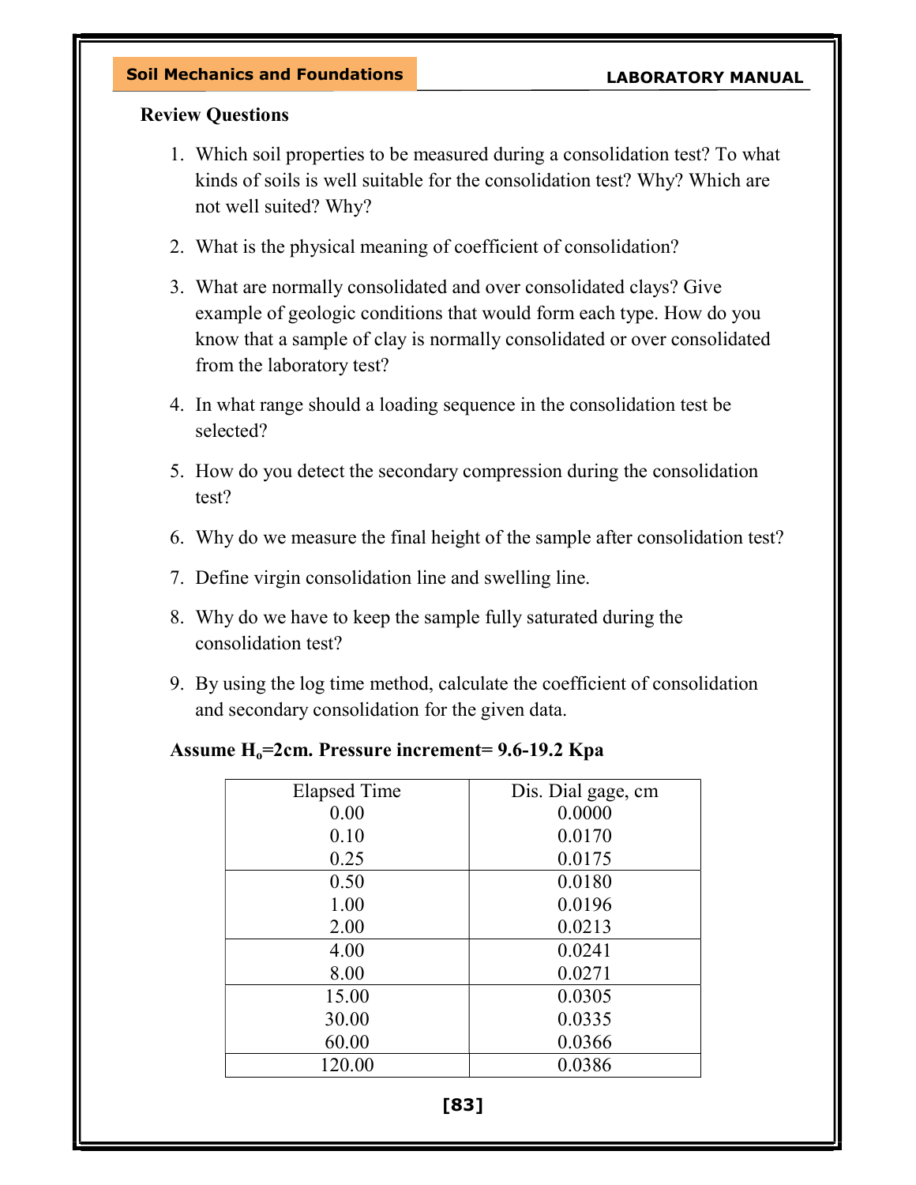**Review Questions**

1. Which soil properties to be measured during a consolidation test? To what kinds of soils is well suitable for the consolidation test? Why? Which are not well suited? Why?

2. What is the physical meaning of coefficient of consolidation?

3. What are normally consolidated and over consolidated clays? Give example of geologic conditions that would form each type. How do you know that a sample of clay is normally consolidated or over consolidated from the laboratory test?

4. In what range should a loading sequence in the consolidation test be selected?

5. How do you detect the secondary compression during the consolidation test?

6. Why do we measure the final height of the sample after consolidation test?

7. Define virgin consolidation line and swelling line.

8. Why do we have to keep the sample fully saturated during the consolidation test?

9. By using the log time method, calculate the coefficient of consolidation and secondary consolidation for the given data.

**Assume $H_o$=2cm. Pressure increment= 9.6-19.2 Kpa**

| Elapsed Time | Dis. Dial gage, cm |
|---|---|
| 0.00 | 0.0000 |
| 0.10 | 0.0170 |
| 0.25 | 0.0175 |
| 0.50 | 0.0180 |
| 1.00 | 0.0196 |
| 2.00 | 0.0213 |
| 4.00 | 0.0241 |
| 8.00 | 0.0271 |
| 15.00 | 0.0305 |
| 30.00 | 0.0335 |
| 60.00 | 0.0366 |
| 120.00 | 0.0386 |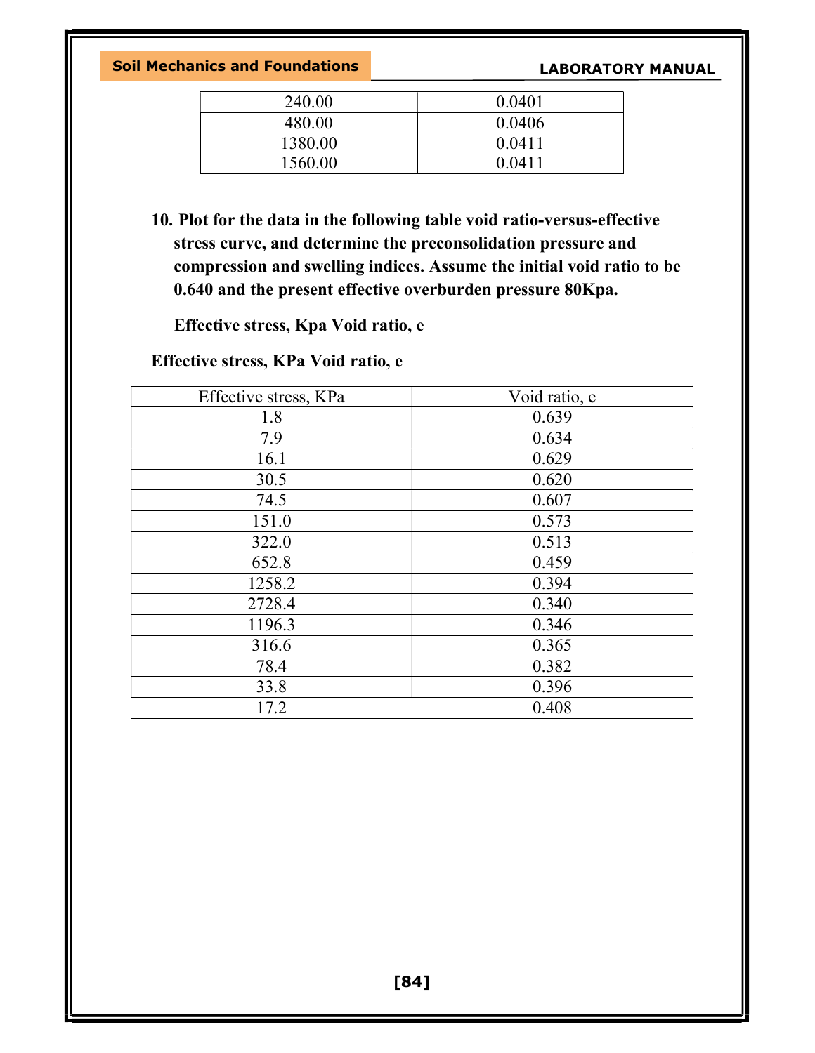| 240.00 | 0.0401 |
| --- | --- |
| 480.00 | 0.0406 |
| 1380.00 | 0.0411 |
| 1560.00 | 0.0411 |

**10. Plot for the data in the following table void ratio-versus-effective stress curve, and determine the preconsolidation pressure and compression and swelling indices. Assume the initial void ratio to be 0.640 and the present effective overburden pressure 80Kpa.**

**Effective stress, Kpa Void ratio, e**

**Effective stress, KPa Void ratio, e**

| Effective stress, KPa | Void ratio, e |
| --- | --- |
| 1.8 | 0.639 |
| 7.9 | 0.634 |
| 16.1 | 0.629 |
| 30.5 | 0.620 |
| 74.5 | 0.607 |
| 151.0 | 0.573 |
| 322.0 | 0.513 |
| 652.8 | 0.459 |
| 1258.2 | 0.394 |
| 2728.4 | 0.340 |
| 1196.3 | 0.346 |
| 316.6 | 0.365 |
| 78.4 | 0.382 |
| 33.8 | 0.396 |
| 17.2 | 0.408 |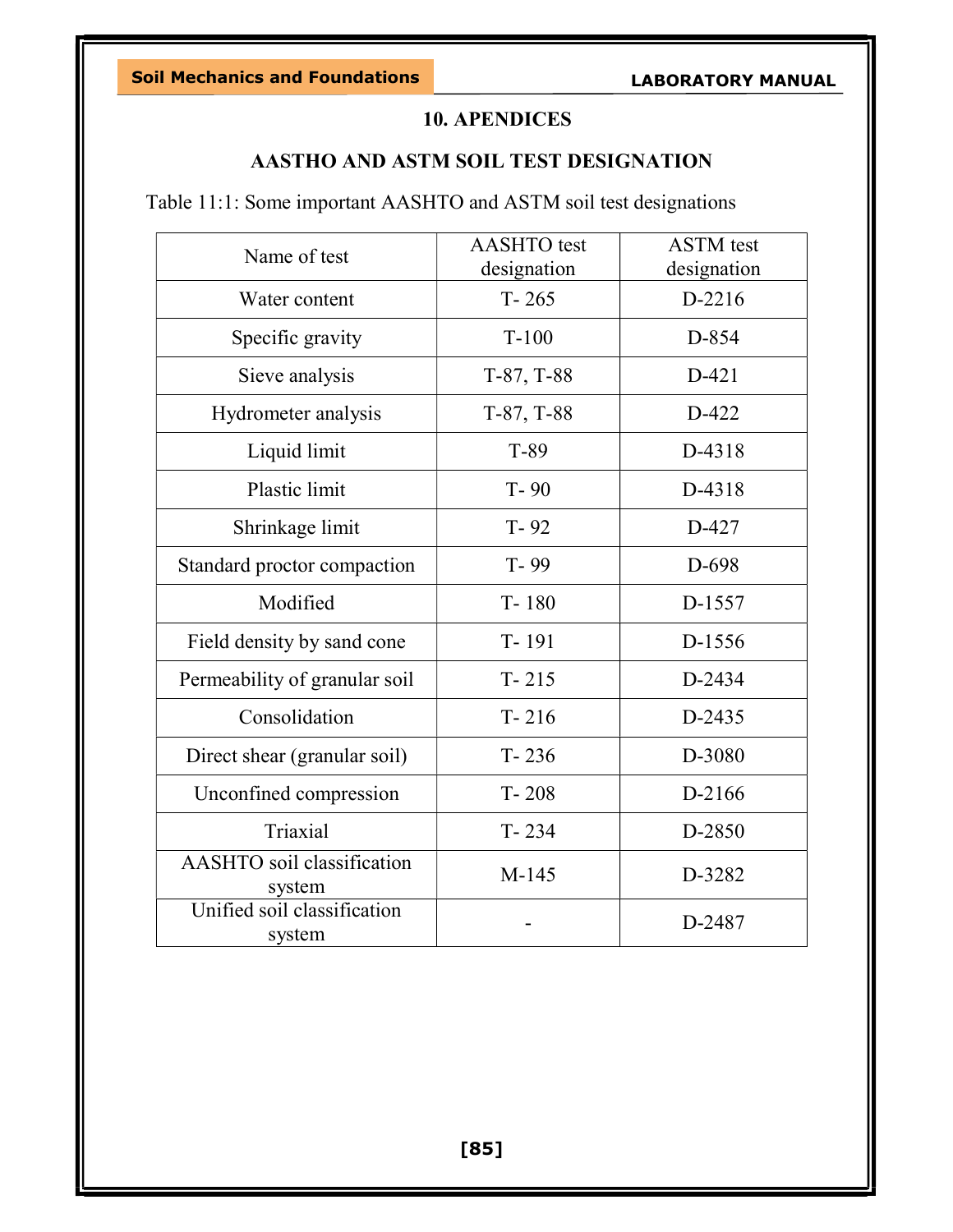# 10. APENDICES

## AASTHO AND ASTM SOIL TEST DESIGNATION

Table 11:1: Some important AASHTO and ASTM soil test designations

| Name of test | AASHTO test designation | ASTM test designation |
|---|---|---|
| Water content | T- 265 | D-2216 |
| Specific gravity | T-100 | D-854 |
| Sieve analysis | T-87, T-88 | D-421 |
| Hydrometer analysis | T-87, T-88 | D-422 |
| Liquid limit | T-89 | D-4318 |
| Plastic limit | T- 90 | D-4318 |
| Shrinkage limit | T- 92 | D-427 |
| Standard proctor compaction | T- 99 | D-698 |
| Modified | T- 180 | D-1557 |
| Field density by sand cone | T- 191 | D-1556 |
| Permeability of granular soil | T- 215 | D-2434 |
| Consolidation | T- 216 | D-2435 |
| Direct shear (granular soil) | T- 236 | D-3080 |
| Unconfined compression | T- 208 | D-2166 |
| Triaxial | T- 234 | D-2850 |
| AASHTO soil classification system | M-145 | D-3282 |
| Unified soil classification system | - | D-2487 |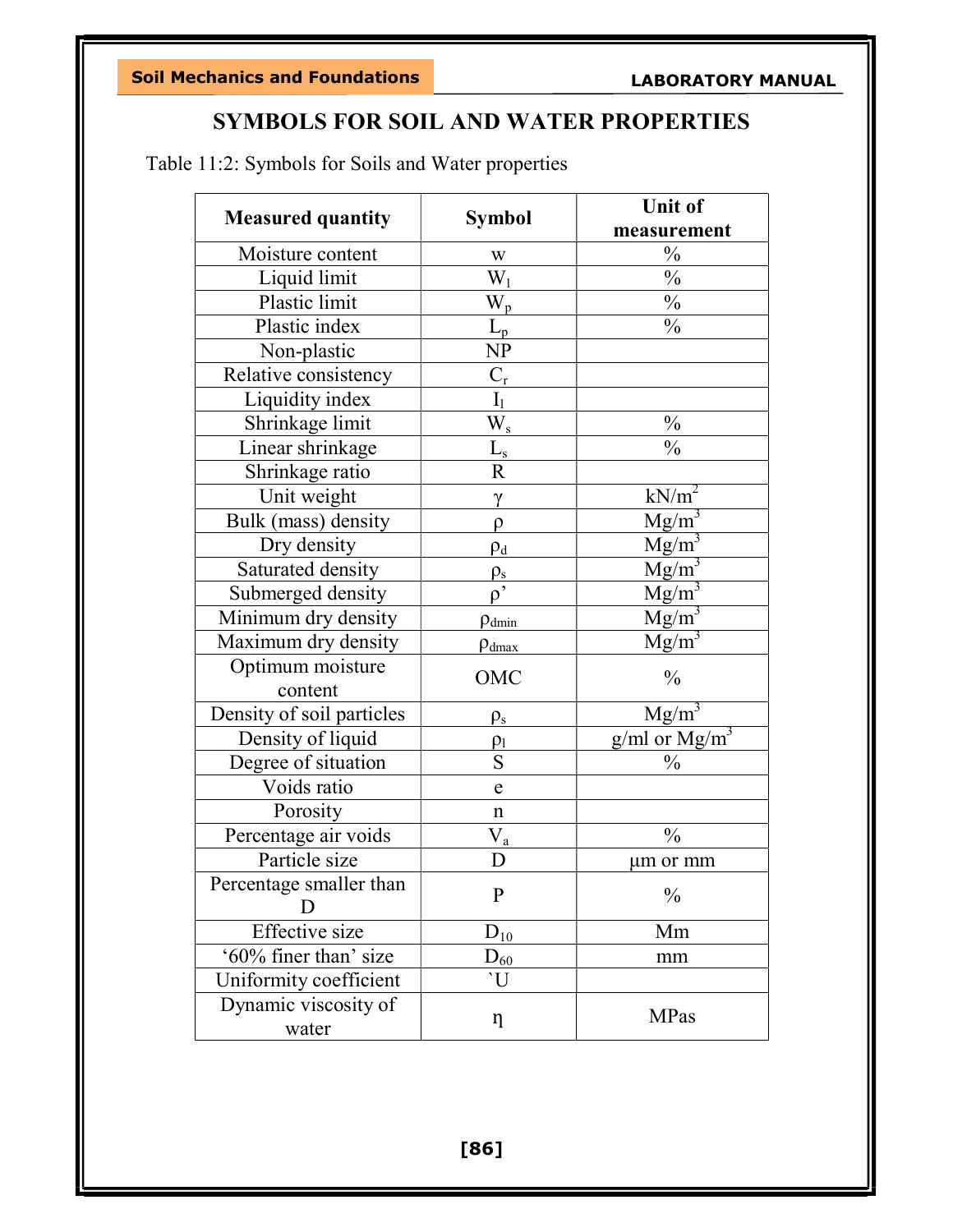# SYMBOLS FOR SOIL AND WATER PROPERTIES

Table 11:2: Symbols for Soils and Water properties

| Measured quantity | Symbol | Unit of measurement |
|---|---|---|
| Moisture content | w | % |
| Liquid limit | $W_l$ | % |
| Plastic limit | $W_p$ | % |
| Plastic index | $L_p$ | % |
| Non-plastic | NP | |
| Relative consistency | $C_r$ | |
| Liquidity index | $I_l$ | |
| Shrinkage limit | $W_s$ | % |
| Linear shrinkage | $L_s$ | % |
| Shrinkage ratio | R | |
| Unit weight | $\gamma$ | $kN/m^2$ |
| Bulk (mass) density | $\rho$ | $Mg/m^3$ |
| Dry density | $\rho_d$ | $Mg/m^3$ |
| Saturated density | $\rho_s$ | $Mg/m^3$ |
| Submerged density | $\rho'$ | $Mg/m^3$ |
| Minimum dry density | $\rho_{dmin}$ | $Mg/m^3$ |
| Maximum dry density | $\rho_{dmax}$ | $Mg/m^3$ |
| Optimum moisture content | OMC | % |
| Density of soil particles | $\rho_s$ | $Mg/m^3$ |
| Density of liquid | $\rho_l$ | g/ml or $Mg/m^3$ |
| Degree of situation | S | % |
| Voids ratio | e | |
| Porosity | n | |
| Percentage air voids | $V_a$ | % |
| Particle size | D | µm or mm |
| Percentage smaller than D | P | % |
| Effective size | $D_{10}$ | Mm |
| '60% finer than' size | $D_{60}$ | mm |
| Uniformity coefficient | `U | |
| Dynamic viscosity of water | $\eta$ | MPas |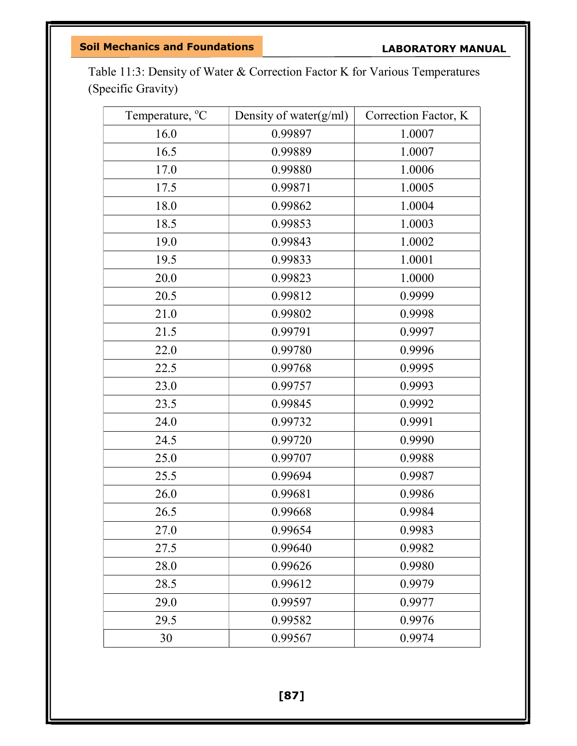Table 11:3: Density of Water & Correction Factor K for Various Temperatures (Specific Gravity)

| Temperature, $^oC$ | Density of water(g/ml) | Correction Factor, K |
|---|---|---|
| 16.0 | 0.99897 | 1.0007 |
| 16.5 | 0.99889 | 1.0007 |
| 17.0 | 0.99880 | 1.0006 |
| 17.5 | 0.99871 | 1.0005 |
| 18.0 | 0.99862 | 1.0004 |
| 18.5 | 0.99853 | 1.0003 |
| 19.0 | 0.99843 | 1.0002 |
| 19.5 | 0.99833 | 1.0001 |
| 20.0 | 0.99823 | 1.0000 |
| 20.5 | 0.99812 | 0.9999 |
| 21.0 | 0.99802 | 0.9998 |
| 21.5 | 0.99791 | 0.9997 |
| 22.0 | 0.99780 | 0.9996 |
| 22.5 | 0.99768 | 0.9995 |
| 23.0 | 0.99757 | 0.9993 |
| 23.5 | 0.99845 | 0.9992 |
| 24.0 | 0.99732 | 0.9991 |
| 24.5 | 0.99720 | 0.9990 |
| 25.0 | 0.99707 | 0.9988 |
| 25.5 | 0.99694 | 0.9987 |
| 26.0 | 0.99681 | 0.9986 |
| 26.5 | 0.99668 | 0.9984 |
| 27.0 | 0.99654 | 0.9983 |
| 27.5 | 0.99640 | 0.9982 |
| 28.0 | 0.99626 | 0.9980 |
| 28.5 | 0.99612 | 0.9979 |
| 29.0 | 0.99597 | 0.9977 |
| 29.5 | 0.99582 | 0.9976 |
| 30 | 0.99567 | 0.9974 |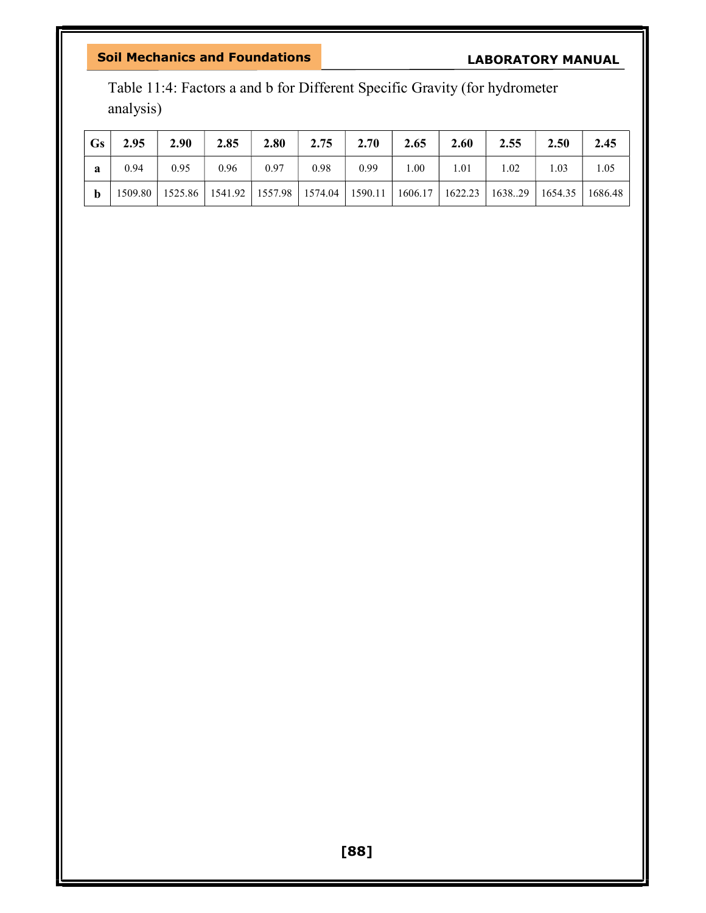Table 11:4: Factors a and b for Different Specific Gravity (for hydrometer analysis)

| **Gs** | **2.95** | **2.90** | **2.85** | **2.80** | **2.75** | **2.70** | **2.65** | **2.60** | **2.55** | **2.50** | **2.45** |
|---|---|---|---|---|---|---|---|---|---|---|---|
| **a** | 0.94 | 0.95 | 0.96 | 0.97 | 0.98 | 0.99 | 1.00 | 1.01 | 1.02 | 1.03 | 1.05 |
| **b** | 1509.80 | 1525.86 | 1541.92 | 1557.98 | 1574.04 | 1590.11 | 1606.17 | 1622.23 | 1638..29 | 1654.35 | 1686.48 |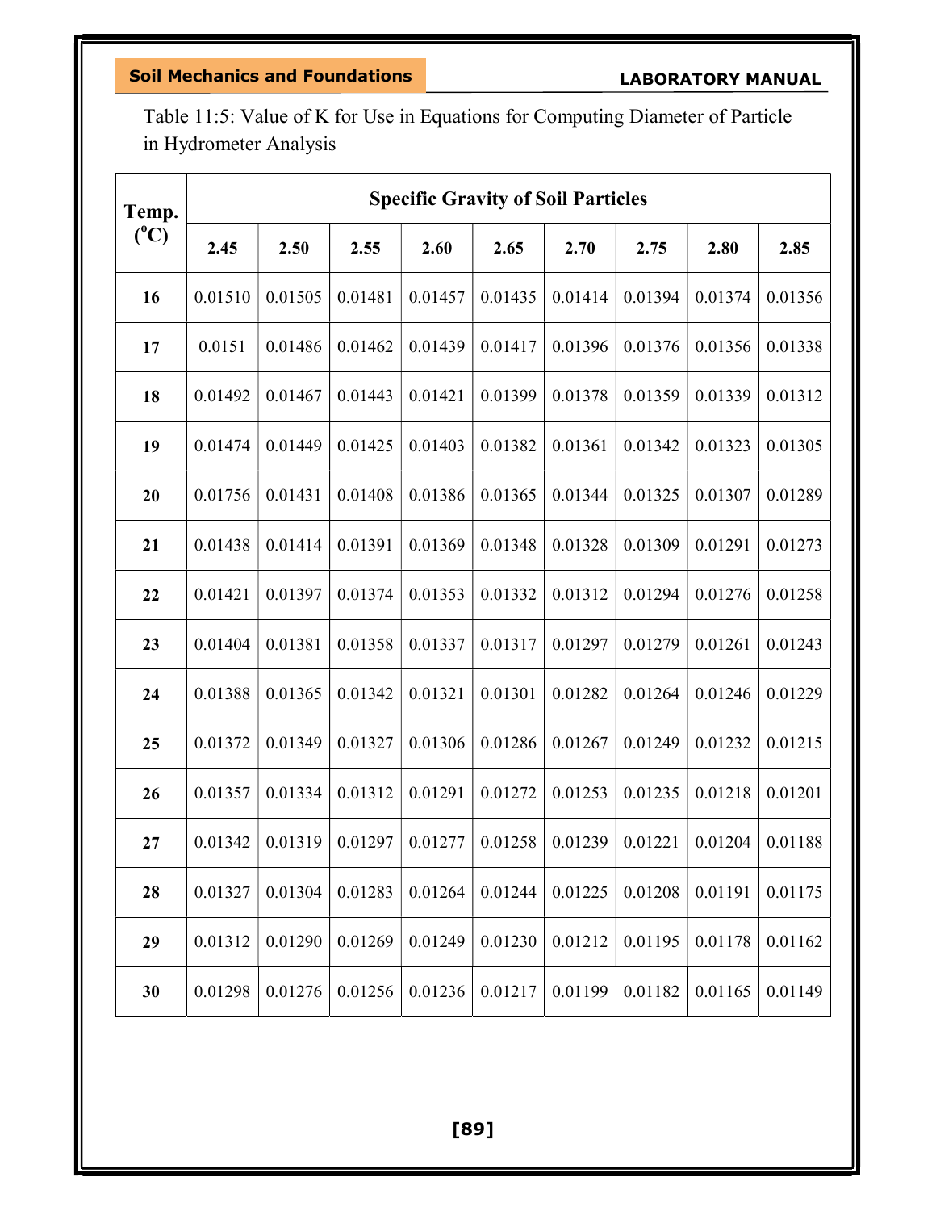Table 11:5: Value of K for Use in Equations for Computing Diameter of Particle in Hydrometer Analysis

| Temp. ($^{o}$C) | Specific Gravity of Soil Particles | | | | | | | | |
|---|---|---|---|---|---|---|---|---|---|
| | 2.45 | 2.50 | 2.55 | 2.60 | 2.65 | 2.70 | 2.75 | 2.80 | 2.85 |
| 16 | 0.01510 | 0.01505 | 0.01481 | 0.01457 | 0.01435 | 0.01414 | 0.01394 | 0.01374 | 0.01356 |
| 17 | 0.0151 | 0.01486 | 0.01462 | 0.01439 | 0.01417 | 0.01396 | 0.01376 | 0.01356 | 0.01338 |
| 18 | 0.01492 | 0.01467 | 0.01443 | 0.01421 | 0.01399 | 0.01378 | 0.01359 | 0.01339 | 0.01312 |
| 19 | 0.01474 | 0.01449 | 0.01425 | 0.01403 | 0.01382 | 0.01361 | 0.01342 | 0.01323 | 0.01305 |
| 20 | 0.01756 | 0.01431 | 0.01408 | 0.01386 | 0.01365 | 0.01344 | 0.01325 | 0.01307 | 0.01289 |
| 21 | 0.01438 | 0.01414 | 0.01391 | 0.01369 | 0.01348 | 0.01328 | 0.01309 | 0.01291 | 0.01273 |
| 22 | 0.01421 | 0.01397 | 0.01374 | 0.01353 | 0.01332 | 0.01312 | 0.01294 | 0.01276 | 0.01258 |
| 23 | 0.01404 | 0.01381 | 0.01358 | 0.01337 | 0.01317 | 0.01297 | 0.01279 | 0.01261 | 0.01243 |
| 24 | 0.01388 | 0.01365 | 0.01342 | 0.01321 | 0.01301 | 0.01282 | 0.01264 | 0.01246 | 0.01229 |
| 25 | 0.01372 | 0.01349 | 0.01327 | 0.01306 | 0.01286 | 0.01267 | 0.01249 | 0.01232 | 0.01215 |
| 26 | 0.01357 | 0.01334 | 0.01312 | 0.01291 | 0.01272 | 0.01253 | 0.01235 | 0.01218 | 0.01201 |
| 27 | 0.01342 | 0.01319 | 0.01297 | 0.01277 | 0.01258 | 0.01239 | 0.01221 | 0.01204 | 0.01188 |
| 28 | 0.01327 | 0.01304 | 0.01283 | 0.01264 | 0.01244 | 0.01225 | 0.01208 | 0.01191 | 0.01175 |
| 29 | 0.01312 | 0.01290 | 0.01269 | 0.01249 | 0.01230 | 0.01212 | 0.01195 | 0.01178 | 0.01162 |
| 30 | 0.01298 | 0.01276 | 0.01256 | 0.01236 | 0.01217 | 0.01199 | 0.01182 | 0.01165 | 0.01149 |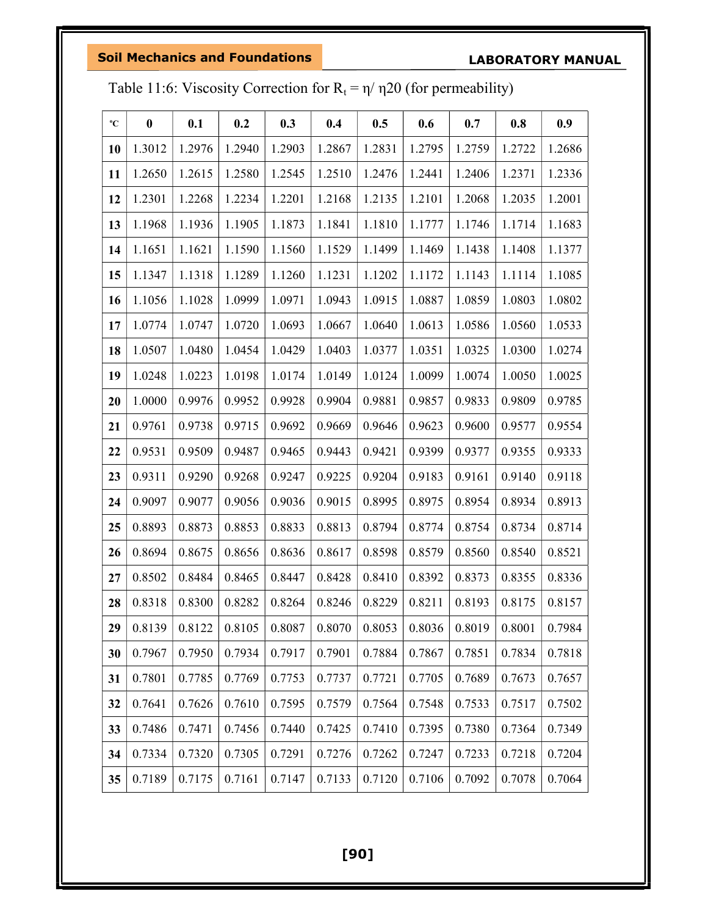Table 11:6: Viscosity Correction for $R_t = \eta / \eta_{20}$ (for permeability)

| °C | 0 | 0.1 | 0.2 | 0.3 | 0.4 | 0.5 | 0.6 | 0.7 | 0.8 | 0.9 |
|---|---|---|---|---|---|---|---|---|---|---|
| 10 | 1.3012 | 1.2976 | 1.2940 | 1.2903 | 1.2867 | 1.2831 | 1.2795 | 1.2759 | 1.2722 | 1.2686 |
| 11 | 1.2650 | 1.2615 | 1.2580 | 1.2545 | 1.2510 | 1.2476 | 1.2441 | 1.2406 | 1.2371 | 1.2336 |
| 12 | 1.2301 | 1.2268 | 1.2234 | 1.2201 | 1.2168 | 1.2135 | 1.2101 | 1.2068 | 1.2035 | 1.2001 |
| 13 | 1.1968 | 1.1936 | 1.1905 | 1.1873 | 1.1841 | 1.1810 | 1.1777 | 1.1746 | 1.1714 | 1.1683 |
| 14 | 1.1651 | 1.1621 | 1.1590 | 1.1560 | 1.1529 | 1.1499 | 1.1469 | 1.1438 | 1.1408 | 1.1377 |
| 15 | 1.1347 | 1.1318 | 1.1289 | 1.1260 | 1.1231 | 1.1202 | 1.1172 | 1.1143 | 1.1114 | 1.1085 |
| 16 | 1.1056 | 1.1028 | 1.0999 | 1.0971 | 1.0943 | 1.0915 | 1.0887 | 1.0859 | 1.0803 | 1.0802 |
| 17 | 1.0774 | 1.0747 | 1.0720 | 1.0693 | 1.0667 | 1.0640 | 1.0613 | 1.0586 | 1.0560 | 1.0533 |
| 18 | 1.0507 | 1.0480 | 1.0454 | 1.0429 | 1.0403 | 1.0377 | 1.0351 | 1.0325 | 1.0300 | 1.0274 |
| 19 | 1.0248 | 1.0223 | 1.0198 | 1.0174 | 1.0149 | 1.0124 | 1.0099 | 1.0074 | 1.0050 | 1.0025 |
| 20 | 1.0000 | 0.9976 | 0.9952 | 0.9928 | 0.9904 | 0.9881 | 0.9857 | 0.9833 | 0.9809 | 0.9785 |
| 21 | 0.9761 | 0.9738 | 0.9715 | 0.9692 | 0.9669 | 0.9646 | 0.9623 | 0.9600 | 0.9577 | 0.9554 |
| 22 | 0.9531 | 0.9509 | 0.9487 | 0.9465 | 0.9443 | 0.9421 | 0.9399 | 0.9377 | 0.9355 | 0.9333 |
| 23 | 0.9311 | 0.9290 | 0.9268 | 0.9247 | 0.9225 | 0.9204 | 0.9183 | 0.9161 | 0.9140 | 0.9118 |
| 24 | 0.9097 | 0.9077 | 0.9056 | 0.9036 | 0.9015 | 0.8995 | 0.8975 | 0.8954 | 0.8934 | 0.8913 |
| 25 | 0.8893 | 0.8873 | 0.8853 | 0.8833 | 0.8813 | 0.8794 | 0.8774 | 0.8754 | 0.8734 | 0.8714 |
| 26 | 0.8694 | 0.8675 | 0.8656 | 0.8636 | 0.8617 | 0.8598 | 0.8579 | 0.8560 | 0.8540 | 0.8521 |
| 27 | 0.8502 | 0.8484 | 0.8465 | 0.8447 | 0.8428 | 0.8410 | 0.8392 | 0.8373 | 0.8355 | 0.8336 |
| 28 | 0.8318 | 0.8300 | 0.8282 | 0.8264 | 0.8246 | 0.8229 | 0.8211 | 0.8193 | 0.8175 | 0.8157 |
| 29 | 0.8139 | 0.8122 | 0.8105 | 0.8087 | 0.8070 | 0.8053 | 0.8036 | 0.8019 | 0.8001 | 0.7984 |
| 30 | 0.7967 | 0.7950 | 0.7934 | 0.7917 | 0.7901 | 0.7884 | 0.7867 | 0.7851 | 0.7834 | 0.7818 |
| 31 | 0.7801 | 0.7785 | 0.7769 | 0.7753 | 0.7737 | 0.7721 | 0.7705 | 0.7689 | 0.7673 | 0.7657 |
| 32 | 0.7641 | 0.7626 | 0.7610 | 0.7595 | 0.7579 | 0.7564 | 0.7548 | 0.7533 | 0.7517 | 0.7502 |
| 33 | 0.7486 | 0.7471 | 0.7456 | 0.7440 | 0.7425 | 0.7410 | 0.7395 | 0.7380 | 0.7364 | 0.7349 |
| 34 | 0.7334 | 0.7320 | 0.7305 | 0.7291 | 0.7276 | 0.7262 | 0.7247 | 0.7233 | 0.7218 | 0.7204 |
| 35 | 0.7189 | 0.7175 | 0.7161 | 0.7147 | 0.7133 | 0.7120 | 0.7106 | 0.7092 | 0.7078 | 0.7064 |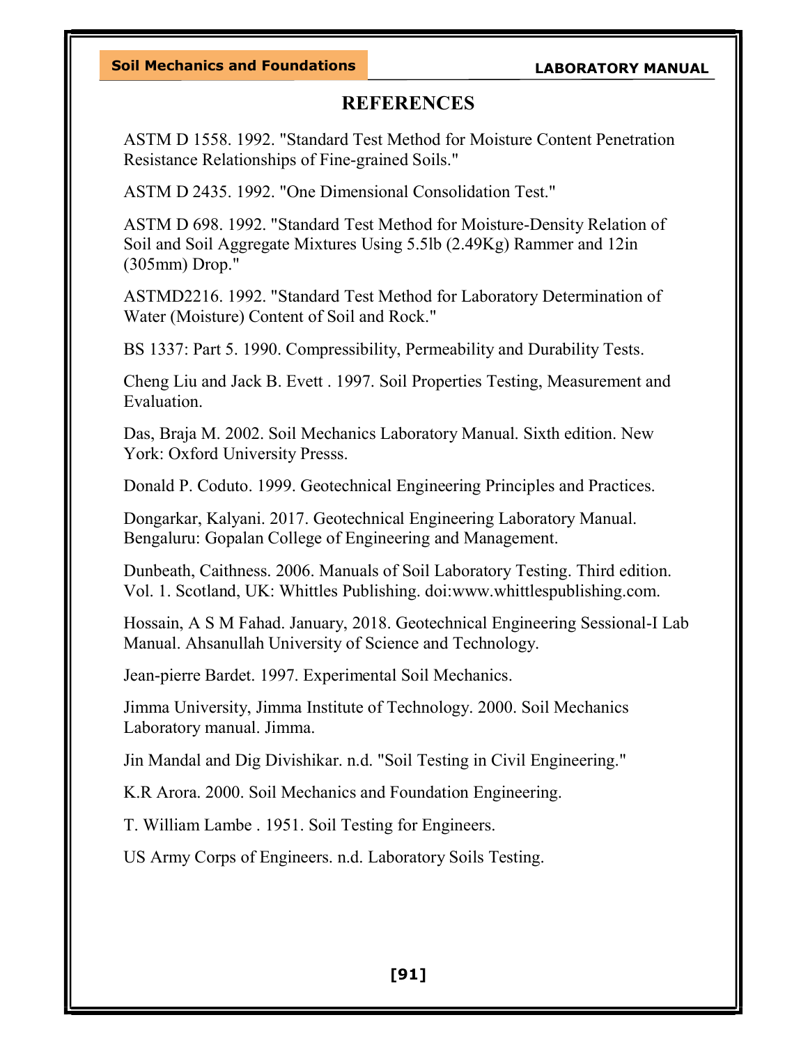# REFERENCES

ASTM D 1558. 1992. "Standard Test Method for Moisture Content Penetration Resistance Relationships of Fine-grained Soils."

ASTM D 2435. 1992. "One Dimensional Consolidation Test."

ASTM D 698. 1992. "Standard Test Method for Moisture-Density Relation of Soil and Soil Aggregate Mixtures Using 5.5lb (2.49Kg) Rammer and 12in (305mm) Drop."

ASTMD2216. 1992. "Standard Test Method for Laboratory Determination of Water (Moisture) Content of Soil and Rock."

BS 1337: Part 5. 1990. Compressibility, Permeability and Durability Tests.

Cheng Liu and Jack B. Evett . 1997. Soil Properties Testing, Measurement and Evaluation.

Das, Braja M. 2002. Soil Mechanics Laboratory Manual. Sixth edition. New York: Oxford University Presss.

Donald P. Coduto. 1999. Geotechnical Engineering Principles and Practices.

Dongarkar, Kalyani. 2017. Geotechnical Engineering Laboratory Manual. Bengaluru: Gopalan College of Engineering and Management.

Dunbeath, Caithness. 2006. Manuals of Soil Laboratory Testing. Third edition. Vol. 1. Scotland, UK: Whittles Publishing. doi:www.whittlespublishing.com.

Hossain, A S M Fahad. January, 2018. Geotechnical Engineering Sessional-I Lab Manual. Ahsanullah University of Science and Technology.

Jean-pierre Bardet. 1997. Experimental Soil Mechanics.

Jimma University, Jimma Institute of Technology. 2000. Soil Mechanics Laboratory manual. Jimma.

Jin Mandal and Dig Divishikar. n.d. "Soil Testing in Civil Engineering."

K.R Arora. 2000. Soil Mechanics and Foundation Engineering.

T. William Lambe . 1951. Soil Testing for Engineers.

US Army Corps of Engineers. n.d. Laboratory Soils Testing.